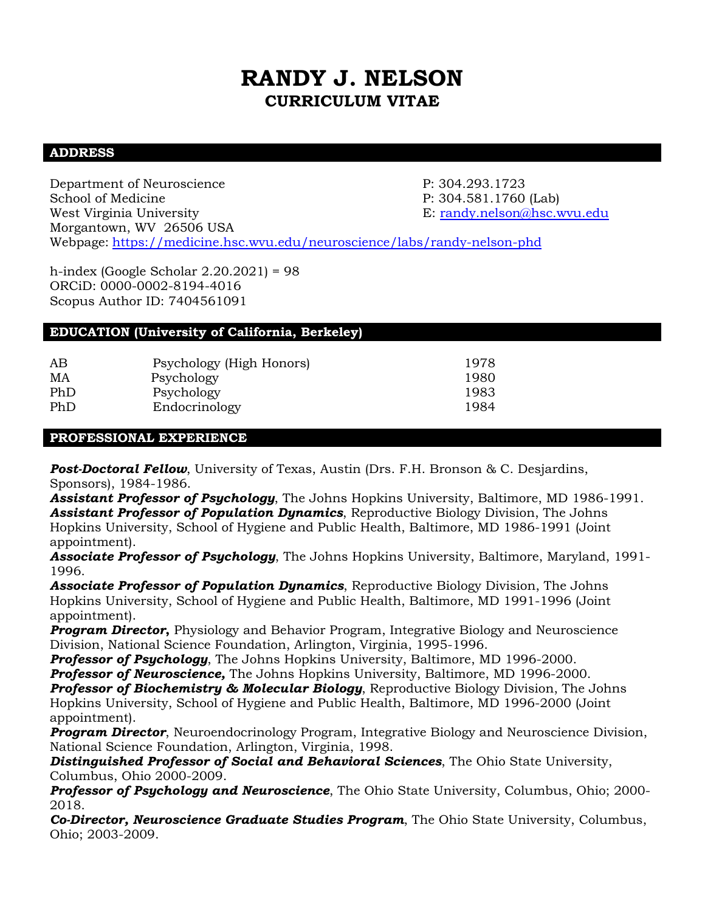# RANDY J. NELSON
## CURRICULUM VITAE

## ADDRESS

Department of Neuroscience
School of Medicine
West Virginia University
Morgantown, WV 26506 USA

P: 304.293.1723
P: 304.581.1760 (Lab)
E: randy.nelson@hsc.wvu.edu

Webpage: https://medicine.hsc.wvu.edu/neuroscience/labs/randy-nelson-phd

h-index (Google Scholar 2.20.2021) = 98
ORCiD: 0000-0002-8194-4016
Scopus Author ID: 7404561091

## EDUCATION (University of California, Berkeley)

| | | |
|---|---|---|
| AB | Psychology (High Honors) | 1978 |
| MA | Psychology | 1980 |
| PhD | Psychology | 1983 |
| PhD | Endocrinology | 1984 |

## PROFESSIONAL EXPERIENCE

***Post-Doctoral Fellow***, University of Texas, Austin (Drs. F.H. Bronson & C. Desjardins, Sponsors), 1984-1986.

***Assistant Professor of Psychology***, The Johns Hopkins University, Baltimore, MD 1986-1991.

***Assistant Professor of Population Dynamics***, Reproductive Biology Division, The Johns Hopkins University, School of Hygiene and Public Health, Baltimore, MD 1986-1991 (Joint appointment).

***Associate Professor of Psychology***, The Johns Hopkins University, Baltimore, Maryland, 1991-1996.

***Associate Professor of Population Dynamics***, Reproductive Biology Division, The Johns Hopkins University, School of Hygiene and Public Health, Baltimore, MD 1991-1996 (Joint appointment).

***Program Director,*** Physiology and Behavior Program, Integrative Biology and Neuroscience Division, National Science Foundation, Arlington, Virginia, 1995-1996.

***Professor of Psychology***, The Johns Hopkins University, Baltimore, MD 1996-2000.

***Professor of Neuroscience,*** The Johns Hopkins University, Baltimore, MD 1996-2000.

***Professor of Biochemistry & Molecular Biology***, Reproductive Biology Division, The Johns Hopkins University, School of Hygiene and Public Health, Baltimore, MD 1996-2000 (Joint appointment).

***Program Director***, Neuroendocrinology Program, Integrative Biology and Neuroscience Division, National Science Foundation, Arlington, Virginia, 1998.

***Distinguished Professor of Social and Behavioral Sciences***, The Ohio State University, Columbus, Ohio 2000-2009.

***Professor of Psychology and Neuroscience***, The Ohio State University, Columbus, Ohio; 2000-2018.

***Co-Director, Neuroscience Graduate Studies Program***, The Ohio State University, Columbus, Ohio; 2003-2009.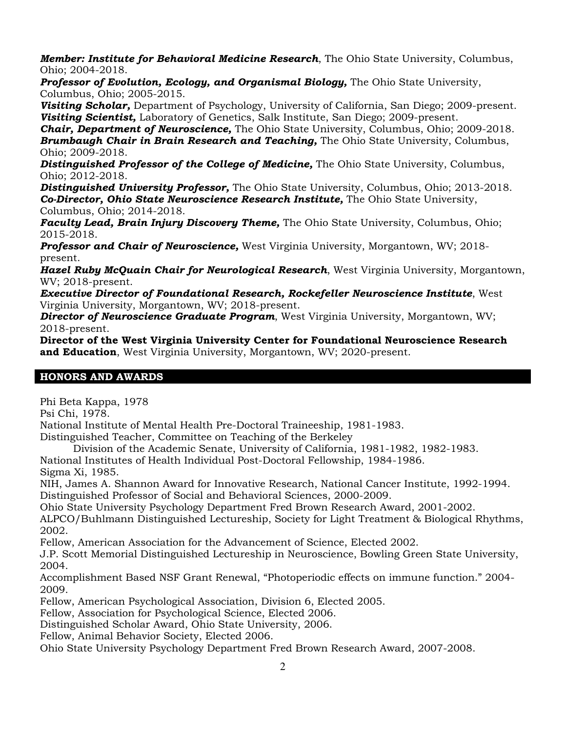***Member: Institute for Behavioral Medicine Research***, The Ohio State University, Columbus, Ohio; 2004-2018.

***Professor of Evolution, Ecology, and Organismal Biology,*** The Ohio State University, Columbus, Ohio; 2005-2015.

***Visiting Scholar,*** Department of Psychology, University of California, San Diego; 2009-present.

***Visiting Scientist,*** Laboratory of Genetics, Salk Institute, San Diego; 2009-present.

***Chair, Department of Neuroscience,*** The Ohio State University, Columbus, Ohio; 2009-2018.

***Brumbaugh Chair in Brain Research and Teaching,*** The Ohio State University, Columbus, Ohio; 2009-2018.

***Distinguished Professor of the College of Medicine,*** The Ohio State University, Columbus, Ohio; 2012-2018.

***Distinguished University Professor,*** The Ohio State University, Columbus, Ohio; 2013-2018.

***Co-Director, Ohio State Neuroscience Research Institute,*** The Ohio State University, Columbus, Ohio; 2014-2018.

***Faculty Lead, Brain Injury Discovery Theme,*** The Ohio State University, Columbus, Ohio; 2015-2018.

***Professor and Chair of Neuroscience,*** West Virginia University, Morgantown, WV; 2018-present.

***Hazel Ruby McQuain Chair for Neurological Research***, West Virginia University, Morgantown, WV; 2018-present.

***Executive Director of Foundational Research, Rockefeller Neuroscience Institute***, West Virginia University, Morgantown, WV; 2018-present.

***Director of Neuroscience Graduate Program***, West Virginia University, Morgantown, WV; 2018-present.

**Director of the West Virginia University Center for Foundational Neuroscience Research and Education**, West Virginia University, Morgantown, WV; 2020-present.

## HONORS AND AWARDS

Phi Beta Kappa, 1978

Psi Chi, 1978.

National Institute of Mental Health Pre-Doctoral Traineeship, 1981-1983.

Distinguished Teacher, Committee on Teaching of the Berkeley Division of the Academic Senate, University of California, 1981-1982, 1982-1983.

National Institutes of Health Individual Post-Doctoral Fellowship, 1984-1986.

Sigma Xi, 1985.

NIH, James A. Shannon Award for Innovative Research, National Cancer Institute, 1992-1994.

Distinguished Professor of Social and Behavioral Sciences, 2000-2009.

Ohio State University Psychology Department Fred Brown Research Award, 2001-2002.

ALPCO/Buhlmann Distinguished Lectureship, Society for Light Treatment & Biological Rhythms, 2002.

Fellow, American Association for the Advancement of Science, Elected 2002.

J.P. Scott Memorial Distinguished Lectureship in Neuroscience, Bowling Green State University, 2004.

Accomplishment Based NSF Grant Renewal, "Photoperiodic effects on immune function." 2004-2009.

Fellow, American Psychological Association, Division 6, Elected 2005.

Fellow, Association for Psychological Science, Elected 2006.

Distinguished Scholar Award, Ohio State University, 2006.

Fellow, Animal Behavior Society, Elected 2006.

Ohio State University Psychology Department Fred Brown Research Award, 2007-2008.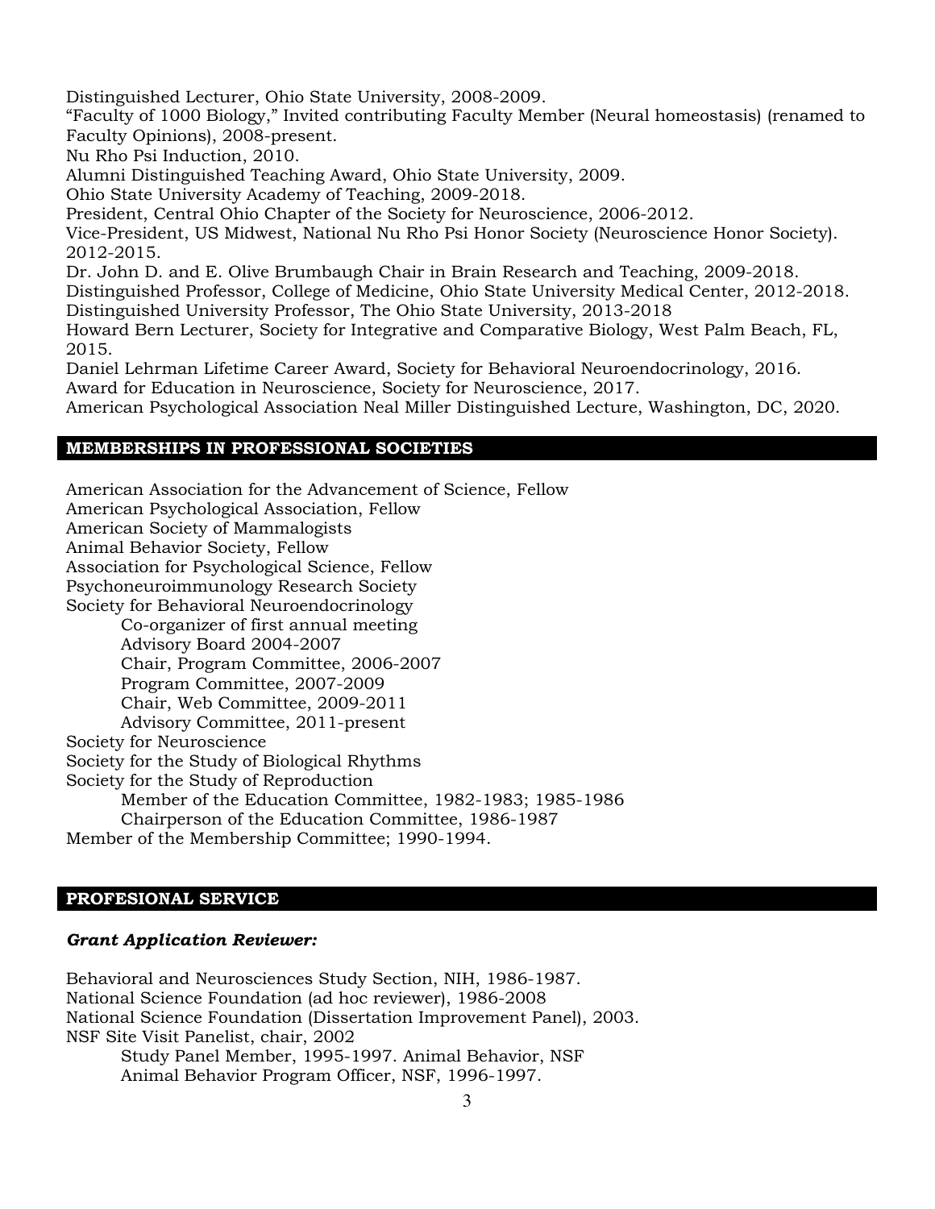Distinguished Lecturer, Ohio State University, 2008-2009.
"Faculty of 1000 Biology," Invited contributing Faculty Member (Neural homeostasis) (renamed to Faculty Opinions), 2008-present.
Nu Rho Psi Induction, 2010.
Alumni Distinguished Teaching Award, Ohio State University, 2009.
Ohio State University Academy of Teaching, 2009-2018.
President, Central Ohio Chapter of the Society for Neuroscience, 2006-2012.
Vice-President, US Midwest, National Nu Rho Psi Honor Society (Neuroscience Honor Society). 2012-2015.
Dr. John D. and E. Olive Brumbaugh Chair in Brain Research and Teaching, 2009-2018.
Distinguished Professor, College of Medicine, Ohio State University Medical Center, 2012-2018.
Distinguished University Professor, The Ohio State University, 2013-2018
Howard Bern Lecturer, Society for Integrative and Comparative Biology, West Palm Beach, FL, 2015.
Daniel Lehrman Lifetime Career Award, Society for Behavioral Neuroendocrinology, 2016.
Award for Education in Neuroscience, Society for Neuroscience, 2017.
American Psychological Association Neal Miller Distinguished Lecture, Washington, DC, 2020.

## MEMBERSHIPS IN PROFESSIONAL SOCIETIES

American Association for the Advancement of Science, Fellow
American Psychological Association, Fellow
American Society of Mammalogists
Animal Behavior Society, Fellow
Association for Psychological Science, Fellow
Psychoneuroimmunology Research Society
Society for Behavioral Neuroendocrinology
- Co-organizer of first annual meeting
- Advisory Board 2004-2007
- Chair, Program Committee, 2006-2007
- Program Committee, 2007-2009
- Chair, Web Committee, 2009-2011
- Advisory Committee, 2011-present

Society for Neuroscience
Society for the Study of Biological Rhythms
Society for the Study of Reproduction
- Member of the Education Committee, 1982-1983; 1985-1986
- Chairperson of the Education Committee, 1986-1987

Member of the Membership Committee; 1990-1994.

## PROFESIONAL SERVICE

***Grant Application Reviewer:***

Behavioral and Neurosciences Study Section, NIH, 1986-1987.
National Science Foundation (ad hoc reviewer), 1986-2008
National Science Foundation (Dissertation Improvement Panel), 2003.
NSF Site Visit Panelist, chair, 2002
- Study Panel Member, 1995-1997. Animal Behavior, NSF
- Animal Behavior Program Officer, NSF, 1996-1997.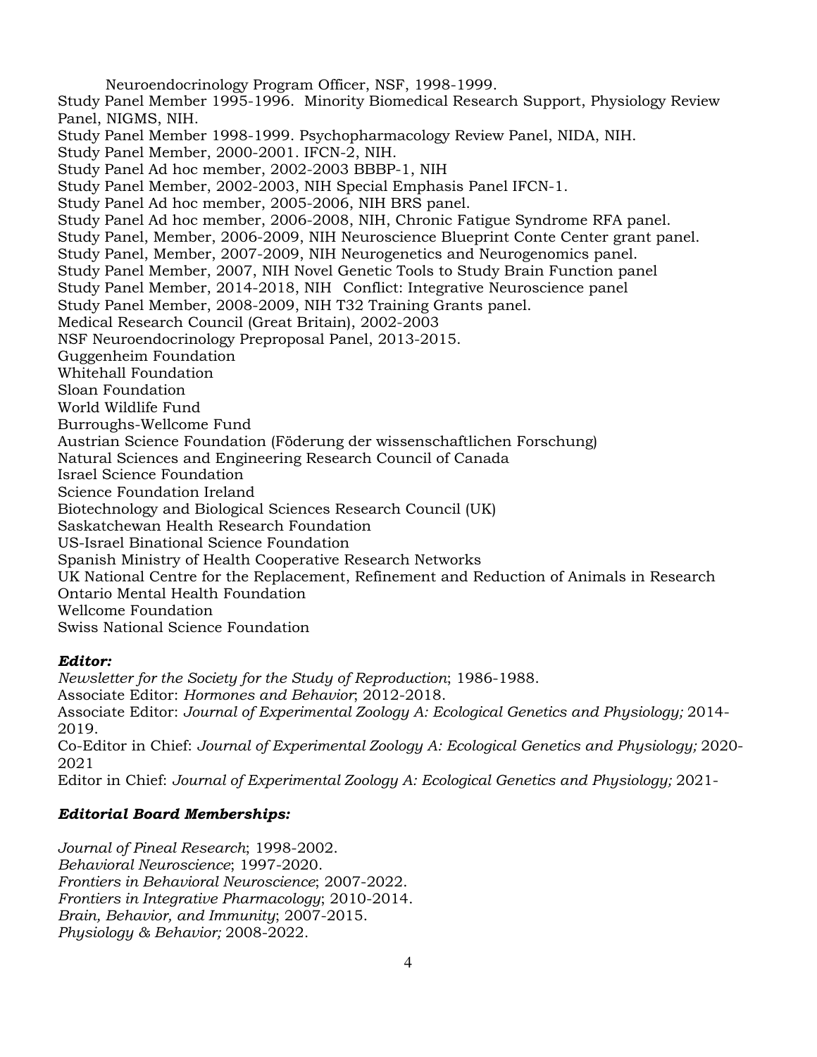Neuroendocrinology Program Officer, NSF, 1998-1999.

Study Panel Member 1995-1996. Minority Biomedical Research Support, Physiology Review Panel, NIGMS, NIH.

Study Panel Member 1998-1999. Psychopharmacology Review Panel, NIDA, NIH.

Study Panel Member, 2000-2001. IFCN-2, NIH.

Study Panel Ad hoc member, 2002-2003 BBBP-1, NIH

Study Panel Member, 2002-2003, NIH Special Emphasis Panel IFCN-1.

Study Panel Ad hoc member, 2005-2006, NIH BRS panel.

Study Panel Ad hoc member, 2006-2008, NIH, Chronic Fatigue Syndrome RFA panel.

Study Panel, Member, 2006-2009, NIH Neuroscience Blueprint Conte Center grant panel.

Study Panel, Member, 2007-2009, NIH Neurogenetics and Neurogenomics panel.

Study Panel Member, 2007, NIH Novel Genetic Tools to Study Brain Function panel

Study Panel Member, 2014-2018, NIH Conflict: Integrative Neuroscience panel

Study Panel Member, 2008-2009, NIH T32 Training Grants panel.

Medical Research Council (Great Britain), 2002-2003

NSF Neuroendocrinology Preproposal Panel, 2013-2015.

Guggenheim Foundation

Whitehall Foundation

Sloan Foundation

World Wildlife Fund

Burroughs-Wellcome Fund

Austrian Science Foundation (Föderung der wissenschaftlichen Forschung)

Natural Sciences and Engineering Research Council of Canada

Israel Science Foundation

Science Foundation Ireland

Biotechnology and Biological Sciences Research Council (UK)

Saskatchewan Health Research Foundation

US-Israel Binational Science Foundation

Spanish Ministry of Health Cooperative Research Networks

UK National Centre for the Replacement, Refinement and Reduction of Animals in Research

Ontario Mental Health Foundation

Wellcome Foundation

Swiss National Science Foundation

### *Editor:*

*Newsletter for the Society for the Study of Reproduction*; 1986-1988.

Associate Editor: *Hormones and Behavior*; 2012-2018.

Associate Editor: *Journal of Experimental Zoology A: Ecological Genetics and Physiology;* 2014-2019.

Co-Editor in Chief: *Journal of Experimental Zoology A: Ecological Genetics and Physiology;* 2020-2021

Editor in Chief: *Journal of Experimental Zoology A: Ecological Genetics and Physiology;* 2021-

### *Editorial Board Memberships:*

*Journal of Pineal Research*; 1998-2002.

*Behavioral Neuroscience*; 1997-2020.

*Frontiers in Behavioral Neuroscience*; 2007-2022.

*Frontiers in Integrative Pharmacology*; 2010-2014.

*Brain, Behavior, and Immunity*; 2007-2015.

*Physiology & Behavior;* 2008-2022.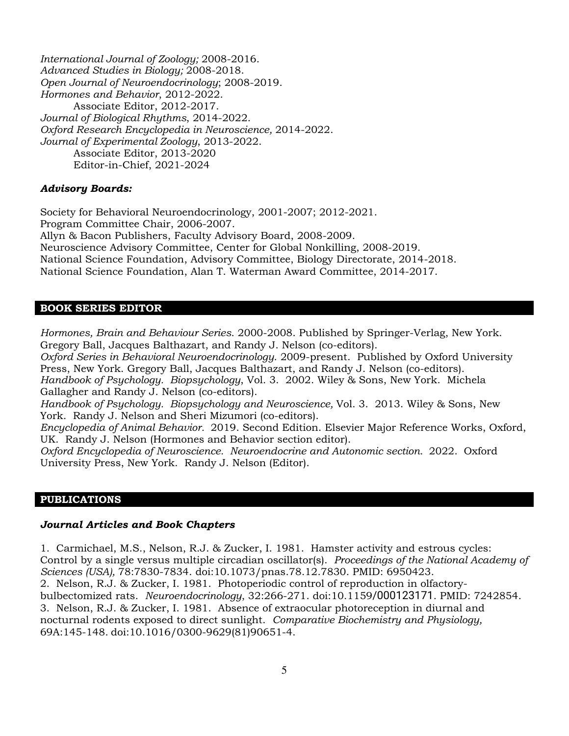*International Journal of Zoology;* 2008-2016.
*Advanced Studies in Biology;* 2008-2018.
*Open Journal of Neuroendocrinology*; 2008-2019.
*Hormones and Behavior*, 2012-2022.
    Associate Editor, 2012-2017.
*Journal of Biological Rhythms*, 2014-2022.
*Oxford Research Encyclopedia in Neuroscience,* 2014-2022.
*Journal of Experimental Zoology*, 2013-2022.
    Associate Editor, 2013-2020
    Editor-in-Chief, 2021-2024

### *Advisory Boards:*

Society for Behavioral Neuroendocrinology, 2001-2007; 2012-2021.
Program Committee Chair, 2006-2007.
Allyn & Bacon Publishers, Faculty Advisory Board, 2008-2009.
Neuroscience Advisory Committee, Center for Global Nonkilling, 2008-2019.
National Science Foundation, Advisory Committee, Biology Directorate, 2014-2018.
National Science Foundation, Alan T. Waterman Award Committee, 2014-2017.

## BOOK SERIES EDITOR

*Hormones, Brain and Behaviour Series*. 2000-2008. Published by Springer-Verlag, New York. Gregory Ball, Jacques Balthazart, and Randy J. Nelson (co-editors).
*Oxford Series in Behavioral Neuroendocrinology*. 2009-present. Published by Oxford University Press, New York. Gregory Ball, Jacques Balthazart, and Randy J. Nelson (co-editors).
*Handbook of Psychology. Biopsychology*, Vol. 3. 2002. Wiley & Sons, New York. Michela Gallagher and Randy J. Nelson (co-editors).
*Handbook of Psychology. Biopsychology and Neuroscience,* Vol. 3. 2013. Wiley & Sons, New York. Randy J. Nelson and Sheri Mizumori (co-editors).
*Encyclopedia of Animal Behavior.* 2019. Second Edition. Elsevier Major Reference Works, Oxford, UK. Randy J. Nelson (Hormones and Behavior section editor).
*Oxford Encyclopedia of Neuroscience. Neuroendocrine and Autonomic section.* 2022. Oxford University Press, New York. Randy J. Nelson (Editor).

## PUBLICATIONS

### *Journal Articles and Book Chapters*

1. Carmichael, M.S., Nelson, R.J. & Zucker, I. 1981. Hamster activity and estrous cycles: Control by a single versus multiple circadian oscillator(s). *Proceedings of the National Academy of Sciences (USA),* 78:7830-7834. doi:10.1073/pnas.78.12.7830. PMID: 6950423.
2. Nelson, R.J. & Zucker, I. 1981. Photoperiodic control of reproduction in olfactory-bulbectomized rats. *Neuroendocrinology*, 32:266-271. doi:10.1159/000123171. PMID: 7242854.
3. Nelson, R.J. & Zucker, I. 1981. Absence of extraocular photoreception in diurnal and nocturnal rodents exposed to direct sunlight. *Comparative Biochemistry and Physiology,* 69A:145-148. doi:10.1016/0300-9629(81)90651-4.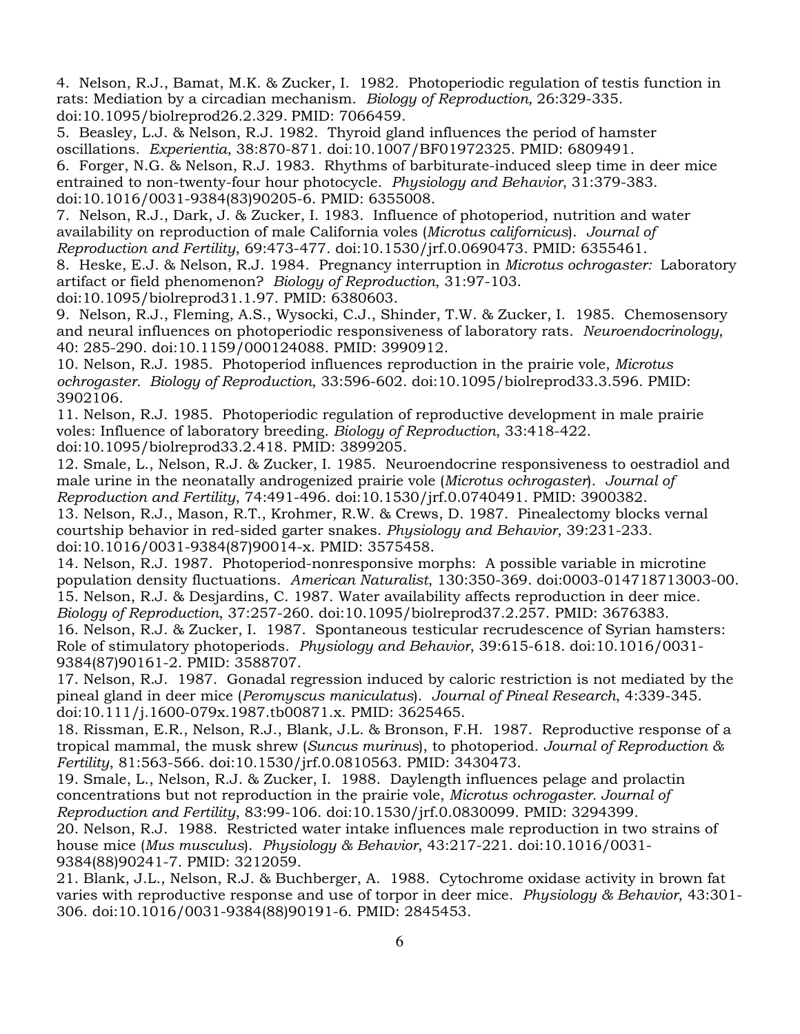4. Nelson, R.J., Bamat, M.K. & Zucker, I. 1982. Photoperiodic regulation of testis function in rats: Mediation by a circadian mechanism. *Biology of Reproduction,* 26:329-335. doi:10.1095/biolreprod26.2.329. PMID: 7066459.
5. Beasley, L.J. & Nelson, R.J. 1982. Thyroid gland influences the period of hamster oscillations. *Experientia*, 38:870-871. doi:10.1007/BF01972325. PMID: 6809491.
6. Forger, N.G. & Nelson, R.J. 1983. Rhythms of barbiturate-induced sleep time in deer mice entrained to non-twenty-four hour photocycle. *Physiology and Behavior*, 31:379-383. doi:10.1016/0031-9384(83)90205-6. PMID: 6355008.
7. Nelson, R.J., Dark, J. & Zucker, I. 1983. Influence of photoperiod, nutrition and water availability on reproduction of male California voles (*Microtus californicus*). *Journal of Reproduction and Fertility*, 69:473-477. doi:10.1530/jrf.0.0690473. PMID: 6355461.
8. Heske, E.J. & Nelson, R.J. 1984. Pregnancy interruption in *Microtus ochrogaster:* Laboratory artifact or field phenomenon? *Biology of Reproduction*, 31:97-103. doi:10.1095/biolreprod31.1.97. PMID: 6380603.
9. Nelson, R.J., Fleming, A.S., Wysocki, C.J., Shinder, T.W. & Zucker, I. 1985. Chemosensory and neural influences on photoperiodic responsiveness of laboratory rats. *Neuroendocrinology*, 40: 285-290. doi:10.1159/000124088. PMID: 3990912.
10. Nelson, R.J. 1985. Photoperiod influences reproduction in the prairie vole, *Microtus ochrogaster. Biology of Reproduction*, 33:596-602. doi:10.1095/biolreprod33.3.596. PMID: 3902106.
11. Nelson, R.J. 1985. Photoperiodic regulation of reproductive development in male prairie voles: Influence of laboratory breeding. *Biology of Reproduction*, 33:418-422. doi:10.1095/biolreprod33.2.418. PMID: 3899205.
12. Smale, L., Nelson, R.J. & Zucker, I. 1985. Neuroendocrine responsiveness to oestradiol and male urine in the neonatally androgenized prairie vole (*Microtus ochrogaster*). *Journal of Reproduction and Fertility*, 74:491-496. doi:10.1530/jrf.0.0740491. PMID: 3900382.
13. Nelson, R.J., Mason, R.T., Krohmer, R.W. & Crews, D. 1987. Pinealectomy blocks vernal courtship behavior in red-sided garter snakes. *Physiology and Behavior*, 39:231-233. doi:10.1016/0031-9384(87)90014-x. PMID: 3575458.
14. Nelson, R.J. 1987. Photoperiod-nonresponsive morphs: A possible variable in microtine population density fluctuations. *American Naturalist*, 130:350-369. doi:0003-014718713003-00.
15. Nelson, R.J. & Desjardins, C. 1987. Water availability affects reproduction in deer mice. *Biology of Reproduction*, 37:257-260. doi:10.1095/biolreprod37.2.257. PMID: 3676383.
16. Nelson, R.J. & Zucker, I. 1987. Spontaneous testicular recrudescence of Syrian hamsters: Role of stimulatory photoperiods. *Physiology and Behavior*, 39:615-618. doi:10.1016/0031-9384(87)90161-2. PMID: 3588707.
17. Nelson, R.J. 1987. Gonadal regression induced by caloric restriction is not mediated by the pineal gland in deer mice (*Peromyscus maniculatus*). *Journal of Pineal Research*, 4:339-345. doi:10.111/j.1600-079x.1987.tb00871.x. PMID: 3625465.
18. Rissman, E.R., Nelson, R.J., Blank, J.L. & Bronson, F.H. 1987. Reproductive response of a tropical mammal, the musk shrew (*Suncus murinus*), to photoperiod. *Journal of Reproduction & Fertility*, 81:563-566. doi:10.1530/jrf.0.0810563. PMID: 3430473.
19. Smale, L., Nelson, R.J. & Zucker, I. 1988. Daylength influences pelage and prolactin concentrations but not reproduction in the prairie vole, *Microtus ochrogaster. Journal of Reproduction and Fertility*, 83:99-106. doi:10.1530/jrf.0.0830099. PMID: 3294399.
20. Nelson, R.J. 1988. Restricted water intake influences male reproduction in two strains of house mice (*Mus musculus*). *Physiology & Behavior*, 43:217-221. doi:10.1016/0031-9384(88)90241-7. PMID: 3212059.
21. Blank, J.L., Nelson, R.J. & Buchberger, A. 1988. Cytochrome oxidase activity in brown fat varies with reproductive response and use of torpor in deer mice. *Physiology & Behavior*, 43:301-306. doi:10.1016/0031-9384(88)90191-6. PMID: 2845453.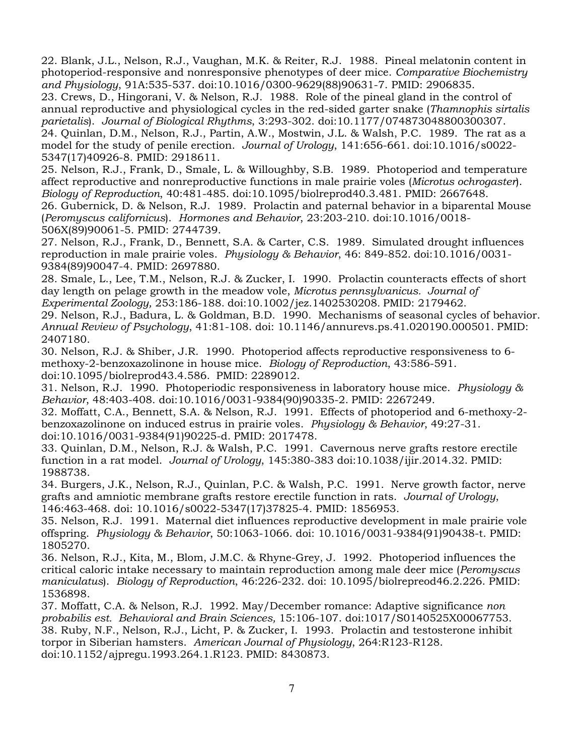22. Blank, J.L., Nelson, R.J., Vaughan, M.K. & Reiter, R.J. 1988. Pineal melatonin content in photoperiod-responsive and nonresponsive phenotypes of deer mice. *Comparative Biochemistry and Physiology*, 91A:535-537. doi:10.1016/0300-9629(88)90631-7. PMID: 2906835.

23. Crews, D., Hingorani, V. & Nelson, R.J. 1988. Role of the pineal gland in the control of annual reproductive and physiological cycles in the red-sided garter snake (*Thamnophis sirtalis parietalis*). *Journal of Biological Rhythms*, 3:293-302. doi:10.1177/074873048800300307.

24. Quinlan, D.M., Nelson, R.J., Partin, A.W., Mostwin, J.L. & Walsh, P.C. 1989. The rat as a model for the study of penile erection. *Journal of Urology*, 141:656-661. doi:10.1016/s0022-5347(17)40926-8. PMID: 2918611.

25. Nelson, R.J., Frank, D., Smale, L. & Willoughby, S.B. 1989. Photoperiod and temperature affect reproductive and nonreproductive functions in male prairie voles (*Microtus ochrogaster*). *Biology of Reproduction*, 40:481-485. doi:10.1095/biolreprod40.3.481. PMID: 2667648.

26. Gubernick, D. & Nelson, R.J. 1989. Prolactin and paternal behavior in a biparental Mouse (*Peromyscus californicus*). *Hormones and Behavior*, 23:203-210. doi:10.1016/0018-506X(89)90061-5. PMID: 2744739.

27. Nelson, R.J., Frank, D., Bennett, S.A. & Carter, C.S. 1989. Simulated drought influences reproduction in male prairie voles. *Physiology & Behavior*, 46: 849-852. doi:10.1016/0031-9384(89)90047-4. PMID: 2697880.

28. Smale, L., Lee, T.M., Nelson, R.J. & Zucker, I. 1990. Prolactin counteracts effects of short day length on pelage growth in the meadow vole, *Microtus pennsylvanicus. Journal of Experimental Zoology,* 253:186-188. doi:10.1002/jez.1402530208. PMID: 2179462.

29. Nelson, R.J., Badura, L. & Goldman, B.D. 1990. Mechanisms of seasonal cycles of behavior. *Annual Review of Psychology*, 41:81-108. doi: 10.1146/annurevs.ps.41.020190.000501. PMID: 2407180.

30. Nelson, R.J. & Shiber, J.R. 1990. Photoperiod affects reproductive responsiveness to 6-methoxy-2-benzoxazolinone in house mice. *Biology of Reproduction*, 43:586-591. doi:10.1095/biolreprod43.4.586. PMID: 2289012.

31. Nelson, R.J. 1990. Photoperiodic responsiveness in laboratory house mice. *Physiology & Behavior*, 48:403-408. doi:10.1016/0031-9384(90)90335-2. PMID: 2267249.

32. Moffatt, C.A., Bennett, S.A. & Nelson, R.J. 1991. Effects of photoperiod and 6-methoxy-2-benzoxazolinone on induced estrus in prairie voles. *Physiology & Behavior*, 49:27-31. doi:10.1016/0031-9384(91)90225-d. PMID: 2017478.

33. Quinlan, D.M., Nelson, R.J. & Walsh, P.C. 1991. Cavernous nerve grafts restore erectile function in a rat model. *Journal of Urology*, 145:380-383 doi:10.1038/ijir.2014.32. PMID: 1988738.

34. Burgers, J.K., Nelson, R.J., Quinlan, P.C. & Walsh, P.C. 1991. Nerve growth factor, nerve grafts and amniotic membrane grafts restore erectile function in rats. *Journal of Urology*, 146:463-468. doi: 10.1016/s0022-5347(17)37825-4. PMID: 1856953.

35. Nelson, R.J. 1991. Maternal diet influences reproductive development in male prairie vole offspring. *Physiology & Behavior*, 50:1063-1066. doi: 10.1016/0031-9384(91)90438-t. PMID: 1805270.

36. Nelson, R.J., Kita, M., Blom, J.M.C. & Rhyne-Grey, J. 1992. Photoperiod influences the critical caloric intake necessary to maintain reproduction among male deer mice (*Peromyscus maniculatus*). *Biology of Reproduction*, 46:226-232. doi: 10.1095/biolrepreod46.2.226. PMID: 1536898.

37. Moffatt, C.A. & Nelson, R.J. 1992. May/December romance: Adaptive significance *non probabilis est. Behavioral and Brain Sciences,* 15:106-107. doi:1017/S0140525X00067753.

38. Ruby, N.F., Nelson, R.J., Licht, P. & Zucker, I. 1993. Prolactin and testosterone inhibit torpor in Siberian hamsters. *American Journal of Physiology*, 264:R123-R128. doi:10.1152/ajpregu.1993.264.1.R123. PMID: 8430873.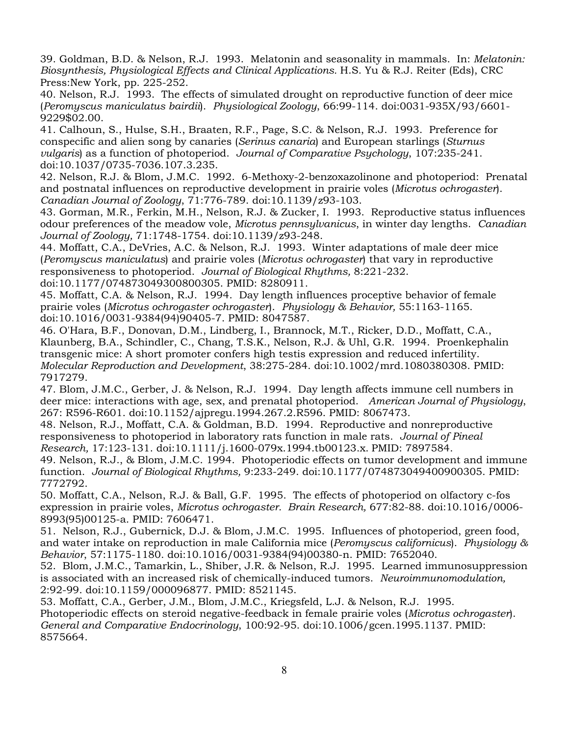39. Goldman, B.D. & Nelson, R.J. 1993. Melatonin and seasonality in mammals. In: *Melatonin: Biosynthesis, Physiological Effects and Clinical Applications.* H.S. Yu & R.J. Reiter (Eds), CRC Press:New York, pp. 225-252.

40. Nelson, R.J. 1993. The effects of simulated drought on reproductive function of deer mice (*Peromyscus maniculatus bairdii*). *Physiological Zoology*, 66:99-114. doi:0031-935X/93/6601-9229$02.00.

41. Calhoun, S., Hulse, S.H., Braaten, R.F., Page, S.C. & Nelson, R.J. 1993. Preference for conspecific and alien song by canaries (*Serinus canaria*) and European starlings (*Sturnus vulgaris*) as a function of photoperiod. *Journal of Comparative Psychology*, 107:235-241. doi:10.1037/0735-7036.107.3.235.

42. Nelson, R.J. & Blom, J.M.C. 1992. 6-Methoxy-2-benzoxazolinone and photoperiod: Prenatal and postnatal influences on reproductive development in prairie voles (*Microtus ochrogaster*). *Canadian Journal of Zoology*, 71:776-789. doi:10.1139/z93-103.

43. Gorman, M.R., Ferkin, M.H., Nelson, R.J. & Zucker, I. 1993. Reproductive status influences odour preferences of the meadow vole, *Microtus pennsylvanicus*, in winter day lengths. *Canadian Journal of Zoology,* 71:1748-1754. doi:10.1139/z93-248.

44. Moffatt, C.A., DeVries, A.C. & Nelson, R.J. 1993. Winter adaptations of male deer mice (*Peromyscus maniculatus*) and prairie voles (*Microtus ochrogaster*) that vary in reproductive responsiveness to photoperiod. *Journal of Biological Rhythms,* 8:221-232. doi:10.1177/074873049300800305. PMID: 8280911.

45. Moffatt, C.A. & Nelson, R.J. 1994. Day length influences proceptive behavior of female prairie voles (*Microtus ochrogaster ochrogaster*). *Physiology & Behavior,* 55:1163-1165. doi:10.1016/0031-9384(94)90405-7. PMID: 8047587.

46. O'Hara, B.F., Donovan, D.M., Lindberg, I., Brannock, M.T., Ricker, D.D., Moffatt, C.A., Klaunberg, B.A., Schindler, C., Chang, T.S.K., Nelson, R.J. & Uhl, G.R. 1994. Proenkephalin transgenic mice: A short promoter confers high testis expression and reduced infertility. *Molecular Reproduction and Development*, 38:275-284. doi:10.1002/mrd.1080380308. PMID: 7917279.

47. Blom, J.M.C., Gerber, J. & Nelson, R.J. 1994. Day length affects immune cell numbers in deer mice: interactions with age, sex, and prenatal photoperiod. *American Journal of Physiology*, 267: R596-R601. doi:10.1152/ajpregu.1994.267.2.R596. PMID: 8067473.

48. Nelson, R.J., Moffatt, C.A. & Goldman, B.D. 1994. Reproductive and nonreproductive responsiveness to photoperiod in laboratory rats function in male rats. *Journal of Pineal Research,* 17:123-131. doi:10.1111/j.1600-079x.1994.tb00123.x. PMID: 7897584.

49. Nelson, R.J., & Blom, J.M.C. 1994. Photoperiodic effects on tumor development and immune function. *Journal of Biological Rhythms,* 9:233-249. doi:10.1177/074873049400900305. PMID: 7772792.

50. Moffatt, C.A., Nelson, R.J. & Ball, G.F. 1995. The effects of photoperiod on olfactory c-fos expression in prairie voles, *Microtus ochrogaster. Brain Research,* 677:82-88. doi:10.1016/0006-8993(95)00125-a. PMID: 7606471.

51. Nelson, R.J., Gubernick, D.J. & Blom, J.M.C. 1995. Influences of photoperiod, green food, and water intake on reproduction in male California mice (*Peromyscus californicus*). *Physiology & Behavior*, 57:1175-1180. doi:10.1016/0031-9384(94)00380-n. PMID: 7652040.

52. Blom, J.M.C., Tamarkin, L., Shiber, J.R. & Nelson, R.J. 1995. Learned immunosuppression is associated with an increased risk of chemically-induced tumors. *Neuroimmunomodulation,* 2:92-99. doi:10.1159/000096877. PMID: 8521145.

53. Moffatt, C.A., Gerber, J.M., Blom, J.M.C., Kriegsfeld, L.J. & Nelson, R.J. 1995. Photoperiodic effects on steroid negative-feedback in female prairie voles (*Microtus ochrogaster*). *General and Comparative Endocrinology,* 100:92-95. doi:10.1006/gcen.1995.1137. PMID: 8575664.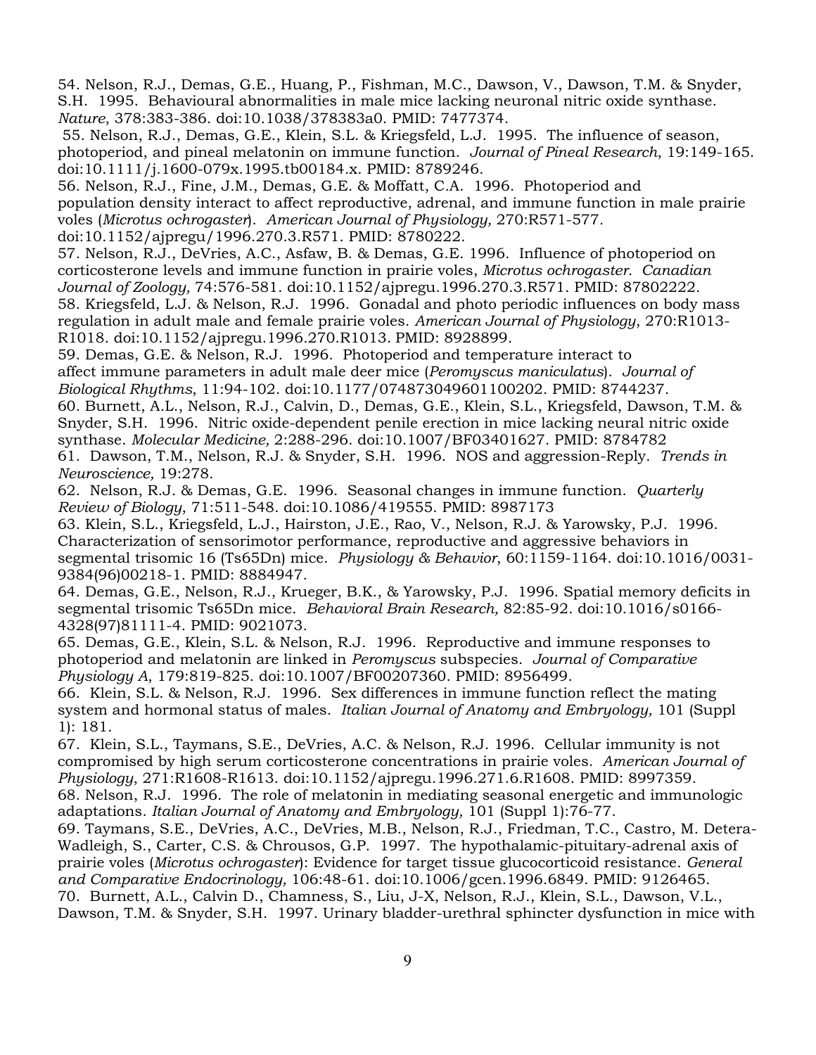54. Nelson, R.J., Demas, G.E., Huang, P., Fishman, M.C., Dawson, V., Dawson, T.M. & Snyder, S.H. 1995. Behavioural abnormalities in male mice lacking neuronal nitric oxide synthase. *Nature*, 378:383-386. doi:10.1038/378383a0. PMID: 7477374.

55. Nelson, R.J., Demas, G.E., Klein, S.L. & Kriegsfeld, L.J. 1995. The influence of season, photoperiod, and pineal melatonin on immune function. *Journal of Pineal Research*, 19:149-165. doi:10.1111/j.1600-079x.1995.tb00184.x. PMID: 8789246.

56. Nelson, R.J., Fine, J.M., Demas, G.E. & Moffatt, C.A. 1996. Photoperiod and population density interact to affect reproductive, adrenal, and immune function in male prairie voles (*Microtus ochrogaster*). *American Journal of Physiology,* 270:R571-577. doi:10.1152/ajpregu/1996.270.3.R571. PMID: 8780222.

57. Nelson, R.J., DeVries, A.C., Asfaw, B. & Demas, G.E. 1996. Influence of photoperiod on corticosterone levels and immune function in prairie voles, *Microtus ochrogaster*. *Canadian Journal of Zoology,* 74:576-581. doi:10.1152/ajpregu.1996.270.3.R571. PMID: 87802222.

58. Kriegsfeld, L.J. & Nelson, R.J. 1996. Gonadal and photo periodic influences on body mass regulation in adult male and female prairie voles. *American Journal of Physiology*, 270:R1013-R1018. doi:10.1152/ajpregu.1996.270.R1013. PMID: 8928899.

59. Demas, G.E. & Nelson, R.J. 1996. Photoperiod and temperature interact to affect immune parameters in adult male deer mice (*Peromyscus maniculatus*). *Journal of Biological Rhythms*, 11:94-102. doi:10.1177/074873049601100202. PMID: 8744237.

60. Burnett, A.L., Nelson, R.J., Calvin, D., Demas, G.E., Klein, S.L., Kriegsfeld, Dawson, T.M. & Snyder, S.H. 1996. Nitric oxide-dependent penile erection in mice lacking neural nitric oxide synthase. *Molecular Medicine,* 2:288-296. doi:10.1007/BF03401627. PMID: 8784782

61. Dawson, T.M., Nelson, R.J. & Snyder, S.H. 1996. NOS and aggression-Reply. *Trends in Neuroscience,* 19:278.

62. Nelson, R.J. & Demas, G.E. 1996. Seasonal changes in immune function. *Quarterly Review of Biology*, 71:511-548. doi:10.1086/419555. PMID: 8987173

63. Klein, S.L., Kriegsfeld, L.J., Hairston, J.E., Rao, V., Nelson, R.J. & Yarowsky, P.J. 1996. Characterization of sensorimotor performance, reproductive and aggressive behaviors in segmental trisomic 16 (Ts65Dn) mice. *Physiology & Behavior*, 60:1159-1164. doi:10.1016/0031-9384(96)00218-1. PMID: 8884947.

64. Demas, G.E., Nelson, R.J., Krueger, B.K., & Yarowsky, P.J. 1996. Spatial memory deficits in segmental trisomic Ts65Dn mice. *Behavioral Brain Research,* 82:85-92. doi:10.1016/s0166-4328(97)81111-4. PMID: 9021073.

65. Demas, G.E., Klein, S.L. & Nelson, R.J. 1996. Reproductive and immune responses to photoperiod and melatonin are linked in *Peromyscus* subspecies. *Journal of Comparative Physiology A*, 179:819-825. doi:10.1007/BF00207360. PMID: 8956499.

66. Klein, S.L. & Nelson, R.J. 1996. Sex differences in immune function reflect the mating system and hormonal status of males. *Italian Journal of Anatomy and Embryology,* 101 (Suppl 1): 181.

67. Klein, S.L., Taymans, S.E., DeVries, A.C. & Nelson, R.J. 1996. Cellular immunity is not compromised by high serum corticosterone concentrations in prairie voles. *American Journal of Physiology*, 271:R1608-R1613. doi:10.1152/ajpregu.1996.271.6.R1608. PMID: 8997359.

68. Nelson, R.J. 1996. The role of melatonin in mediating seasonal energetic and immunologic adaptations. *Italian Journal of Anatomy and Embryology,* 101 (Suppl 1):76-77.

69. Taymans, S.E., DeVries, A.C., DeVries, M.B., Nelson, R.J., Friedman, T.C., Castro, M. Detera-Wadleigh, S., Carter, C.S. & Chrousos, G.P. 1997. The hypothalamic-pituitary-adrenal axis of prairie voles (*Microtus ochrogaster*): Evidence for target tissue glucocorticoid resistance. *General and Comparative Endocrinology,* 106:48-61. doi:10.1006/gcen.1996.6849. PMID: 9126465.

70. Burnett, A.L., Calvin D., Chamness, S., Liu, J-X, Nelson, R.J., Klein, S.L., Dawson, V.L., Dawson, T.M. & Snyder, S.H. 1997. Urinary bladder-urethral sphincter dysfunction in mice with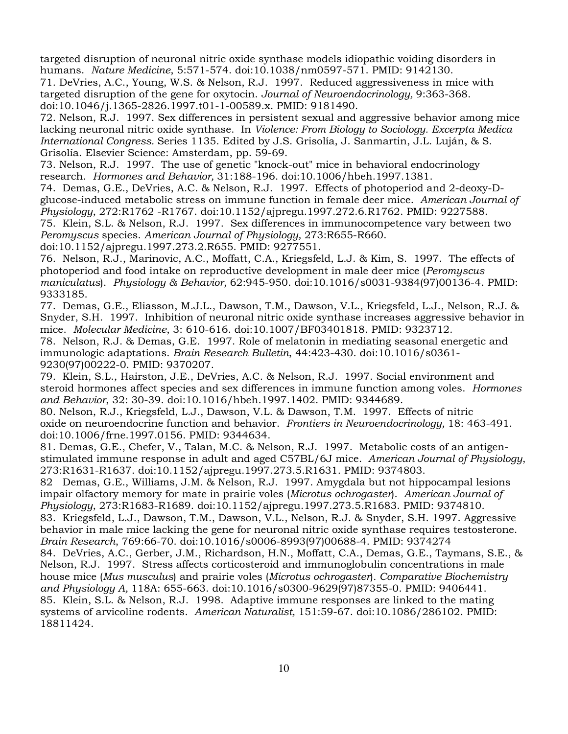targeted disruption of neuronal nitric oxide synthase models idiopathic voiding disorders in humans. *Nature Medicine*, 5:571-574. doi:10.1038/nm0597-571. PMID: 9142130.

71. DeVries, A.C., Young, W.S. & Nelson, R.J. 1997. Reduced aggressiveness in mice with targeted disruption of the gene for oxytocin. *Journal of Neuroendocrinology,* 9:363-368. doi:10.1046/j.1365-2826.1997.t01-1-00589.x. PMID: 9181490.

72. Nelson, R.J. 1997. Sex differences in persistent sexual and aggressive behavior among mice lacking neuronal nitric oxide synthase. In *Violence: From Biology to Sociology. Excerpta Medica International Congress.* Series 1135. Edited by J.S. Grisolía, J. Sanmartin, J.L. Luján, & S. Grisolía. Elsevier Science: Amsterdam, pp. 59-69.

73. Nelson, R.J. 1997. The use of genetic "knock-out" mice in behavioral endocrinology research. *Hormones and Behavior,* 31:188-196. doi:10.1006/hbeh.1997.1381.

74. Demas, G.E., DeVries, A.C. & Nelson, R.J. 1997. Effects of photoperiod and 2-deoxy-D-glucose-induced metabolic stress on immune function in female deer mice. *American Journal of Physiology*, 272:R1762 -R1767. doi:10.1152/ajpregu.1997.272.6.R1762. PMID: 9227588.

75. Klein, S.L. & Nelson, R.J. 1997. Sex differences in immunocompetence vary between two *Peromyscus* species. *American Journal of Physiology,* 273:R655-R660. doi:10.1152/ajpregu.1997.273.2.R655. PMID: 9277551.

76. Nelson, R.J., Marinovic, A.C., Moffatt, C.A., Kriegsfeld, L.J. & Kim, S. 1997. The effects of photoperiod and food intake on reproductive development in male deer mice (*Peromyscus maniculatus*). *Physiology & Behavior,* 62:945-950. doi:10.1016/s0031-9384(97)00136-4. PMID: 9333185.

77. Demas, G.E., Eliasson, M.J.L., Dawson, T.M., Dawson, V.L., Kriegsfeld, L.J., Nelson, R.J. & Snyder, S.H. 1997. Inhibition of neuronal nitric oxide synthase increases aggressive behavior in mice. *Molecular Medicine*, 3: 610-616. doi:10.1007/BF03401818. PMID: 9323712.

78. Nelson, R.J. & Demas, G.E. 1997. Role of melatonin in mediating seasonal energetic and immunologic adaptations. *Brain Research Bulletin*, 44:423-430. doi:10.1016/s0361-9230(97)00222-0. PMID: 9370207.

79. Klein, S.L., Hairston, J.E., DeVries, A.C. & Nelson, R.J. 1997. Social environment and steroid hormones affect species and sex differences in immune function among voles. *Hormones and Behavior*, 32: 30-39. doi:10.1016/hbeh.1997.1402. PMID: 9344689.

80. Nelson, R.J., Kriegsfeld, L.J., Dawson, V.L. & Dawson, T.M. 1997. Effects of nitric oxide on neuroendocrine function and behavior. *Frontiers in Neuroendocrinology,* 18: 463-491. doi:10.1006/frne.1997.0156. PMID: 9344634.

81. Demas, G.E., Chefer, V., Talan, M.C. & Nelson, R.J. 1997. Metabolic costs of an antigen-stimulated immune response in adult and aged C57BL/6J mice. *American Journal of Physiology*, 273:R1631-R1637. doi:10.1152/ajpregu.1997.273.5.R1631. PMID: 9374803.

82 Demas, G.E., Williams, J.M. & Nelson, R.J. 1997. Amygdala but not hippocampal lesions impair olfactory memory for mate in prairie voles (*Microtus ochrogaster*). *American Journal of Physiology*, 273:R1683-R1689. doi:10.1152/ajpregu.1997.273.5.R1683. PMID: 9374810.

83. Kriegsfeld, L.J., Dawson, T.M., Dawson, V.L., Nelson, R.J. & Snyder, S.H. 1997. Aggressive behavior in male mice lacking the gene for neuronal nitric oxide synthase requires testosterone. *Brain Research,* 769:66-70. doi:10.1016/s0006-8993(97)00688-4. PMID: 9374274

84. DeVries, A.C., Gerber, J.M., Richardson, H.N., Moffatt, C.A., Demas, G.E., Taymans, S.E., & Nelson, R.J. 1997. Stress affects corticosteroid and immunoglobulin concentrations in male house mice (*Mus musculus*) and prairie voles (*Microtus ochrogaster*). *Comparative Biochemistry and Physiology A,* 118A: 655-663. doi:10.1016/s0300-9629(97)87355-0. PMID: 9406441.

85. Klein, S.L. & Nelson, R.J. 1998. Adaptive immune responses are linked to the mating systems of arvicoline rodents. *American Naturalist,* 151:59-67. doi:10.1086/286102. PMID: 18811424.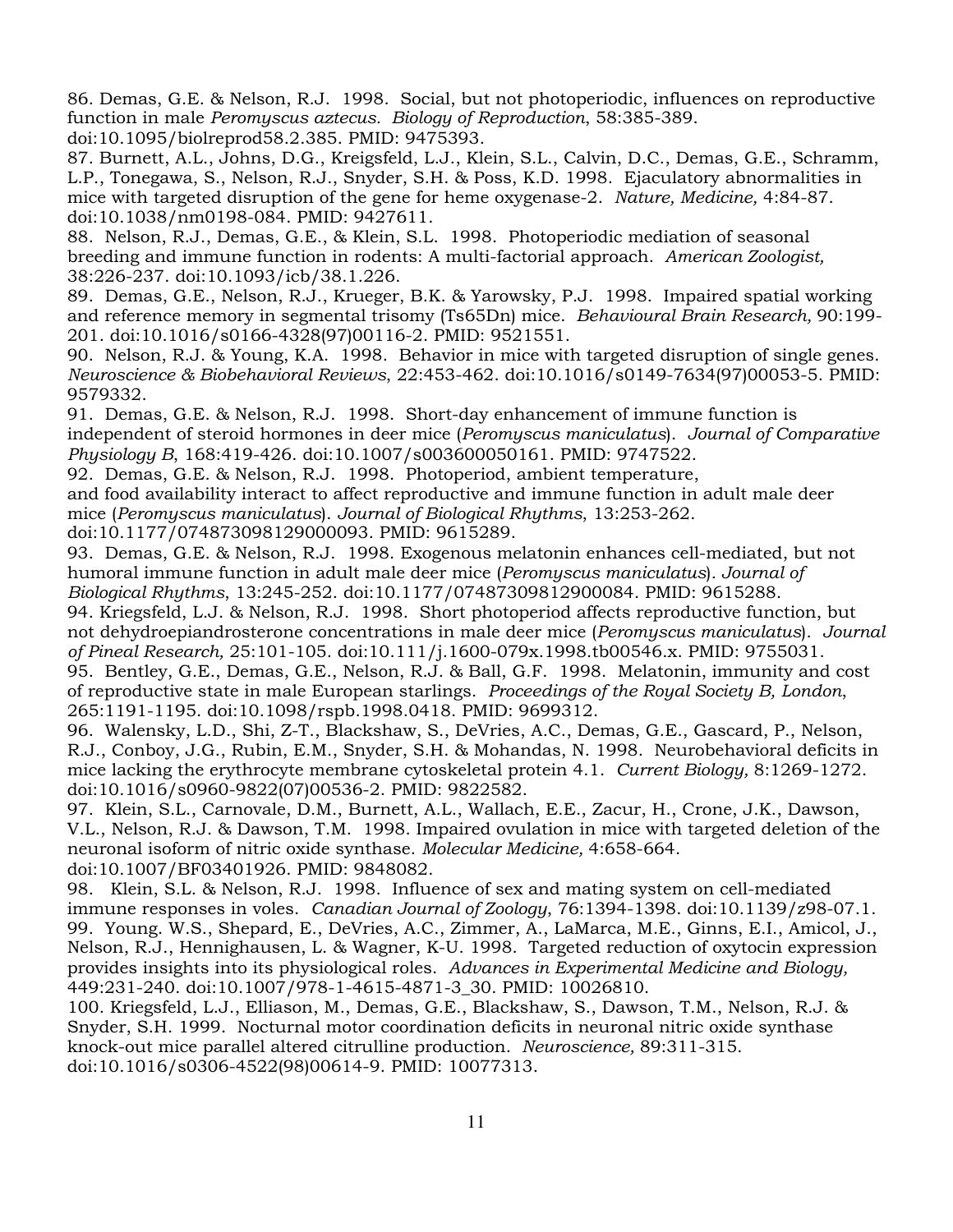86. Demas, G.E. & Nelson, R.J. 1998. Social, but not photoperiodic, influences on reproductive function in male *Peromyscus aztecus*. *Biology of Reproduction*, 58:385-389. doi:10.1095/biolreprod58.2.385. PMID: 9475393.

87. Burnett, A.L., Johns, D.G., Kreigsfeld, L.J., Klein, S.L., Calvin, D.C., Demas, G.E., Schramm, L.P., Tonegawa, S., Nelson, R.J., Snyder, S.H. & Poss, K.D. 1998. Ejaculatory abnormalities in mice with targeted disruption of the gene for heme oxygenase-2. *Nature, Medicine,* 4:84-87. doi:10.1038/nm0198-084. PMID: 9427611.

88. Nelson, R.J., Demas, G.E., & Klein, S.L. 1998. Photoperiodic mediation of seasonal breeding and immune function in rodents: A multi-factorial approach. *American Zoologist,* 38:226-237. doi:10.1093/icb/38.1.226.

89. Demas, G.E., Nelson, R.J., Krueger, B.K. & Yarowsky, P.J. 1998. Impaired spatial working and reference memory in segmental trisomy (Ts65Dn) mice. *Behavioural Brain Research,* 90:199-201. doi:10.1016/s0166-4328(97)00116-2. PMID: 9521551.

90. Nelson, R.J. & Young, K.A. 1998. Behavior in mice with targeted disruption of single genes. *Neuroscience & Biobehavioral Reviews*, 22:453-462. doi:10.1016/s0149-7634(97)00053-5. PMID: 9579332.

91. Demas, G.E. & Nelson, R.J. 1998. Short-day enhancement of immune function is independent of steroid hormones in deer mice (*Peromyscus maniculatus*). *Journal of Comparative Physiology B*, 168:419-426. doi:10.1007/s003600050161. PMID: 9747522.

92. Demas, G.E. & Nelson, R.J. 1998. Photoperiod, ambient temperature, and food availability interact to affect reproductive and immune function in adult male deer mice (*Peromyscus maniculatus*). *Journal of Biological Rhythms*, 13:253-262. doi:10.1177/074873098129000093. PMID: 9615289.

93. Demas, G.E. & Nelson, R.J. 1998. Exogenous melatonin enhances cell-mediated, but not humoral immune function in adult male deer mice (*Peromyscus maniculatus*). *Journal of Biological Rhythms*, 13:245-252. doi:10.1177/07487309812900084. PMID: 9615288.

94. Kriegsfeld, L.J. & Nelson, R.J. 1998. Short photoperiod affects reproductive function, but not dehydroepiandrosterone concentrations in male deer mice (*Peromyscus maniculatus*). *Journal of Pineal Research,* 25:101-105. doi:10.111/j.1600-079x.1998.tb00546.x. PMID: 9755031.

95. Bentley, G.E., Demas, G.E., Nelson, R.J. & Ball, G.F. 1998. Melatonin, immunity and cost of reproductive state in male European starlings. *Proceedings of the Royal Society B, London*, 265:1191-1195. doi:10.1098/rspb.1998.0418. PMID: 9699312.

96. Walensky, L.D., Shi, Z-T., Blackshaw, S., DeVries, A.C., Demas, G.E., Gascard, P., Nelson, R.J., Conboy, J.G., Rubin, E.M., Snyder, S.H. & Mohandas, N. 1998. Neurobehavioral deficits in mice lacking the erythrocyte membrane cytoskeletal protein 4.1. *Current Biology,* 8:1269-1272. doi:10.1016/s0960-9822(07)00536-2. PMID: 9822582.

97. Klein, S.L., Carnovale, D.M., Burnett, A.L., Wallach, E.E., Zacur, H., Crone, J.K., Dawson, V.L., Nelson, R.J. & Dawson, T.M. 1998. Impaired ovulation in mice with targeted deletion of the neuronal isoform of nitric oxide synthase. *Molecular Medicine,* 4:658-664. doi:10.1007/BF03401926. PMID: 9848082.

98. Klein, S.L. & Nelson, R.J. 1998. Influence of sex and mating system on cell-mediated immune responses in voles. *Canadian Journal of Zoology*, 76:1394-1398. doi:10.1139/z98-07.1.

99. Young. W.S., Shepard, E., DeVries, A.C., Zimmer, A., LaMarca, M.E., Ginns, E.I., Amicol, J., Nelson, R.J., Hennighausen, L. & Wagner, K-U. 1998. Targeted reduction of oxytocin expression provides insights into its physiological roles. *Advances in Experimental Medicine and Biology,* 449:231-240. doi:10.1007/978-1-4615-4871-3_30. PMID: 10026810.

100. Kriegsfeld, L.J., Elliason, M., Demas, G.E., Blackshaw, S., Dawson, T.M., Nelson, R.J. & Snyder, S.H. 1999. Nocturnal motor coordination deficits in neuronal nitric oxide synthase knock-out mice parallel altered citrulline production. *Neuroscience,* 89:311-315. doi:10.1016/s0306-4522(98)00614-9. PMID: 10077313.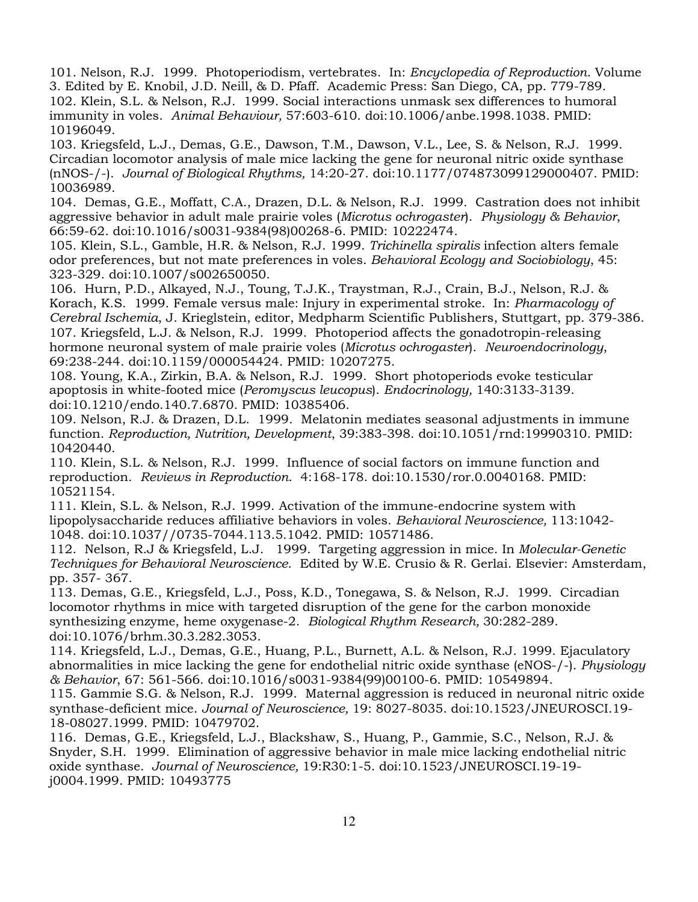101. Nelson, R.J. 1999. Photoperiodism, vertebrates. In: *Encyclopedia of Reproduction.* Volume 3. Edited by E. Knobil, J.D. Neill, & D. Pfaff. Academic Press: San Diego, CA, pp. 779-789.

102. Klein, S.L. & Nelson, R.J. 1999. Social interactions unmask sex differences to humoral immunity in voles. *Animal Behaviour,* 57:603-610. doi:10.1006/anbe.1998.1038. PMID: 10196049.

103. Kriegsfeld, L.J., Demas, G.E., Dawson, T.M., Dawson, V.L., Lee, S. & Nelson, R.J. 1999. Circadian locomotor analysis of male mice lacking the gene for neuronal nitric oxide synthase (nNOS-/-). *Journal of Biological Rhythms,* 14:20-27. doi:10.1177/074873099129000407. PMID: 10036989.

104. Demas, G.E., Moffatt, C.A., Drazen, D.L. & Nelson, R.J. 1999. Castration does not inhibit aggressive behavior in adult male prairie voles (*Microtus ochrogaster*). *Physiology & Behavior*, 66:59-62. doi:10.1016/s0031-9384(98)00268-6. PMID: 10222474.

105. Klein, S.L., Gamble, H.R. & Nelson, R.J. 1999. *Trichinella spiralis* infection alters female odor preferences, but not mate preferences in voles. *Behavioral Ecology and Sociobiology*, 45: 323-329. doi:10.1007/s002650050.

106. Hurn, P.D., Alkayed, N.J., Toung, T.J.K., Traystman, R.J., Crain, B.J., Nelson, R.J. & Korach, K.S. 1999. Female versus male: Injury in experimental stroke. In: *Pharmacology of Cerebral Ischemia*, J. Krieglstein, editor, Medpharm Scientific Publishers, Stuttgart, pp. 379-386.

107. Kriegsfeld, L.J. & Nelson, R.J. 1999. Photoperiod affects the gonadotropin-releasing hormone neuronal system of male prairie voles (*Microtus ochrogaster*). *Neuroendocrinology*, 69:238-244. doi:10.1159/000054424. PMID: 10207275.

108. Young, K.A., Zirkin, B.A. & Nelson, R.J. 1999. Short photoperiods evoke testicular apoptosis in white-footed mice (*Peromyscus leucopus*). *Endocrinology,* 140:3133-3139. doi:10.1210/endo.140.7.6870. PMID: 10385406.

109. Nelson, R.J. & Drazen, D.L. 1999. Melatonin mediates seasonal adjustments in immune function. *Reproduction, Nutrition, Development*, 39:383-398. doi:10.1051/rnd:19990310. PMID: 10420440.

110. Klein, S.L. & Nelson, R.J. 1999. Influence of social factors on immune function and reproduction. *Reviews in Reproduction.* 4:168-178. doi:10.1530/ror.0.0040168. PMID: 10521154.

111. Klein, S.L. & Nelson, R.J. 1999. Activation of the immune-endocrine system with lipopolysaccharide reduces affiliative behaviors in voles. *Behavioral Neuroscience,* 113:1042-1048. doi:10.1037//0735-7044.113.5.1042. PMID: 10571486.

112. Nelson, R.J & Kriegsfeld, L.J. 1999. Targeting aggression in mice. In *Molecular-Genetic Techniques for Behavioral Neuroscience*. Edited by W.E. Crusio & R. Gerlai. Elsevier: Amsterdam, pp. 357- 367.

113. Demas, G.E., Kriegsfeld, L.J., Poss, K.D., Tonegawa, S. & Nelson, R.J. 1999. Circadian locomotor rhythms in mice with targeted disruption of the gene for the carbon monoxide synthesizing enzyme, heme oxygenase-2. *Biological Rhythm Research,* 30:282-289. doi:10.1076/brhm.30.3.282.3053.

114. Kriegsfeld, L.J., Demas, G.E., Huang, P.L., Burnett, A.L. & Nelson, R.J. 1999. Ejaculatory abnormalities in mice lacking the gene for endothelial nitric oxide synthase (eNOS-/-). *Physiology & Behavior*, 67: 561-566. doi:10.1016/s0031-9384(99)00100-6. PMID: 10549894.

115. Gammie S.G. & Nelson, R.J. 1999. Maternal aggression is reduced in neuronal nitric oxide synthase-deficient mice. *Journal of Neuroscience,* 19: 8027-8035. doi:10.1523/JNEUROSCI.19-18-08027.1999. PMID: 10479702.

116. Demas, G.E., Kriegsfeld, L.J., Blackshaw, S., Huang, P., Gammie, S.C., Nelson, R.J. & Snyder, S.H. 1999. Elimination of aggressive behavior in male mice lacking endothelial nitric oxide synthase. *Journal of Neuroscience,* 19:R30:1-5. doi:10.1523/JNEUROSCI.19-19-j0004.1999. PMID: 10493775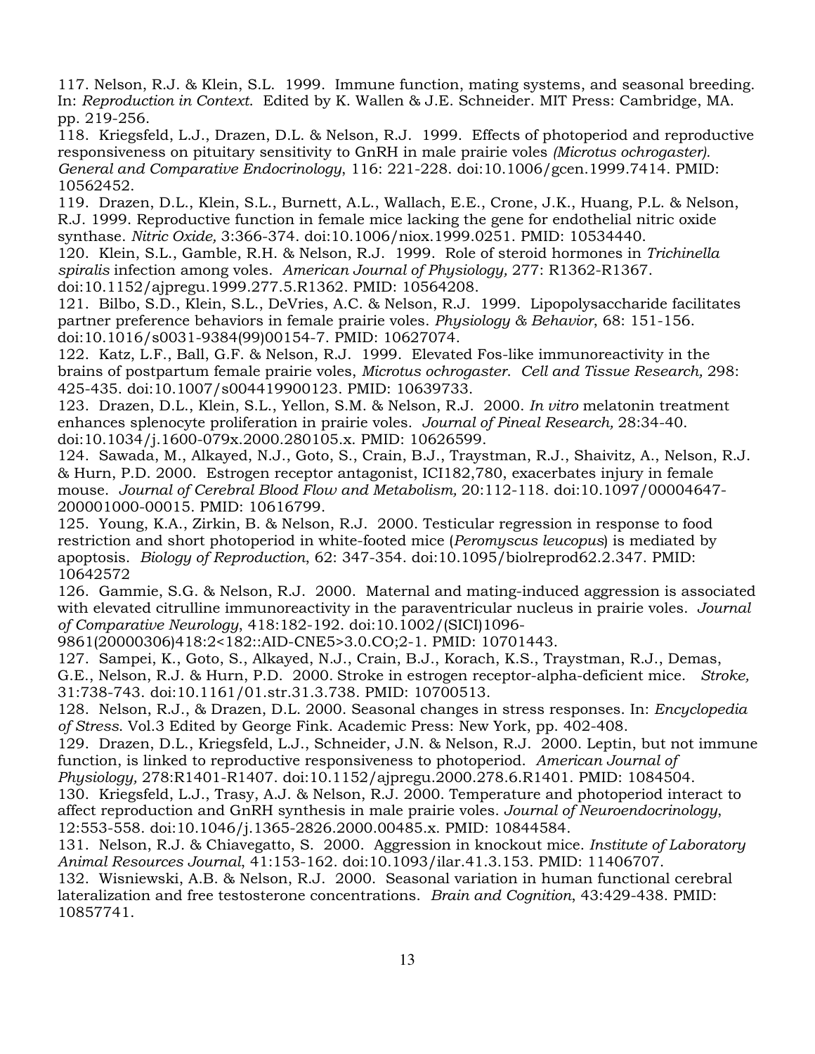117. Nelson, R.J. & Klein, S.L. 1999. Immune function, mating systems, and seasonal breeding. In: *Reproduction in Context.* Edited by K. Wallen & J.E. Schneider. MIT Press: Cambridge, MA. pp. 219-256.

118. Kriegsfeld, L.J., Drazen, D.L. & Nelson, R.J. 1999. Effects of photoperiod and reproductive responsiveness on pituitary sensitivity to GnRH in male prairie voles *(Microtus ochrogaster). General and Comparative Endocrinology,* 116: 221-228. doi:10.1006/gcen.1999.7414. PMID: 10562452.

119. Drazen, D.L., Klein, S.L., Burnett, A.L., Wallach, E.E., Crone, J.K., Huang, P.L. & Nelson, R.J. 1999. Reproductive function in female mice lacking the gene for endothelial nitric oxide synthase. *Nitric Oxide,* 3:366-374. doi:10.1006/niox.1999.0251. PMID: 10534440.

120. Klein, S.L., Gamble, R.H. & Nelson, R.J. 1999. Role of steroid hormones in *Trichinella spiralis* infection among voles. *American Journal of Physiology,* 277: R1362-R1367. doi:10.1152/ajpregu.1999.277.5.R1362. PMID: 10564208.

121. Bilbo, S.D., Klein, S.L., DeVries, A.C. & Nelson, R.J. 1999. Lipopolysaccharide facilitates partner preference behaviors in female prairie voles. *Physiology & Behavior*, 68: 151-156. doi:10.1016/s0031-9384(99)00154-7. PMID: 10627074.

122. Katz, L.F., Ball, G.F. & Nelson, R.J. 1999. Elevated Fos-like immunoreactivity in the brains of postpartum female prairie voles, *Microtus ochrogaster. Cell and Tissue Research,* 298: 425-435. doi:10.1007/s004419900123. PMID: 10639733.

123. Drazen, D.L., Klein, S.L., Yellon, S.M. & Nelson, R.J. 2000. *In vitro* melatonin treatment enhances splenocyte proliferation in prairie voles. *Journal of Pineal Research,* 28:34-40. doi:10.1034/j.1600-079x.2000.280105.x. PMID: 10626599.

124. Sawada, M., Alkayed, N.J., Goto, S., Crain, B.J., Traystman, R.J., Shaivitz, A., Nelson, R.J. & Hurn, P.D. 2000. Estrogen receptor antagonist, ICI182,780, exacerbates injury in female mouse. *Journal of Cerebral Blood Flow and Metabolism,* 20:112-118. doi:10.1097/00004647-200001000-00015. PMID: 10616799.

125. Young, K.A., Zirkin, B. & Nelson, R.J. 2000. Testicular regression in response to food restriction and short photoperiod in white-footed mice (*Peromyscus leucopus*) is mediated by apoptosis. *Biology of Reproduction*, 62: 347-354. doi:10.1095/biolreprod62.2.347. PMID: 10642572

126. Gammie, S.G. & Nelson, R.J. 2000. Maternal and mating-induced aggression is associated with elevated citrulline immunoreactivity in the paraventricular nucleus in prairie voles. *Journal of Comparative Neurology*, 418:182-192. doi:10.1002/(SICI)1096-9861(20000306)418:2<182::AID-CNE5>3.0.CO;2-1. PMID: 10701443.

127. Sampei, K., Goto, S., Alkayed, N.J., Crain, B.J., Korach, K.S., Traystman, R.J., Demas, G.E., Nelson, R.J. & Hurn, P.D. 2000. Stroke in estrogen receptor-alpha-deficient mice. *Stroke,* 31:738-743. doi:10.1161/01.str.31.3.738. PMID: 10700513.

128. Nelson, R.J., & Drazen, D.L. 2000. Seasonal changes in stress responses. In: *Encyclopedia of Stress*. Vol.3 Edited by George Fink. Academic Press: New York, pp. 402-408.

129. Drazen, D.L., Kriegsfeld, L.J., Schneider, J.N. & Nelson, R.J. 2000. Leptin, but not immune function, is linked to reproductive responsiveness to photoperiod. *American Journal of Physiology,* 278:R1401-R1407. doi:10.1152/ajpregu.2000.278.6.R1401. PMID: 1084504.

130. Kriegsfeld, L.J., Trasy, A.J. & Nelson, R.J. 2000. Temperature and photoperiod interact to affect reproduction and GnRH synthesis in male prairie voles. *Journal of Neuroendocrinology*, 12:553-558. doi:10.1046/j.1365-2826.2000.00485.x. PMID: 10844584.

131. Nelson, R.J. & Chiavegatto, S. 2000. Aggression in knockout mice. *Institute of Laboratory Animal Resources Journal*, 41:153-162. doi:10.1093/ilar.41.3.153. PMID: 11406707.

132. Wisniewski, A.B. & Nelson, R.J. 2000. Seasonal variation in human functional cerebral lateralization and free testosterone concentrations. *Brain and Cognition*, 43:429-438. PMID: 10857741.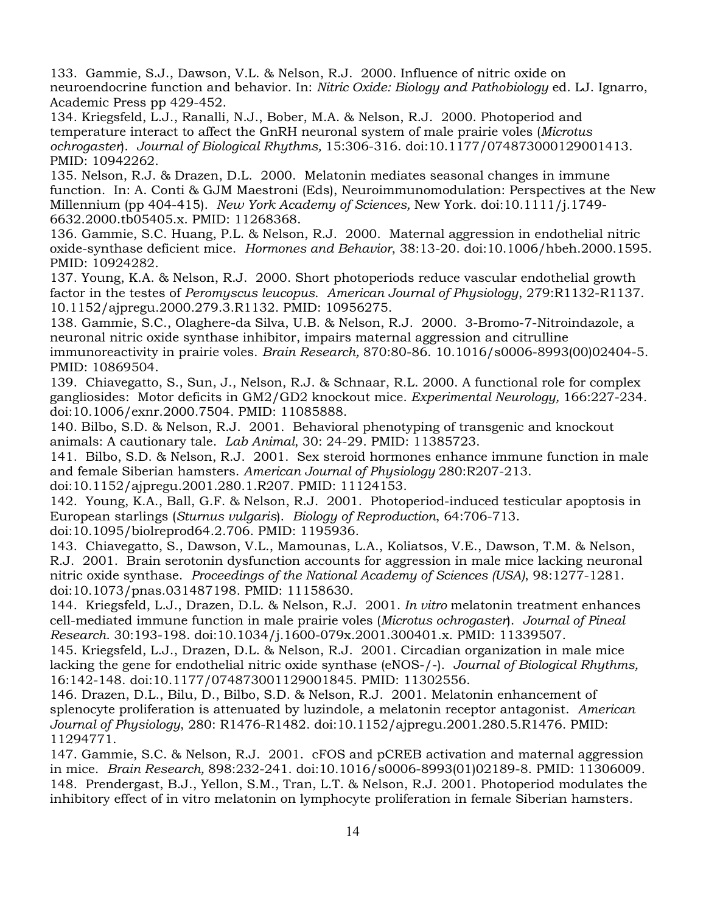133. Gammie, S.J., Dawson, V.L. & Nelson, R.J. 2000. Influence of nitric oxide on neuroendocrine function and behavior. In: *Nitric Oxide: Biology and Pathobiology* ed. LJ. Ignarro, Academic Press pp 429-452.

134. Kriegsfeld, L.J., Ranalli, N.J., Bober, M.A. & Nelson, R.J. 2000. Photoperiod and temperature interact to affect the GnRH neuronal system of male prairie voles (*Microtus ochrogaster*). *Journal of Biological Rhythms,* 15:306-316. doi:10.1177/074873000129001413. PMID: 10942262.

135. Nelson, R.J. & Drazen, D.L. 2000. Melatonin mediates seasonal changes in immune function. In: A. Conti & GJM Maestroni (Eds), Neuroimmunomodulation: Perspectives at the New Millennium (pp 404-415). *New York Academy of Sciences,* New York. doi:10.1111/j.1749-6632.2000.tb05405.x. PMID: 11268368.

136. Gammie, S.C. Huang, P.L. & Nelson, R.J. 2000. Maternal aggression in endothelial nitric oxide-synthase deficient mice. *Hormones and Behavior*, 38:13-20. doi:10.1006/hbeh.2000.1595. PMID: 10924282.

137. Young, K.A. & Nelson, R.J. 2000. Short photoperiods reduce vascular endothelial growth factor in the testes of *Peromyscus leucopus*. *American Journal of Physiology*, 279:R1132-R1137. 10.1152/ajpregu.2000.279.3.R1132. PMID: 10956275.

138. Gammie, S.C., Olaghere-da Silva, U.B. & Nelson, R.J. 2000. 3-Bromo-7-Nitroindazole, a neuronal nitric oxide synthase inhibitor, impairs maternal aggression and citrulline immunoreactivity in prairie voles. *Brain Research,* 870:80-86. 10.1016/s0006-8993(00)02404-5. PMID: 10869504.

139. Chiavegatto, S., Sun, J., Nelson, R.J. & Schnaar, R.L. 2000. A functional role for complex gangliosides: Motor deficits in GM2/GD2 knockout mice. *Experimental Neurology,* 166:227-234. doi:10.1006/exnr.2000.7504. PMID: 11085888.

140. Bilbo, S.D. & Nelson, R.J. 2001. Behavioral phenotyping of transgenic and knockout animals: A cautionary tale. *Lab Animal*, 30: 24-29. PMID: 11385723.

141. Bilbo, S.D. & Nelson, R.J. 2001. Sex steroid hormones enhance immune function in male and female Siberian hamsters. *American Journal of Physiology* 280:R207-213. doi:10.1152/ajpregu.2001.280.1.R207. PMID: 11124153.

142. Young, K.A., Ball, G.F. & Nelson, R.J. 2001. Photoperiod-induced testicular apoptosis in European starlings (*Sturnus vulgaris*). *Biology of Reproduction*, 64:706-713. doi:10.1095/biolreprod64.2.706. PMID: 1195936.

143. Chiavegatto, S., Dawson, V.L., Mamounas, L.A., Koliatsos, V.E., Dawson, T.M. & Nelson, R.J. 2001. Brain serotonin dysfunction accounts for aggression in male mice lacking neuronal nitric oxide synthase. *Proceedings of the National Academy of Sciences (USA)*, 98:1277-1281. doi:10.1073/pnas.031487198. PMID: 11158630.

144. Kriegsfeld, L.J., Drazen, D.L. & Nelson, R.J. 2001. *In vitro* melatonin treatment enhances cell-mediated immune function in male prairie voles (*Microtus ochrogaster*). *Journal of Pineal Research.* 30:193-198. doi:10.1034/j.1600-079x.2001.300401.x. PMID: 11339507.

145. Kriegsfeld, L.J., Drazen, D.L. & Nelson, R.J. 2001. Circadian organization in male mice lacking the gene for endothelial nitric oxide synthase (eNOS-/-). *Journal of Biological Rhythms,* 16:142-148. doi:10.1177/074873001129001845. PMID: 11302556.

146. Drazen, D.L., Bilu, D., Bilbo, S.D. & Nelson, R.J. 2001. Melatonin enhancement of splenocyte proliferation is attenuated by luzindole, a melatonin receptor antagonist. *American Journal of Physiology*, 280: R1476-R1482. doi:10.1152/ajpregu.2001.280.5.R1476. PMID: 11294771.

147. Gammie, S.C. & Nelson, R.J. 2001. cFOS and pCREB activation and maternal aggression in mice. *Brain Research,* 898:232-241. doi:10.1016/s0006-8993(01)02189-8. PMID: 11306009.

148. Prendergast, B.J., Yellon, S.M., Tran, L.T. & Nelson, R.J. 2001. Photoperiod modulates the inhibitory effect of in vitro melatonin on lymphocyte proliferation in female Siberian hamsters.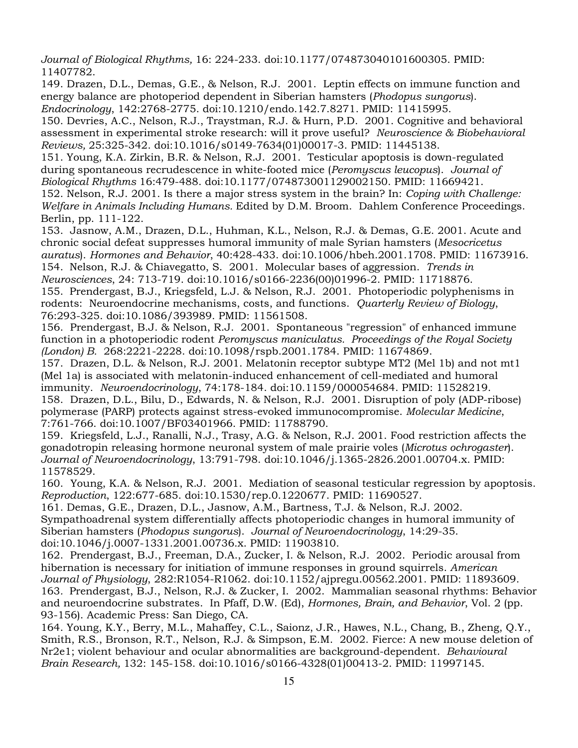*Journal of Biological Rhythms,* 16: 224-233. doi:10.1177/074873040101600305. PMID: 11407782.

149. Drazen, D.L., Demas, G.E., & Nelson, R.J. 2001. Leptin effects on immune function and energy balance are photoperiod dependent in Siberian hamsters (*Phodopus sungorus*). *Endocrinology*, 142:2768-2775. doi:10.1210/endo.142.7.8271. PMID: 11415995.

150. Devries, A.C., Nelson, R.J., Traystman, R.J. & Hurn, P.D. 2001. Cognitive and behavioral assessment in experimental stroke research: will it prove useful? *Neuroscience & Biobehavioral Reviews,* 25:325-342. doi:10.1016/s0149-7634(01)00017-3. PMID: 11445138.

151. Young, K.A. Zirkin, B.R. & Nelson, R.J. 2001. Testicular apoptosis is down-regulated during spontaneous recrudescence in white-footed mice (*Peromyscus leucopus*). *Journal of Biological Rhythms* 16:479-488. doi:10.1177/074873001129002150. PMID: 11669421.

152. Nelson, R.J. 2001. Is there a major stress system in the brain? In: *Coping with Challenge: Welfare in Animals Including Humans.* Edited by D.M. Broom. Dahlem Conference Proceedings. Berlin, pp. 111-122.

153. Jasnow, A.M., Drazen, D.L., Huhman, K.L., Nelson, R.J. & Demas, G.E. 2001. Acute and chronic social defeat suppresses humoral immunity of male Syrian hamsters (*Mesocricetus auratus*). *Hormones and Behavior*, 40:428-433. doi:10.1006/hbeh.2001.1708. PMID: 11673916.

154. Nelson, R.J. & Chiavegatto, S. 2001. Molecular bases of aggression. *Trends in Neurosciences*, 24: 713-719. doi:10.1016/s0166-2236(00)01996-2. PMID: 11718876.

155. Prendergast, B.J., Kriegsfeld, L.J. & Nelson, R.J. 2001. Photoperiodic polyphenisms in rodents: Neuroendocrine mechanisms, costs, and functions. *Quarterly Review of Biology*, 76:293-325. doi:10.1086/393989. PMID: 11561508.

156. Prendergast, B.J. & Nelson, R.J. 2001. Spontaneous "regression" of enhanced immune function in a photoperiodic rodent *Peromyscus maniculatus. Proceedings of the Royal Society (London) B.* 268:2221-2228. doi:10.1098/rspb.2001.1784. PMID: 11674869.

157. Drazen, D.L. & Nelson, R.J. 2001. Melatonin receptor subtype MT2 (Mel 1b) and not mt1 (Mel 1a) is associated with melatonin-induced enhancement of cell-mediated and humoral immunity. *Neuroendocrinology*, 74:178-184. doi:10.1159/000054684. PMID: 11528219.

158. Drazen, D.L., Bilu, D., Edwards, N. & Nelson, R.J. 2001. Disruption of poly (ADP-ribose) polymerase (PARP) protects against stress-evoked immunocompromise. *Molecular Medicine*, 7:761-766. doi:10.1007/BF03401966. PMID: 11788790.

159. Kriegsfeld, L.J., Ranalli, N.J., Trasy, A.G. & Nelson, R.J. 2001. Food restriction affects the gonadotropin releasing hormone neuronal system of male prairie voles (*Microtus ochrogaster*). *Journal of Neuroendocrinology*, 13:791-798. doi:10.1046/j.1365-2826.2001.00704.x. PMID: 11578529.

160. Young, K.A. & Nelson, R.J. 2001. Mediation of seasonal testicular regression by apoptosis. *Reproduction*, 122:677-685. doi:10.1530/rep.0.1220677. PMID: 11690527.

161. Demas, G.E., Drazen, D.L., Jasnow, A.M., Bartness, T.J. & Nelson, R.J. 2002. Sympathoadrenal system differentially affects photoperiodic changes in humoral immunity of Siberian hamsters (*Phodopus sungorus*). *Journal of Neuroendocrinology*, 14:29-35. doi:10.1046/j.0007-1331.2001.00736.x. PMID: 11903810.

162. Prendergast, B.J., Freeman, D.A., Zucker, I. & Nelson, R.J. 2002. Periodic arousal from hibernation is necessary for initiation of immune responses in ground squirrels. *American Journal of Physiology*, 282:R1054-R1062. doi:10.1152/ajpregu.00562.2001. PMID: 11893609.

163. Prendergast, B.J., Nelson, R.J. & Zucker, I. 2002. Mammalian seasonal rhythms: Behavior and neuroendocrine substrates. In Pfaff, D.W. (Ed), *Hormones, Brain, and Behavior*, Vol. 2 (pp. 93-156). Academic Press: San Diego, CA.

164. Young, K.Y., Berry, M.L., Mahaffey, C.L., Saionz, J.R., Hawes, N.L., Chang, B., Zheng, Q.Y., Smith, R.S., Bronson, R.T., Nelson, R.J. & Simpson, E.M. 2002. Fierce: A new mouse deletion of Nr2e1; violent behaviour and ocular abnormalities are background-dependent. *Behavioural Brain Research,* 132: 145-158. doi:10.1016/s0166-4328(01)00413-2. PMID: 11997145.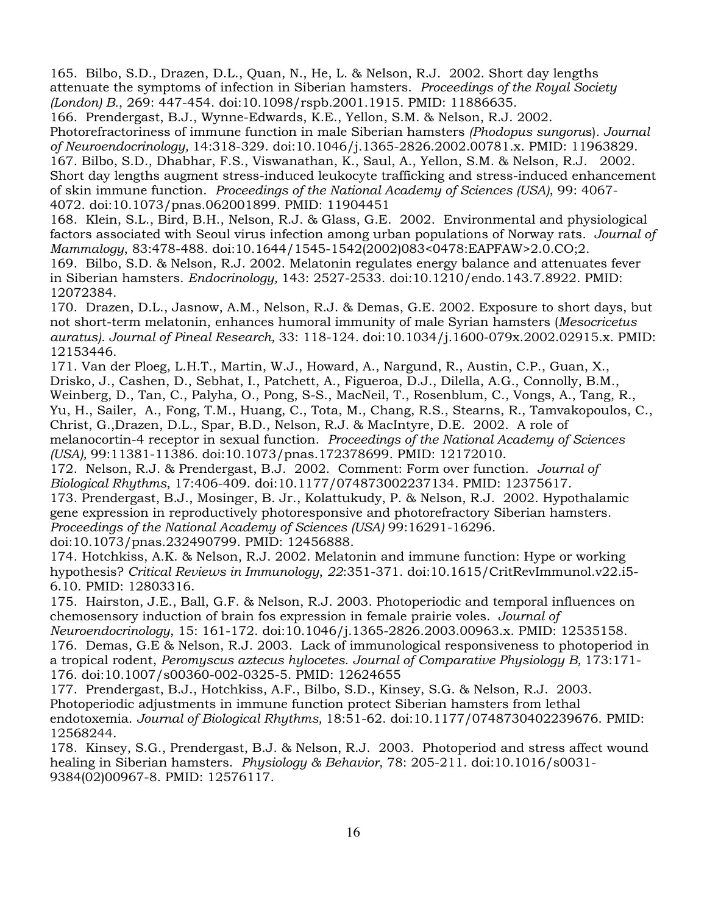165. Bilbo, S.D., Drazen, D.L., Quan, N., He, L. & Nelson, R.J. 2002. Short day lengths attenuate the symptoms of infection in Siberian hamsters. *Proceedings of the Royal Society (London) B.*, 269: 447-454. doi:10.1098/rspb.2001.1915. PMID: 11886635.

166. Prendergast, B.J., Wynne-Edwards, K.E., Yellon, S.M. & Nelson, R.J. 2002. Photorefractoriness of immune function in male Siberian hamsters *(Phodopus sungorus*). *Journal of Neuroendocrinology,* 14:318-329. doi:10.1046/j.1365-2826.2002.00781.x. PMID: 11963829.

167. Bilbo, S.D., Dhabhar, F.S., Viswanathan, K., Saul, A., Yellon, S.M. & Nelson, R.J. 2002. Short day lengths augment stress-induced leukocyte trafficking and stress-induced enhancement of skin immune function. *Proceedings of the National Academy of Sciences (USA)*, 99: 4067-4072. doi:10.1073/pnas.062001899. PMID: 11904451

168. Klein, S.L., Bird, B.H., Nelson, R.J. & Glass, G.E. 2002. Environmental and physiological factors associated with Seoul virus infection among urban populations of Norway rats. *Journal of Mammalogy*, 83:478-488. doi:10.1644/1545-1542(2002)083<0478:EAPFAW>2.0.CO;2.

169. Bilbo, S.D. & Nelson, R.J. 2002. Melatonin regulates energy balance and attenuates fever in Siberian hamsters. *Endocrinology,* 143: 2527-2533. doi:10.1210/endo.143.7.8922. PMID: 12072384.

170. Drazen, D.L., Jasnow, A.M., Nelson, R.J. & Demas, G.E. 2002. Exposure to short days, but not short-term melatonin, enhances humoral immunity of male Syrian hamsters (*Mesocricetus auratus). Journal of Pineal Research,* 33: 118-124. doi:10.1034/j.1600-079x.2002.02915.x. PMID: 12153446.

171. Van der Ploeg, L.H.T., Martin, W.J., Howard, A., Nargund, R., Austin, C.P., Guan, X., Drisko, J., Cashen, D., Sebhat, I., Patchett, A., Figueroa, D.J., Dilella, A.G., Connolly, B.M., Weinberg, D., Tan, C., Palyha, O., Pong, S-S., MacNeil, T., Rosenblum, C., Vongs, A., Tang, R., Yu, H., Sailer, A., Fong, T.M., Huang, C., Tota, M., Chang, R.S., Stearns, R., Tamvakopoulos, C., Christ, G.,Drazen, D.L., Spar, B.D., Nelson, R.J. & MacIntyre, D.E. 2002. A role of melanocortin-4 receptor in sexual function. *Proceedings of the National Academy of Sciences (USA),* 99:11381-11386. doi:10.1073/pnas.172378699. PMID: 12172010.

172. Nelson, R.J. & Prendergast, B.J. 2002. Comment: Form over function. *Journal of Biological Rhythms*, 17:406-409. doi:10.1177/074873002237134. PMID: 12375617.

173. Prendergast, B.J., Mosinger, B. Jr., Kolattukudy, P. & Nelson, R.J. 2002. Hypothalamic gene expression in reproductively photoresponsive and photorefractory Siberian hamsters. *Proceedings of the National Academy of Sciences (USA)* 99:16291-16296. doi:10.1073/pnas.232490799. PMID: 12456888.

174. Hotchkiss, A.K. & Nelson, R.J. 2002. Melatonin and immune function: Hype or working hypothesis? *Critical Reviews in Immunology*, *22*:351-371. doi:10.1615/CritRevImmunol.v22.i5-6.10. PMID: 12803316.

175. Hairston, J.E., Ball, G.F. & Nelson, R.J. 2003. Photoperiodic and temporal influences on chemosensory induction of brain fos expression in female prairie voles. *Journal of Neuroendocrinology*, 15: 161-172. doi:10.1046/j.1365-2826.2003.00963.x. PMID: 12535158.

176. Demas, G.E & Nelson, R.J. 2003. Lack of immunological responsiveness to photoperiod in a tropical rodent, *Peromyscus aztecus hylocetes*. *Journal of Comparative Physiology B,* 173:171-176. doi:10.1007/s00360-002-0325-5. PMID: 12624655

177. Prendergast, B.J., Hotchkiss, A.F., Bilbo, S.D., Kinsey, S.G. & Nelson, R.J. 2003. Photoperiodic adjustments in immune function protect Siberian hamsters from lethal endotoxemia. *Journal of Biological Rhythms,* 18:51-62. doi:10.1177/0748730402239676. PMID: 12568244.

178. Kinsey, S.G., Prendergast, B.J. & Nelson, R.J. 2003. Photoperiod and stress affect wound healing in Siberian hamsters. *Physiology & Behavior*, 78: 205-211. doi:10.1016/s0031-9384(02)00967-8. PMID: 12576117.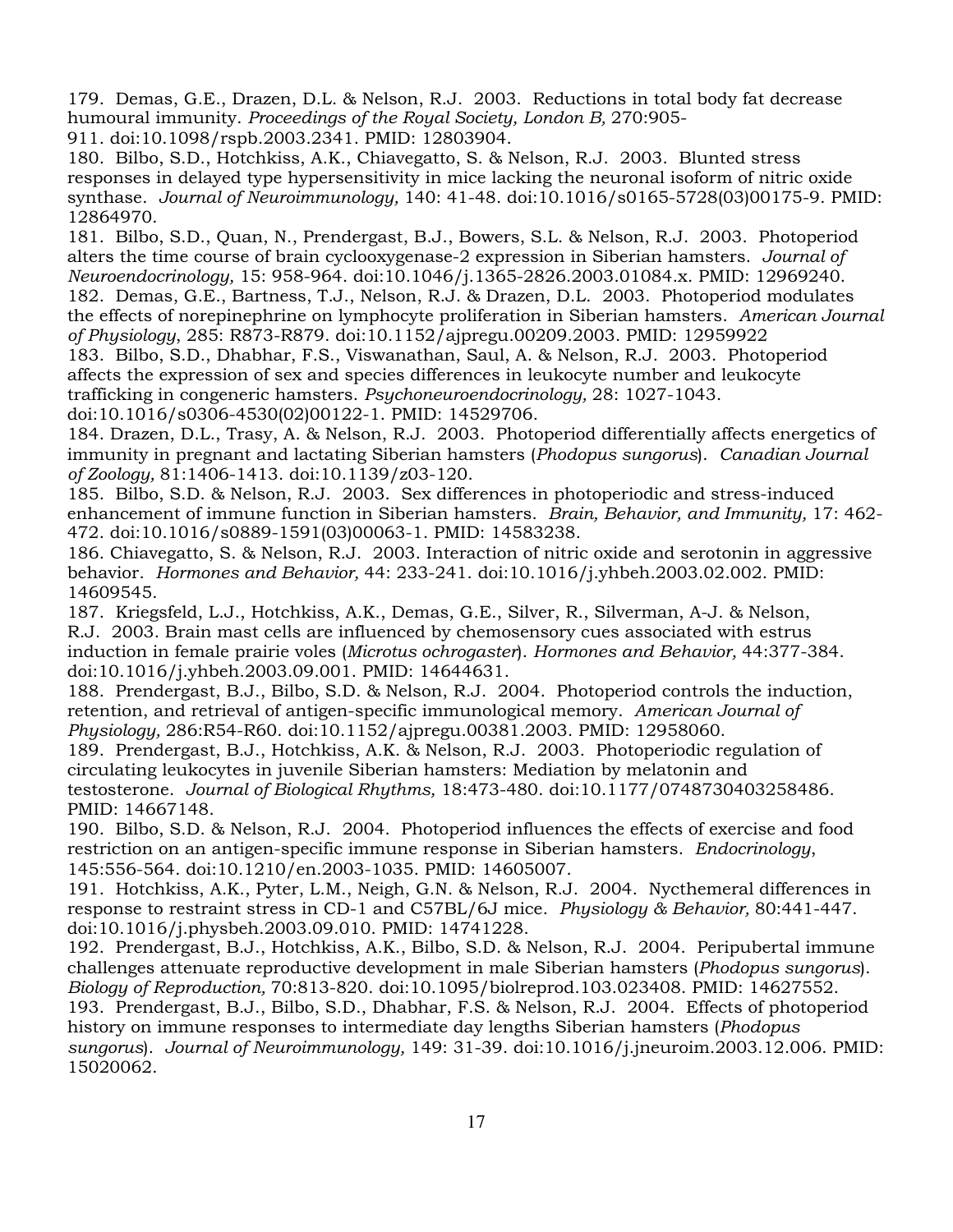179. Demas, G.E., Drazen, D.L. & Nelson, R.J. 2003. Reductions in total body fat decrease humoural immunity. *Proceedings of the Royal Society, London B,* 270:905-911. doi:10.1098/rspb.2003.2341. PMID: 12803904.

180. Bilbo, S.D., Hotchkiss, A.K., Chiavegatto, S. & Nelson, R.J. 2003. Blunted stress responses in delayed type hypersensitivity in mice lacking the neuronal isoform of nitric oxide synthase. *Journal of Neuroimmunology,* 140: 41-48. doi:10.1016/s0165-5728(03)00175-9. PMID: 12864970.

181. Bilbo, S.D., Quan, N., Prendergast, B.J., Bowers, S.L. & Nelson, R.J. 2003. Photoperiod alters the time course of brain cyclooxygenase-2 expression in Siberian hamsters. *Journal of Neuroendocrinology,* 15: 958-964. doi:10.1046/j.1365-2826.2003.01084.x. PMID: 12969240.

182. Demas, G.E., Bartness, T.J., Nelson, R.J. & Drazen, D.L. 2003. Photoperiod modulates the effects of norepinephrine on lymphocyte proliferation in Siberian hamsters. *American Journal of Physiology*, 285: R873-R879. doi:10.1152/ajpregu.00209.2003. PMID: 12959922

183. Bilbo, S.D., Dhabhar, F.S., Viswanathan, Saul, A. & Nelson, R.J. 2003. Photoperiod affects the expression of sex and species differences in leukocyte number and leukocyte trafficking in congeneric hamsters. *Psychoneuroendocrinology,* 28: 1027-1043. doi:10.1016/s0306-4530(02)00122-1. PMID: 14529706.

184. Drazen, D.L., Trasy, A. & Nelson, R.J. 2003. Photoperiod differentially affects energetics of immunity in pregnant and lactating Siberian hamsters (*Phodopus sungorus*). *Canadian Journal of Zoology,* 81:1406-1413. doi:10.1139/z03-120.

185. Bilbo, S.D. & Nelson, R.J. 2003. Sex differences in photoperiodic and stress-induced enhancement of immune function in Siberian hamsters. *Brain, Behavior, and Immunity,* 17: 462-472. doi:10.1016/s0889-1591(03)00063-1. PMID: 14583238.

186. Chiavegatto, S. & Nelson, R.J. 2003. Interaction of nitric oxide and serotonin in aggressive behavior. *Hormones and Behavior,* 44: 233-241. doi:10.1016/j.yhbeh.2003.02.002. PMID: 14609545.

187. Kriegsfeld, L.J., Hotchkiss, A.K., Demas, G.E., Silver, R., Silverman, A-J. & Nelson, R.J. 2003. Brain mast cells are influenced by chemosensory cues associated with estrus induction in female prairie voles (*Microtus ochrogaster*). *Hormones and Behavior,* 44:377-384. doi:10.1016/j.yhbeh.2003.09.001. PMID: 14644631.

188. Prendergast, B.J., Bilbo, S.D. & Nelson, R.J. 2004. Photoperiod controls the induction, retention, and retrieval of antigen-specific immunological memory. *American Journal of Physiology,* 286:R54-R60. doi:10.1152/ajpregu.00381.2003. PMID: 12958060.

189. Prendergast, B.J., Hotchkiss, A.K. & Nelson, R.J. 2003. Photoperiodic regulation of circulating leukocytes in juvenile Siberian hamsters: Mediation by melatonin and testosterone. *Journal of Biological Rhythms,* 18:473-480. doi:10.1177/0748730403258486. PMID: 14667148.

190. Bilbo, S.D. & Nelson, R.J. 2004. Photoperiod influences the effects of exercise and food restriction on an antigen-specific immune response in Siberian hamsters. *Endocrinology*, 145:556-564. doi:10.1210/en.2003-1035. PMID: 14605007.

191. Hotchkiss, A.K., Pyter, L.M., Neigh, G.N. & Nelson, R.J. 2004. Nycthemeral differences in response to restraint stress in CD-1 and C57BL/6J mice. *Physiology & Behavior,* 80:441-447. doi:10.1016/j.physbeh.2003.09.010. PMID: 14741228.

192. Prendergast, B.J., Hotchkiss, A.K., Bilbo, S.D. & Nelson, R.J. 2004. Peripubertal immune challenges attenuate reproductive development in male Siberian hamsters (*Phodopus sungorus*). *Biology of Reproduction,* 70:813-820. doi:10.1095/biolreprod.103.023408. PMID: 14627552.

193. Prendergast, B.J., Bilbo, S.D., Dhabhar, F.S. & Nelson, R.J. 2004. Effects of photoperiod history on immune responses to intermediate day lengths Siberian hamsters (*Phodopus sungorus*). *Journal of Neuroimmunology,* 149: 31-39. doi:10.1016/j.jneuroim.2003.12.006. PMID: 15020062.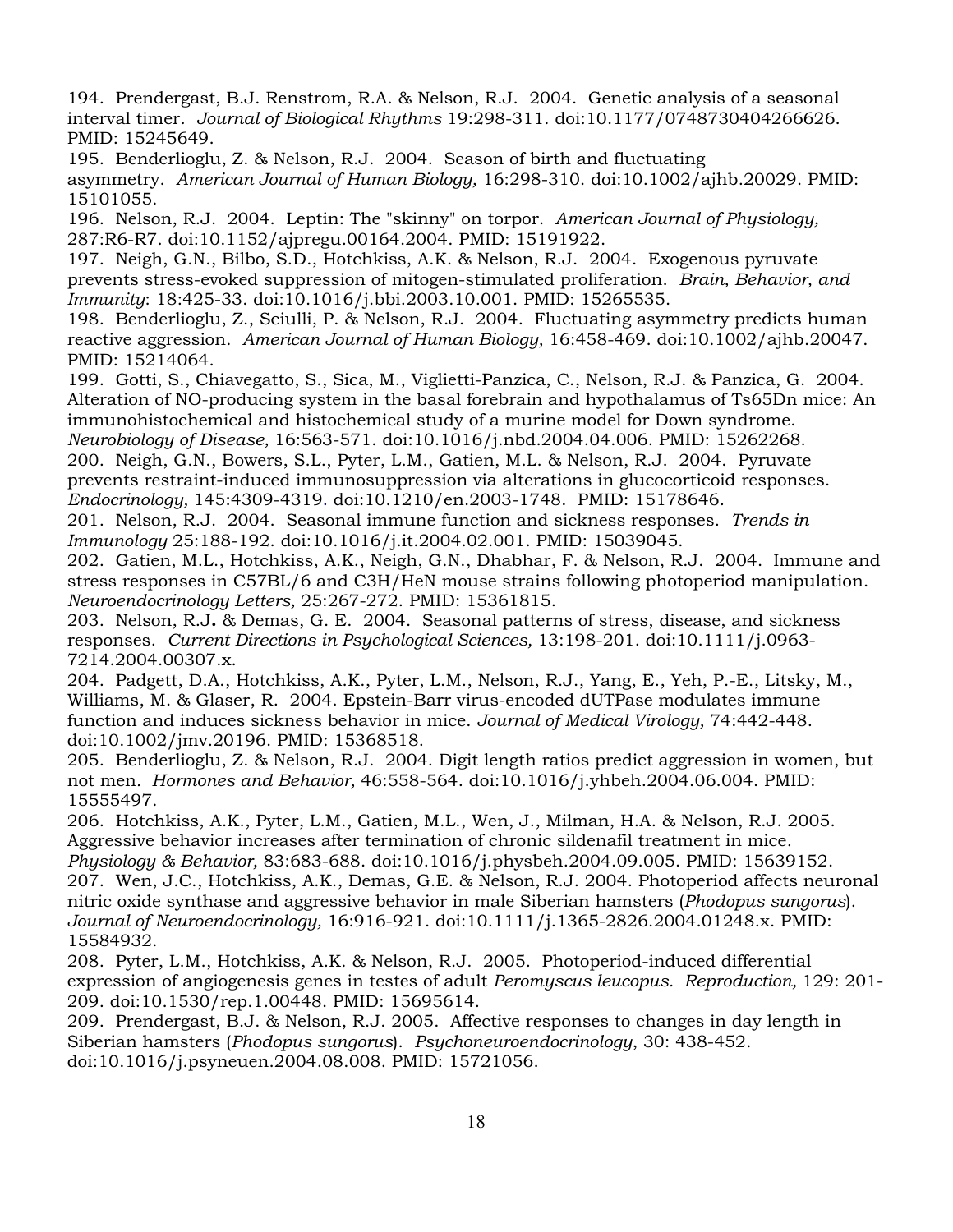194. Prendergast, B.J. Renstrom, R.A. & Nelson, R.J. 2004. Genetic analysis of a seasonal interval timer. *Journal of Biological Rhythms* 19:298-311. doi:10.1177/0748730404266626. PMID: 15245649.

195. Benderlioglu, Z. & Nelson, R.J. 2004. Season of birth and fluctuating asymmetry. *American Journal of Human Biology,* 16:298-310. doi:10.1002/ajhb.20029. PMID: 15101055.

196. Nelson, R.J. 2004. Leptin: The "skinny" on torpor. *American Journal of Physiology,* 287:R6-R7. doi:10.1152/ajpregu.00164.2004. PMID: 15191922.

197. Neigh, G.N., Bilbo, S.D., Hotchkiss, A.K. & Nelson, R.J. 2004. Exogenous pyruvate prevents stress-evoked suppression of mitogen-stimulated proliferation. *Brain, Behavior, and Immunity*: 18:425-33. doi:10.1016/j.bbi.2003.10.001. PMID: 15265535.

198. Benderlioglu, Z., Sciulli, P. & Nelson, R.J. 2004. Fluctuating asymmetry predicts human reactive aggression. *American Journal of Human Biology,* 16:458-469. doi:10.1002/ajhb.20047. PMID: 15214064.

199. Gotti, S., Chiavegatto, S., Sica, M., Viglietti-Panzica, C., Nelson, R.J. & Panzica, G. 2004. Alteration of NO-producing system in the basal forebrain and hypothalamus of Ts65Dn mice: An immunohistochemical and histochemical study of a murine model for Down syndrome. *Neurobiology of Disease,* 16:563-571. doi:10.1016/j.nbd.2004.04.006. PMID: 15262268.

200. Neigh, G.N., Bowers, S.L., Pyter, L.M., Gatien, M.L. & Nelson, R.J. 2004. Pyruvate prevents restraint-induced immunosuppression via alterations in glucocorticoid responses. *Endocrinology,* 145:4309-4319. doi:10.1210/en.2003-1748. PMID: 15178646.

201. Nelson, R.J. 2004. Seasonal immune function and sickness responses. *Trends in Immunology* 25:188-192. doi:10.1016/j.it.2004.02.001. PMID: 15039045.

202. Gatien, M.L., Hotchkiss, A.K., Neigh, G.N., Dhabhar, F. & Nelson, R.J. 2004. Immune and stress responses in C57BL/6 and C3H/HeN mouse strains following photoperiod manipulation. *Neuroendocrinology Letters,* 25:267-272. PMID: 15361815.

203. Nelson, R.J**.** & Demas, G. E. 2004. Seasonal patterns of stress, disease, and sickness responses. *Current Directions in Psychological Sciences,* 13:198-201. doi:10.1111/j.0963-7214.2004.00307.x.

204. Padgett, D.A., Hotchkiss, A.K., Pyter, L.M., Nelson, R.J., Yang, E., Yeh, P.-E., Litsky, M., Williams, M. & Glaser, R. 2004. Epstein-Barr virus-encoded dUTPase modulates immune function and induces sickness behavior in mice. *Journal of Medical Virology,* 74:442-448. doi:10.1002/jmv.20196. PMID: 15368518.

205. Benderlioglu, Z. & Nelson, R.J. 2004. Digit length ratios predict aggression in women, but not men. *Hormones and Behavior,* 46:558-564. doi:10.1016/j.yhbeh.2004.06.004. PMID: 15555497.

206. Hotchkiss, A.K., Pyter, L.M., Gatien, M.L., Wen, J., Milman, H.A. & Nelson, R.J. 2005. Aggressive behavior increases after termination of chronic sildenafil treatment in mice. *Physiology & Behavior,* 83:683-688. doi:10.1016/j.physbeh.2004.09.005. PMID: 15639152.

207. Wen, J.C., Hotchkiss, A.K., Demas, G.E. & Nelson, R.J. 2004. Photoperiod affects neuronal nitric oxide synthase and aggressive behavior in male Siberian hamsters (*Phodopus sungorus*). *Journal of Neuroendocrinology,* 16:916-921. doi:10.1111/j.1365-2826.2004.01248.x. PMID: 15584932.

208. Pyter, L.M., Hotchkiss, A.K. & Nelson, R.J. 2005. Photoperiod-induced differential expression of angiogenesis genes in testes of adult *Peromyscus leucopus. Reproduction,* 129: 201-209. doi:10.1530/rep.1.00448. PMID: 15695614.

209. Prendergast, B.J. & Nelson, R.J. 2005. Affective responses to changes in day length in Siberian hamsters (*Phodopus sungorus*). *Psychoneuroendocrinology*, 30: 438-452. doi:10.1016/j.psyneuen.2004.08.008. PMID: 15721056.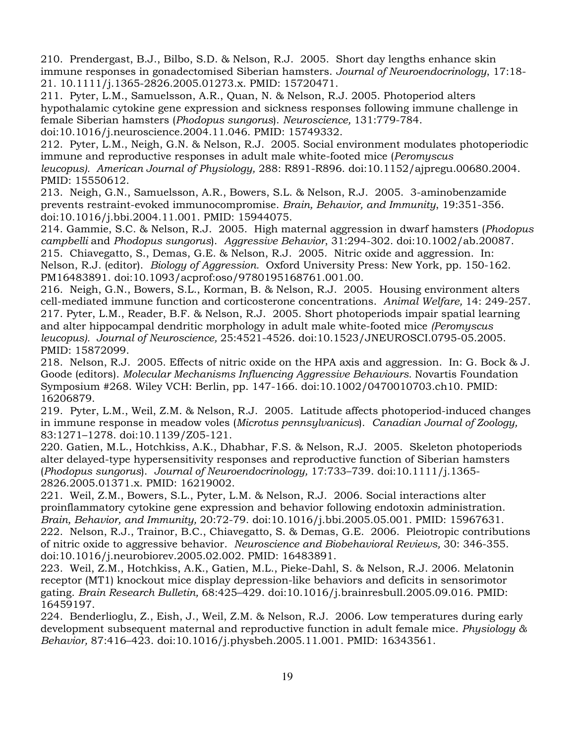210. Prendergast, B.J., Bilbo, S.D. & Nelson, R.J. 2005. Short day lengths enhance skin immune responses in gonadectomised Siberian hamsters. *Journal of Neuroendocrinology*, 17:18-21. 10.1111/j.1365-2826.2005.01273.x. PMID: 15720471.

211. Pyter, L.M., Samuelsson, A.R., Quan, N. & Nelson, R.J. 2005. Photoperiod alters hypothalamic cytokine gene expression and sickness responses following immune challenge in female Siberian hamsters (*Phodopus sungorus*). *Neuroscience,* 131:779-784. doi:10.1016/j.neuroscience.2004.11.046. PMID: 15749332.

212. Pyter, L.M., Neigh, G.N. & Nelson, R.J. 2005. Social environment modulates photoperiodic immune and reproductive responses in adult male white-footed mice (*Peromyscus leucopus). American Journal of Physiology,* 288: R891-R896. doi:10.1152/ajpregu.00680.2004. PMID: 15550612.

213. Neigh, G.N., Samuelsson, A.R., Bowers, S.L. & Nelson, R.J. 2005. 3-aminobenzamide prevents restraint-evoked immunocompromise. *Brain, Behavior, and Immunity*, 19:351-356. doi:10.1016/j.bbi.2004.11.001. PMID: 15944075.

214. Gammie, S.C. & Nelson, R.J. 2005. High maternal aggression in dwarf hamsters (*Phodopus campbelli* and *Phodopus sungorus*). *Aggressive Behavior*, 31:294-302. doi:10.1002/ab.20087.

215. Chiavegatto, S., Demas, G.E. & Nelson, R.J. 2005. Nitric oxide and aggression. In: Nelson, R.J. (editor). *Biology of Aggression.* Oxford University Press: New York, pp. 150-162. PM16483891. doi:10.1093/acprof:oso/9780195168761.001.00.

216. Neigh, G.N., Bowers, S.L., Korman, B. & Nelson, R.J. 2005. Housing environment alters cell-mediated immune function and corticosterone concentrations. *Animal Welfare,* 14: 249-257.

217. Pyter, L.M., Reader, B.F. & Nelson, R.J. 2005. Short photoperiods impair spatial learning and alter hippocampal dendritic morphology in adult male white-footed mice *(Peromyscus leucopus). Journal of Neuroscience,* 25:4521-4526. doi:10.1523/JNEUROSCI.0795-05.2005. PMID: 15872099.

218. Nelson, R.J. 2005. Effects of nitric oxide on the HPA axis and aggression. In: G. Bock & J. Goode (editors). *Molecular Mechanisms Influencing Aggressive Behaviours.* Novartis Foundation Symposium #268. Wiley VCH: Berlin, pp. 147-166. doi:10.1002/0470010703.ch10. PMID: 16206879.

219. Pyter, L.M., Weil, Z.M. & Nelson, R.J. 2005. Latitude affects photoperiod-induced changes in immune response in meadow voles (*Microtus pennsylvanicus*). *Canadian Journal of Zoology,* 83:1271–1278. doi:10.1139/Z05-121.

220. Gatien, M.L., Hotchkiss, A.K., Dhabhar, F.S. & Nelson, R.J. 2005. Skeleton photoperiods alter delayed-type hypersensitivity responses and reproductive function of Siberian hamsters (*Phodopus sungorus*). *Journal of Neuroendocrinology,* 17:733–739. doi:10.1111/j.1365-2826.2005.01371.x. PMID: 16219002.

221. Weil, Z.M., Bowers, S.L., Pyter, L.M. & Nelson, R.J. 2006. Social interactions alter proinflammatory cytokine gene expression and behavior following endotoxin administration. *Brain, Behavior, and Immunity,* 20:72-79. doi:10.1016/j.bbi.2005.05.001. PMID: 15967631.

222. Nelson, R.J., Trainor, B.C., Chiavegatto, S. & Demas, G.E. 2006. Pleiotropic contributions of nitric oxide to aggressive behavior. *Neuroscience and Biobehavioral Reviews,* 30: 346-355. doi:10.1016/j.neurobiorev.2005.02.002. PMID: 16483891.

223. Weil, Z.M., Hotchkiss, A.K., Gatien, M.L., Pieke-Dahl, S. & Nelson, R.J. 2006. Melatonin receptor (MT1) knockout mice display depression-like behaviors and deficits in sensorimotor gating. *Brain Research Bulletin,* 68:425–429. doi:10.1016/j.brainresbull.2005.09.016. PMID: 16459197.

224. Benderlioglu, Z., Eish, J., Weil, Z.M. & Nelson, R.J. 2006. Low temperatures during early development subsequent maternal and reproductive function in adult female mice. *Physiology & Behavior,* 87:416–423. doi:10.1016/j.physbeh.2005.11.001. PMID: 16343561.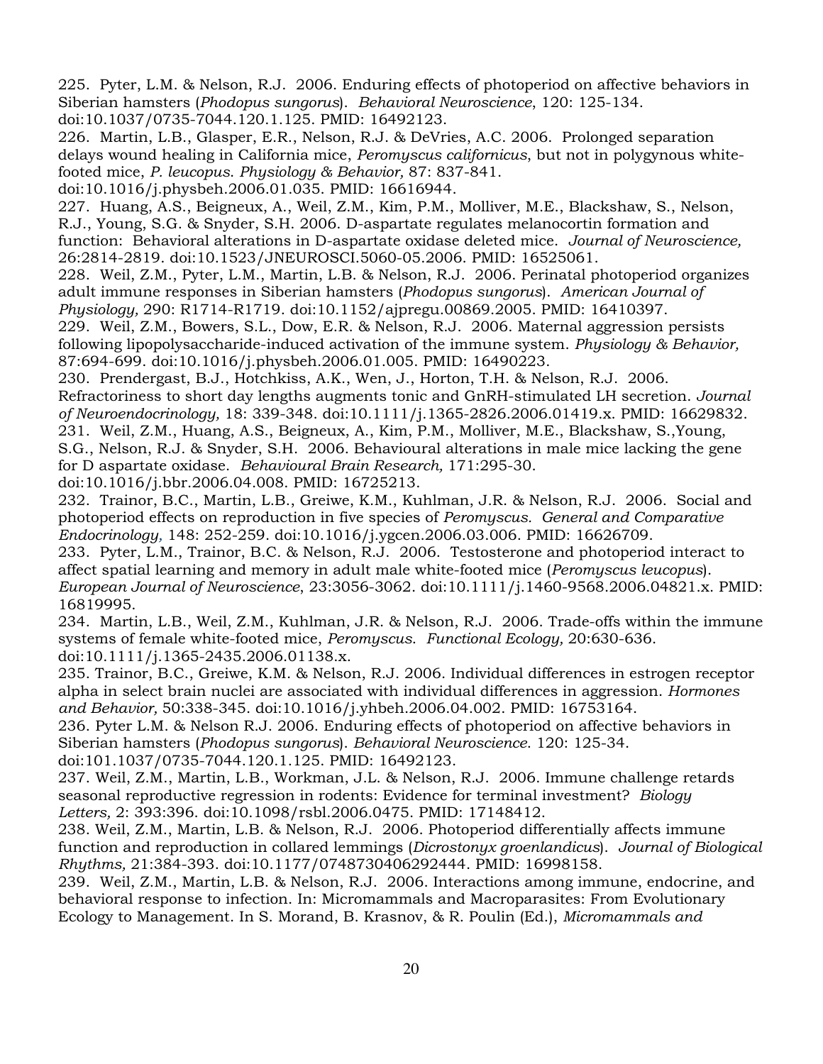225. Pyter, L.M. & Nelson, R.J. 2006. Enduring effects of photoperiod on affective behaviors in Siberian hamsters (*Phodopus sungorus*). *Behavioral Neuroscience*, 120: 125-134. doi:10.1037/0735-7044.120.1.125. PMID: 16492123.

226. Martin, L.B., Glasper, E.R., Nelson, R.J. & DeVries, A.C. 2006. Prolonged separation delays wound healing in California mice, *Peromyscus californicus*, but not in polygynous white-footed mice, *P. leucopus*. *Physiology & Behavior,* 87: 837-841. doi:10.1016/j.physbeh.2006.01.035. PMID: 16616944.

227. Huang, A.S., Beigneux, A., Weil, Z.M., Kim, P.M., Molliver, M.E., Blackshaw, S., Nelson, R.J., Young, S.G. & Snyder, S.H. 2006. D-aspartate regulates melanocortin formation and function: Behavioral alterations in D-aspartate oxidase deleted mice. *Journal of Neuroscience,* 26:2814-2819. doi:10.1523/JNEUROSCI.5060-05.2006. PMID: 16525061.

228. Weil, Z.M., Pyter, L.M., Martin, L.B. & Nelson, R.J. 2006. Perinatal photoperiod organizes adult immune responses in Siberian hamsters (*Phodopus sungorus*). *American Journal of Physiology,* 290: R1714-R1719. doi:10.1152/ajpregu.00869.2005. PMID: 16410397.

229. Weil, Z.M., Bowers, S.L., Dow, E.R. & Nelson, R.J. 2006. Maternal aggression persists following lipopolysaccharide-induced activation of the immune system. *Physiology & Behavior,* 87:694-699. doi:10.1016/j.physbeh.2006.01.005. PMID: 16490223.

230. Prendergast, B.J., Hotchkiss, A.K., Wen, J., Horton, T.H. & Nelson, R.J. 2006. Refractoriness to short day lengths augments tonic and GnRH-stimulated LH secretion. *Journal of Neuroendocrinology,* 18: 339-348. doi:10.1111/j.1365-2826.2006.01419.x. PMID: 16629832.

231. Weil, Z.M., Huang, A.S., Beigneux, A., Kim, P.M., Molliver, M.E., Blackshaw, S.,Young, S.G., Nelson, R.J. & Snyder, S.H. 2006. Behavioural alterations in male mice lacking the gene for D aspartate oxidase. *Behavioural Brain Research,* 171:295-30. doi:10.1016/j.bbr.2006.04.008. PMID: 16725213.

232. Trainor, B.C., Martin, L.B., Greiwe, K.M., Kuhlman, J.R. & Nelson, R.J. 2006. Social and photoperiod effects on reproduction in five species of *Peromyscus. General and Comparative Endocrinology,* 148: 252-259. doi:10.1016/j.ygcen.2006.03.006. PMID: 16626709.

233. Pyter, L.M., Trainor, B.C. & Nelson, R.J. 2006. Testosterone and photoperiod interact to affect spatial learning and memory in adult male white-footed mice (*Peromyscus leucopus*). *European Journal of Neuroscience*, 23:3056-3062. doi:10.1111/j.1460-9568.2006.04821.x. PMID: 16819995.

234. Martin, L.B., Weil, Z.M., Kuhlman, J.R. & Nelson, R.J. 2006. Trade-offs within the immune systems of female white-footed mice, *Peromyscus. Functional Ecology,* 20:630-636. doi:10.1111/j.1365-2435.2006.01138.x.

235. Trainor, B.C., Greiwe, K.M. & Nelson, R.J. 2006. Individual differences in estrogen receptor alpha in select brain nuclei are associated with individual differences in aggression. *Hormones and Behavior,* 50:338-345. doi:10.1016/j.yhbeh.2006.04.002. PMID: 16753164.

236. Pyter L.M. & Nelson R.J. 2006. Enduring effects of photoperiod on affective behaviors in Siberian hamsters (*Phodopus sungorus*). *Behavioral Neuroscience*. 120: 125-34. doi:101.1037/0735-7044.120.1.125. PMID: 16492123.

237. Weil, Z.M., Martin, L.B., Workman, J.L. & Nelson, R.J. 2006. Immune challenge retards seasonal reproductive regression in rodents: Evidence for terminal investment? *Biology Letters,* 2: 393:396. doi:10.1098/rsbl.2006.0475. PMID: 17148412.

238. Weil, Z.M., Martin, L.B. & Nelson, R.J. 2006. Photoperiod differentially affects immune function and reproduction in collared lemmings (*Dicrostonyx groenlandicus*). *Journal of Biological Rhythms,* 21:384-393. doi:10.1177/0748730406292444. PMID: 16998158.

239. Weil, Z.M., Martin, L.B. & Nelson, R.J. 2006. Interactions among immune, endocrine, and behavioral response to infection. In: Micromammals and Macroparasites: From Evolutionary Ecology to Management. In S. Morand, B. Krasnov, & R. Poulin (Ed.), *Micromammals and*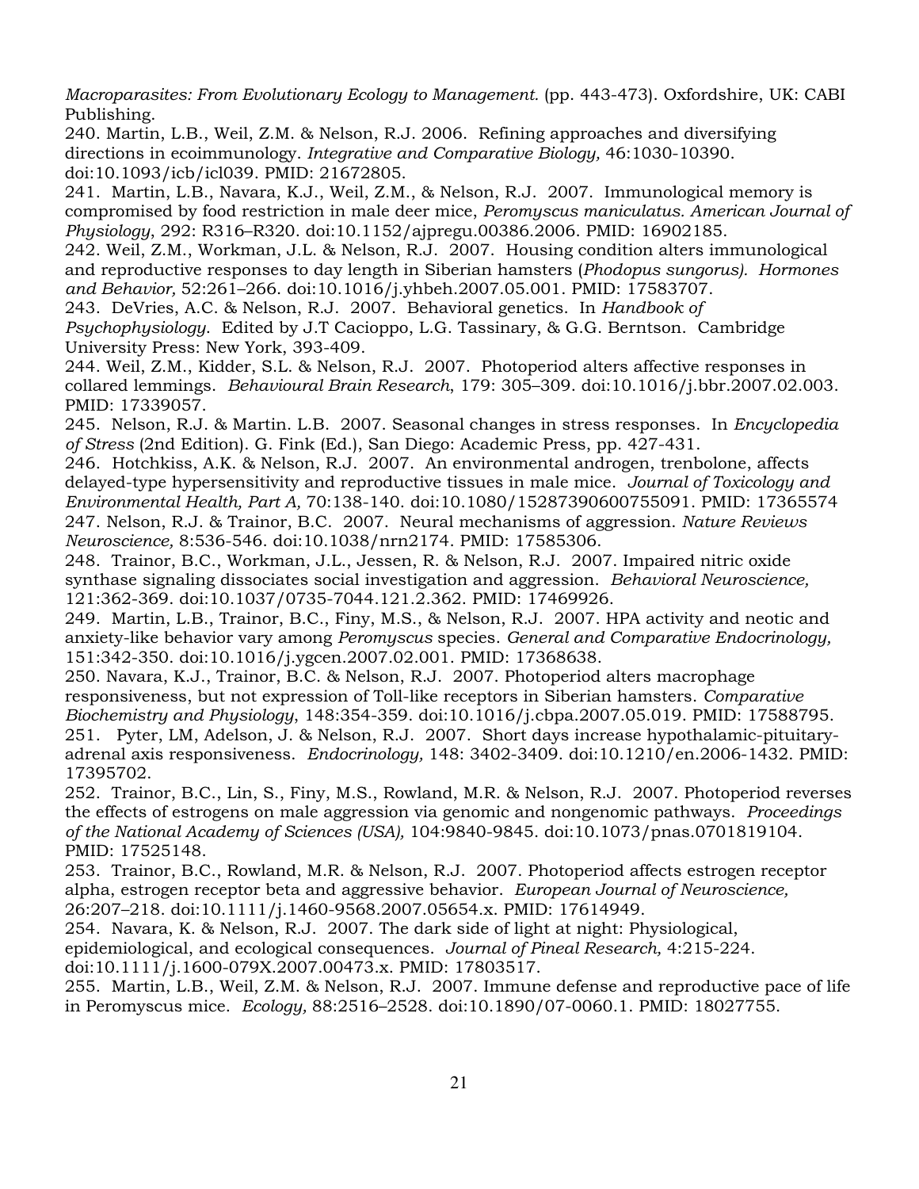*Macroparasites: From Evolutionary Ecology to Management.* (pp. 443-473). Oxfordshire, UK: CABI Publishing.

240. Martin, L.B., Weil, Z.M. & Nelson, R.J. 2006. Refining approaches and diversifying directions in ecoimmunology. *Integrative and Comparative Biology,* 46:1030-10390. doi:10.1093/icb/icl039. PMID: 21672805.

241. Martin, L.B., Navara, K.J., Weil, Z.M., & Nelson, R.J. 2007. Immunological memory is compromised by food restriction in male deer mice, *Peromyscus maniculatus. American Journal of Physiology*, 292: R316–R320. doi:10.1152/ajpregu.00386.2006. PMID: 16902185.

242. Weil, Z.M., Workman, J.L. & Nelson, R.J. 2007. Housing condition alters immunological and reproductive responses to day length in Siberian hamsters (*Phodopus sungorus).* *Hormones and Behavior,* 52:261–266. doi:10.1016/j.yhbeh.2007.05.001. PMID: 17583707.

243. DeVries, A.C. & Nelson, R.J. 2007. Behavioral genetics. In *Handbook of Psychophysiology.* Edited by J.T Cacioppo, L.G. Tassinary, & G.G. Berntson. Cambridge University Press: New York, 393-409.

244. Weil, Z.M., Kidder, S.L. & Nelson, R.J. 2007. Photoperiod alters affective responses in collared lemmings. *Behavioural Brain Research*, 179: 305–309. doi:10.1016/j.bbr.2007.02.003. PMID: 17339057.

245. Nelson, R.J. & Martin. L.B. 2007. Seasonal changes in stress responses. In *Encyclopedia of Stress* (2nd Edition). G. Fink (Ed.), San Diego: Academic Press, pp. 427-431.

246. Hotchkiss, A.K. & Nelson, R.J. 2007. An environmental androgen, trenbolone, affects delayed-type hypersensitivity and reproductive tissues in male mice. *Journal of Toxicology and Environmental Health, Part A,* 70:138-140. doi:10.1080/15287390600755091. PMID: 17365574

247. Nelson, R.J. & Trainor, B.C. 2007. Neural mechanisms of aggression. *Nature Reviews Neuroscience,* 8:536-546. doi:10.1038/nrn2174. PMID: 17585306.

248. Trainor, B.C., Workman, J.L., Jessen, R. & Nelson, R.J. 2007. Impaired nitric oxide synthase signaling dissociates social investigation and aggression. *Behavioral Neuroscience,* 121:362-369. doi:10.1037/0735-7044.121.2.362. PMID: 17469926.

249. Martin, L.B., Trainor, B.C., Finy, M.S., & Nelson, R.J. 2007. HPA activity and neotic and anxiety-like behavior vary among *Peromyscus* species. *General and Comparative Endocrinology,* 151:342-350. doi:10.1016/j.ygcen.2007.02.001. PMID: 17368638.

250. Navara, K.J., Trainor, B.C. & Nelson, R.J. 2007. Photoperiod alters macrophage responsiveness, but not expression of Toll-like receptors in Siberian hamsters. *Comparative Biochemistry and Physiology*, 148:354-359. doi:10.1016/j.cbpa.2007.05.019. PMID: 17588795.

251. Pyter, LM, Adelson, J. & Nelson, R.J. 2007. Short days increase hypothalamic-pituitary-adrenal axis responsiveness. *Endocrinology,* 148: 3402-3409. doi:10.1210/en.2006-1432. PMID: 17395702.

252. Trainor, B.C., Lin, S., Finy, M.S., Rowland, M.R. & Nelson, R.J. 2007. Photoperiod reverses the effects of estrogens on male aggression via genomic and nongenomic pathways. *Proceedings of the National Academy of Sciences (USA),* 104:9840-9845. doi:10.1073/pnas.0701819104. PMID: 17525148.

253. Trainor, B.C., Rowland, M.R. & Nelson, R.J. 2007. Photoperiod affects estrogen receptor alpha, estrogen receptor beta and aggressive behavior. *European Journal of Neuroscience,* 26:207–218. doi:10.1111/j.1460-9568.2007.05654.x. PMID: 17614949.

254. Navara, K. & Nelson, R.J. 2007. The dark side of light at night: Physiological, epidemiological, and ecological consequences. *Journal of Pineal Research,* 4:215-224. doi:10.1111/j.1600-079X.2007.00473.x. PMID: 17803517.

255. Martin, L.B., Weil, Z.M. & Nelson, R.J. 2007. Immune defense and reproductive pace of life in Peromyscus mice. *Ecology,* 88:2516–2528. doi:10.1890/07-0060.1. PMID: 18027755.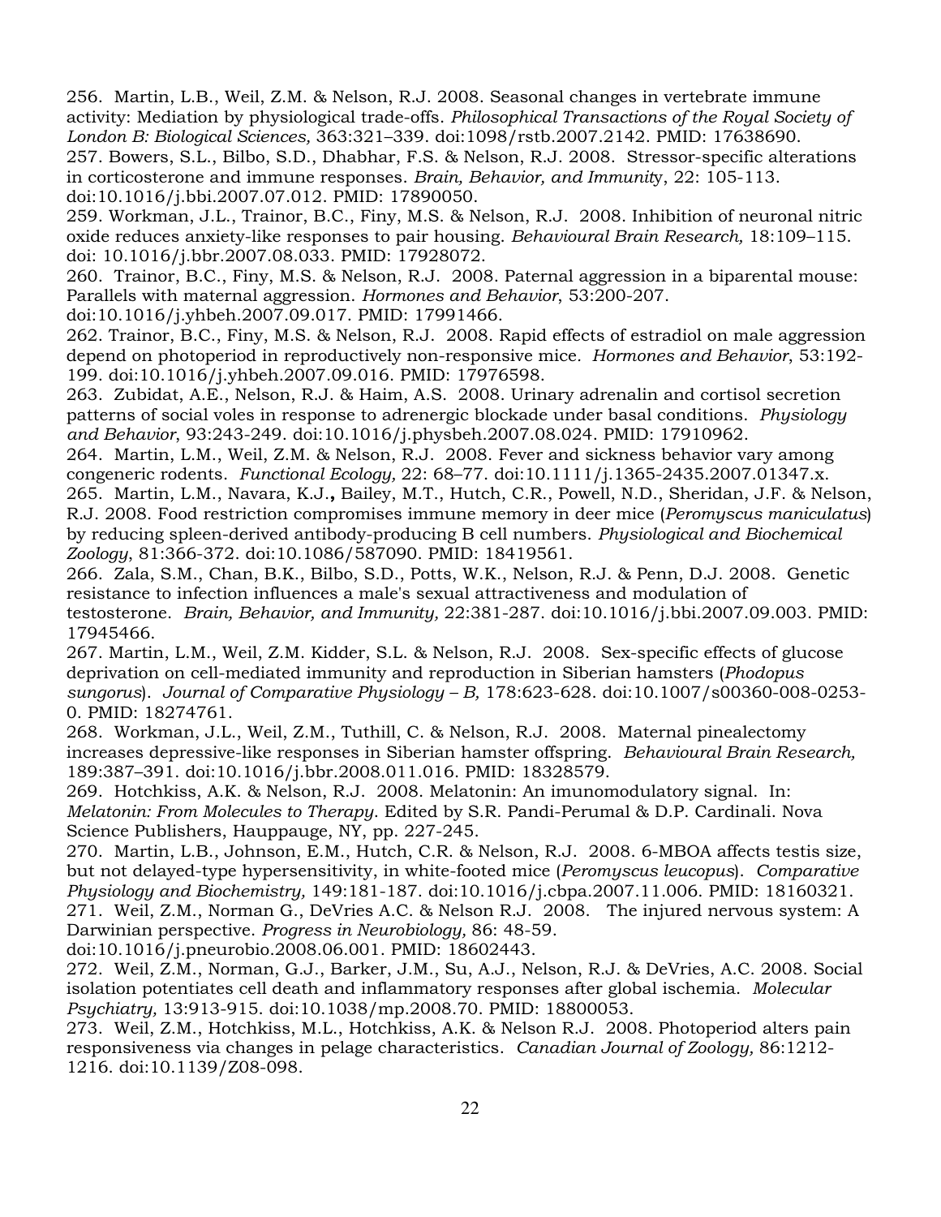256. Martin, L.B., Weil, Z.M. & Nelson, R.J. 2008. Seasonal changes in vertebrate immune activity: Mediation by physiological trade-offs. *Philosophical Transactions of the Royal Society of London B: Biological Sciences,* 363:321–339. doi:1098/rstb.2007.2142. PMID: 17638690.
257. Bowers, S.L., Bilbo, S.D., Dhabhar, F.S. & Nelson, R.J. 2008. Stressor-specific alterations in corticosterone and immune responses. *Brain, Behavior, and Immunity*, 22: 105-113. doi:10.1016/j.bbi.2007.07.012. PMID: 17890050.
259. Workman, J.L., Trainor, B.C., Finy, M.S. & Nelson, R.J. 2008. Inhibition of neuronal nitric oxide reduces anxiety-like responses to pair housing. *Behavioural Brain Research,* 18:109–115. doi: 10.1016/j.bbr.2007.08.033. PMID: 17928072.
260. Trainor, B.C., Finy, M.S. & Nelson, R.J. 2008. Paternal aggression in a biparental mouse: Parallels with maternal aggression. *Hormones and Behavior*, 53:200-207. doi:10.1016/j.yhbeh.2007.09.017. PMID: 17991466.
262. Trainor, B.C., Finy, M.S. & Nelson, R.J. 2008. Rapid effects of estradiol on male aggression depend on photoperiod in reproductively non-responsive mice. *Hormones and Behavior*, 53:192-199. doi:10.1016/j.yhbeh.2007.09.016. PMID: 17976598.
263. Zubidat, A.E., Nelson, R.J. & Haim, A.S. 2008. Urinary adrenalin and cortisol secretion patterns of social voles in response to adrenergic blockade under basal conditions. *Physiology and Behavior*, 93:243-249. doi:10.1016/j.physbeh.2007.08.024. PMID: 17910962.
264. Martin, L.M., Weil, Z.M. & Nelson, R.J. 2008. Fever and sickness behavior vary among congeneric rodents. *Functional Ecology,* 22: 68–77. doi:10.1111/j.1365-2435.2007.01347.x.
265. Martin, L.M., Navara, K.J., Bailey, M.T., Hutch, C.R., Powell, N.D., Sheridan, J.F. & Nelson, R.J. 2008. Food restriction compromises immune memory in deer mice (*Peromyscus maniculatus*) by reducing spleen-derived antibody-producing B cell numbers. *Physiological and Biochemical Zoology*, 81:366-372. doi:10.1086/587090. PMID: 18419561.
266. Zala, S.M., Chan, B.K., Bilbo, S.D., Potts, W.K., Nelson, R.J. & Penn, D.J. 2008. Genetic resistance to infection influences a male's sexual attractiveness and modulation of testosterone. *Brain, Behavior, and Immunity,* 22:381-287. doi:10.1016/j.bbi.2007.09.003. PMID: 17945466.
267. Martin, L.M., Weil, Z.M. Kidder, S.L. & Nelson, R.J. 2008. Sex-specific effects of glucose deprivation on cell-mediated immunity and reproduction in Siberian hamsters (*Phodopus sungorus*). *Journal of Comparative Physiology – B,* 178:623-628. doi:10.1007/s00360-008-0253-0. PMID: 18274761.
268. Workman, J.L., Weil, Z.M., Tuthill, C. & Nelson, R.J. 2008. Maternal pinealectomy increases depressive-like responses in Siberian hamster offspring. *Behavioural Brain Research,* 189:387–391. doi:10.1016/j.bbr.2008.011.016. PMID: 18328579.
269. Hotchkiss, A.K. & Nelson, R.J. 2008. Melatonin: An imunomodulatory signal. In: *Melatonin: From Molecules to Therapy.* Edited by S.R. Pandi-Perumal & D.P. Cardinali. Nova Science Publishers, Hauppauge, NY, pp. 227-245.
270. Martin, L.B., Johnson, E.M., Hutch, C.R. & Nelson, R.J. 2008. 6-MBOA affects testis size, but not delayed-type hypersensitivity, in white-footed mice (*Peromyscus leucopus*). *Comparative Physiology and Biochemistry,* 149:181-187. doi:10.1016/j.cbpa.2007.11.006. PMID: 18160321.
271. Weil, Z.M., Norman G., DeVries A.C. & Nelson R.J. 2008. The injured nervous system: A Darwinian perspective. *Progress in Neurobiology,* 86: 48-59. doi:10.1016/j.pneurobio.2008.06.001. PMID: 18602443.
272. Weil, Z.M., Norman, G.J., Barker, J.M., Su, A.J., Nelson, R.J. & DeVries, A.C. 2008. Social isolation potentiates cell death and inflammatory responses after global ischemia. *Molecular Psychiatry,* 13:913-915. doi:10.1038/mp.2008.70. PMID: 18800053.
273. Weil, Z.M., Hotchkiss, M.L., Hotchkiss, A.K. & Nelson R.J. 2008. Photoperiod alters pain responsiveness via changes in pelage characteristics. *Canadian Journal of Zoology,* 86:1212-1216. doi:10.1139/Z08-098.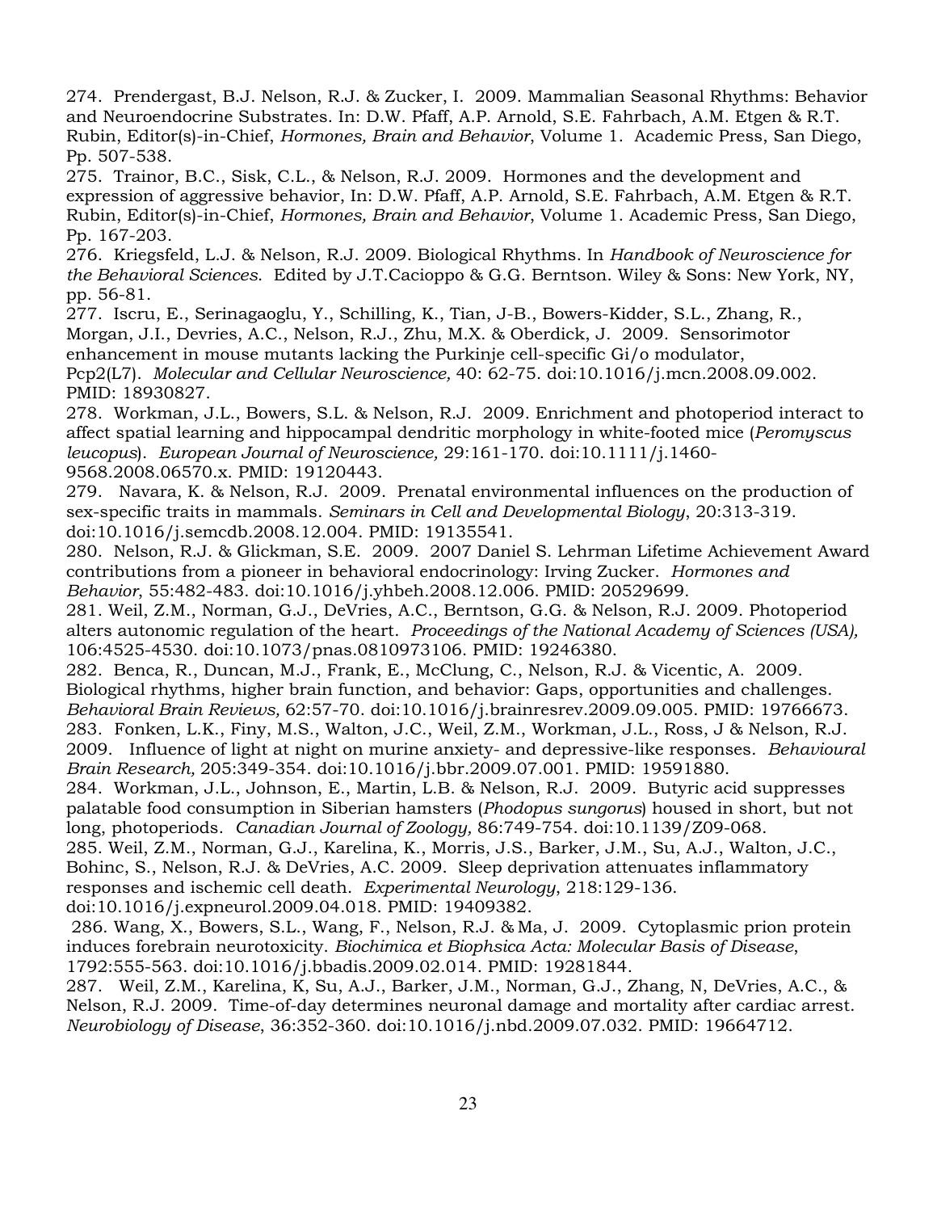274. Prendergast, B.J. Nelson, R.J. & Zucker, I. 2009. Mammalian Seasonal Rhythms: Behavior and Neuroendocrine Substrates. In: D.W. Pfaff, A.P. Arnold, S.E. Fahrbach, A.M. Etgen & R.T. Rubin, Editor(s)-in-Chief, *Hormones, Brain and Behavior*, Volume 1. Academic Press, San Diego, Pp. 507-538.

275. Trainor, B.C., Sisk, C.L., & Nelson, R.J. 2009. Hormones and the development and expression of aggressive behavior, In: D.W. Pfaff, A.P. Arnold, S.E. Fahrbach, A.M. Etgen & R.T. Rubin, Editor(s)-in-Chief, *Hormones, Brain and Behavior*, Volume 1. Academic Press, San Diego, Pp. 167-203.

276. Kriegsfeld, L.J. & Nelson, R.J. 2009. Biological Rhythms. In *Handbook of Neuroscience for the Behavioral Sciences*. Edited by J.T.Cacioppo & G.G. Berntson. Wiley & Sons: New York, NY, pp. 56-81.

277. Iscru, E., Serinagaoglu, Y., Schilling, K., Tian, J-B., Bowers-Kidder, S.L., Zhang, R., Morgan, J.I., Devries, A.C., Nelson, R.J., Zhu, M.X. & Oberdick, J. 2009. Sensorimotor enhancement in mouse mutants lacking the Purkinje cell-specific Gi/o modulator, Pcp2(L7). *Molecular and Cellular Neuroscience,* 40: 62-75. doi:10.1016/j.mcn.2008.09.002. PMID: 18930827.

278. Workman, J.L., Bowers, S.L. & Nelson, R.J. 2009. Enrichment and photoperiod interact to affect spatial learning and hippocampal dendritic morphology in white-footed mice (*Peromyscus leucopus*). *European Journal of Neuroscience,* 29:161-170. doi:10.1111/j.1460-9568.2008.06570.x. PMID: 19120443.

279. Navara, K. & Nelson, R.J. 2009. Prenatal environmental influences on the production of sex-specific traits in mammals. *Seminars in Cell and Developmental Biology*, 20:313-319. doi:10.1016/j.semcdb.2008.12.004. PMID: 19135541.

280. Nelson, R.J. & Glickman, S.E. 2009. 2007 Daniel S. Lehrman Lifetime Achievement Award contributions from a pioneer in behavioral endocrinology: Irving Zucker. *Hormones and Behavior*, 55:482-483. doi:10.1016/j.yhbeh.2008.12.006. PMID: 20529699.

281. Weil, Z.M., Norman, G.J., DeVries, A.C., Berntson, G.G. & Nelson, R.J. 2009. Photoperiod alters autonomic regulation of the heart. *Proceedings of the National Academy of Sciences (USA),* 106:4525-4530. doi:10.1073/pnas.0810973106. PMID: 19246380.

282. Benca, R., Duncan, M.J., Frank, E., McClung, C., Nelson, R.J. & Vicentic, A. 2009. Biological rhythms, higher brain function, and behavior: Gaps, opportunities and challenges. *Behavioral Brain Reviews,* 62:57-70. doi:10.1016/j.brainresrev.2009.09.005. PMID: 19766673.

283. Fonken, L.K., Finy, M.S., Walton, J.C., Weil, Z.M., Workman, J.L., Ross, J & Nelson, R.J. 2009. Influence of light at night on murine anxiety- and depressive-like responses. *Behavioural Brain Research,* 205:349-354. doi:10.1016/j.bbr.2009.07.001. PMID: 19591880.

284. Workman, J.L., Johnson, E., Martin, L.B. & Nelson, R.J. 2009. Butyric acid suppresses palatable food consumption in Siberian hamsters (*Phodopus sungorus*) housed in short, but not long, photoperiods. *Canadian Journal of Zoology,* 86:749-754. doi:10.1139/Z09-068.

285. Weil, Z.M., Norman, G.J., Karelina, K., Morris, J.S., Barker, J.M., Su, A.J., Walton, J.C., Bohinc, S., Nelson, R.J. & DeVries, A.C. 2009. Sleep deprivation attenuates inflammatory responses and ischemic cell death. *Experimental Neurology*, 218:129-136. doi:10.1016/j.expneurol.2009.04.018. PMID: 19409382.

286. Wang, X., Bowers, S.L., Wang, F., Nelson, R.J. & Ma, J. 2009. Cytoplasmic prion protein induces forebrain neurotoxicity. *Biochimica et Biophsica Acta: Molecular Basis of Disease*, 1792:555-563. doi:10.1016/j.bbadis.2009.02.014. PMID: 19281844.

287. Weil, Z.M., Karelina, K, Su, A.J., Barker, J.M., Norman, G.J., Zhang, N, DeVries, A.C., & Nelson, R.J. 2009. Time-of-day determines neuronal damage and mortality after cardiac arrest. *Neurobiology of Disease*, 36:352-360. doi:10.1016/j.nbd.2009.07.032. PMID: 19664712.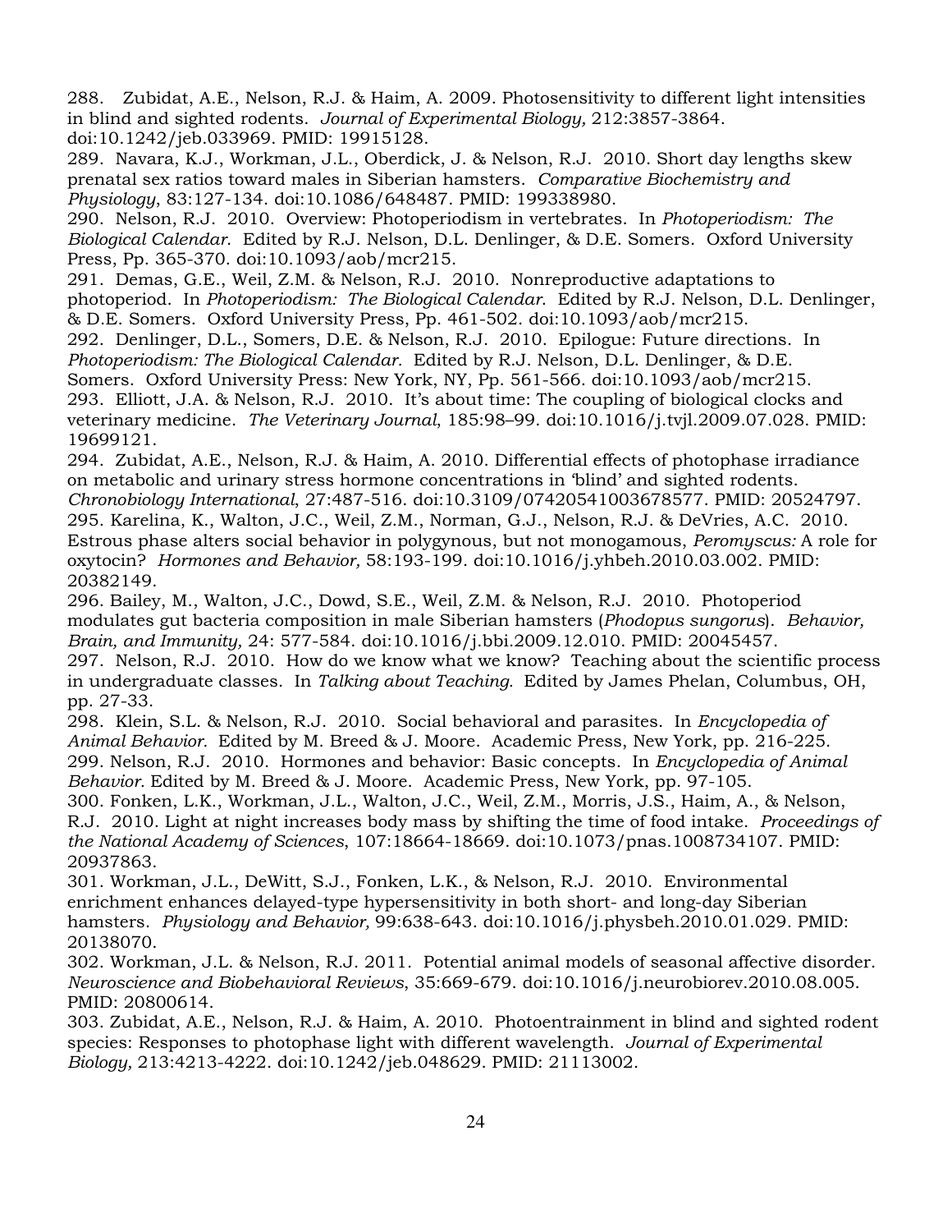288. Zubidat, A.E., Nelson, R.J. & Haim, A. 2009. Photosensitivity to different light intensities in blind and sighted rodents. *Journal of Experimental Biology,* 212:3857-3864. doi:10.1242/jeb.033969. PMID: 19915128.

289. Navara, K.J., Workman, J.L., Oberdick, J. & Nelson, R.J. 2010. Short day lengths skew prenatal sex ratios toward males in Siberian hamsters. *Comparative Biochemistry and Physiology*, 83:127-134. doi:10.1086/648487. PMID: 199338980.

290. Nelson, R.J. 2010. Overview: Photoperiodism in vertebrates. In *Photoperiodism: The Biological Calendar*. Edited by R.J. Nelson, D.L. Denlinger, & D.E. Somers. Oxford University Press, Pp. 365-370. doi:10.1093/aob/mcr215.

291. Demas, G.E., Weil, Z.M. & Nelson, R.J. 2010. Nonreproductive adaptations to photoperiod. In *Photoperiodism: The Biological Calendar*. Edited by R.J. Nelson, D.L. Denlinger, & D.E. Somers. Oxford University Press, Pp. 461-502. doi:10.1093/aob/mcr215.

292. Denlinger, D.L., Somers, D.E. & Nelson, R.J. 2010. Epilogue: Future directions. In *Photoperiodism: The Biological Calendar*. Edited by R.J. Nelson, D.L. Denlinger, & D.E. Somers. Oxford University Press: New York, NY, Pp. 561-566. doi:10.1093/aob/mcr215.

293. Elliott, J.A. & Nelson, R.J. 2010. It's about time: The coupling of biological clocks and veterinary medicine. *The Veterinary Journal*, 185:98–99. doi:10.1016/j.tvjl.2009.07.028. PMID: 19699121.

294. Zubidat, A.E., Nelson, R.J. & Haim, A. 2010. Differential effects of photophase irradiance on metabolic and urinary stress hormone concentrations in 'blind' and sighted rodents. *Chronobiology International*, 27:487-516. doi:10.3109/07420541003678577. PMID: 20524797.

295. Karelina, K., Walton, J.C., Weil, Z.M., Norman, G.J., Nelson, R.J. & DeVries, A.C. 2010. Estrous phase alters social behavior in polygynous, but not monogamous, *Peromyscus:* A role for oxytocin? *Hormones and Behavior,* 58:193-199. doi:10.1016/j.yhbeh.2010.03.002. PMID: 20382149.

296. Bailey, M., Walton, J.C., Dowd, S.E., Weil, Z.M. & Nelson, R.J. 2010. Photoperiod modulates gut bacteria composition in male Siberian hamsters (*Phodopus sungorus*). *Behavior, Brain, and Immunity,* 24: 577-584. doi:10.1016/j.bbi.2009.12.010. PMID: 20045457.

297. Nelson, R.J. 2010. How do we know what we know? Teaching about the scientific process in undergraduate classes. In *Talking about Teaching.* Edited by James Phelan, Columbus, OH, pp. 27-33.

298. Klein, S.L. & Nelson, R.J. 2010. Social behavioral and parasites. In *Encyclopedia of Animal Behavior.* Edited by M. Breed & J. Moore. Academic Press, New York, pp. 216-225.

299. Nelson, R.J. 2010. Hormones and behavior: Basic concepts. In *Encyclopedia of Animal Behavior.* Edited by M. Breed & J. Moore. Academic Press, New York, pp. 97-105.

300. Fonken, L.K., Workman, J.L., Walton, J.C., Weil, Z.M., Morris, J.S., Haim, A., & Nelson, R.J. 2010. Light at night increases body mass by shifting the time of food intake. *Proceedings of the National Academy of Sciences*, 107:18664-18669. doi:10.1073/pnas.1008734107. PMID: 20937863.

301. Workman, J.L., DeWitt, S.J., Fonken, L.K., & Nelson, R.J. 2010. Environmental enrichment enhances delayed-type hypersensitivity in both short- and long-day Siberian hamsters. *Physiology and Behavior,* 99:638-643. doi:10.1016/j.physbeh.2010.01.029. PMID: 20138070.

302. Workman, J.L. & Nelson, R.J. 2011. Potential animal models of seasonal affective disorder. *Neuroscience and Biobehavioral Reviews*, 35:669-679. doi:10.1016/j.neurobiorev.2010.08.005. PMID: 20800614.

303. Zubidat, A.E., Nelson, R.J. & Haim, A. 2010. Photoentrainment in blind and sighted rodent species: Responses to photophase light with different wavelength. *Journal of Experimental Biology,* 213:4213-4222. doi:10.1242/jeb.048629. PMID: 21113002.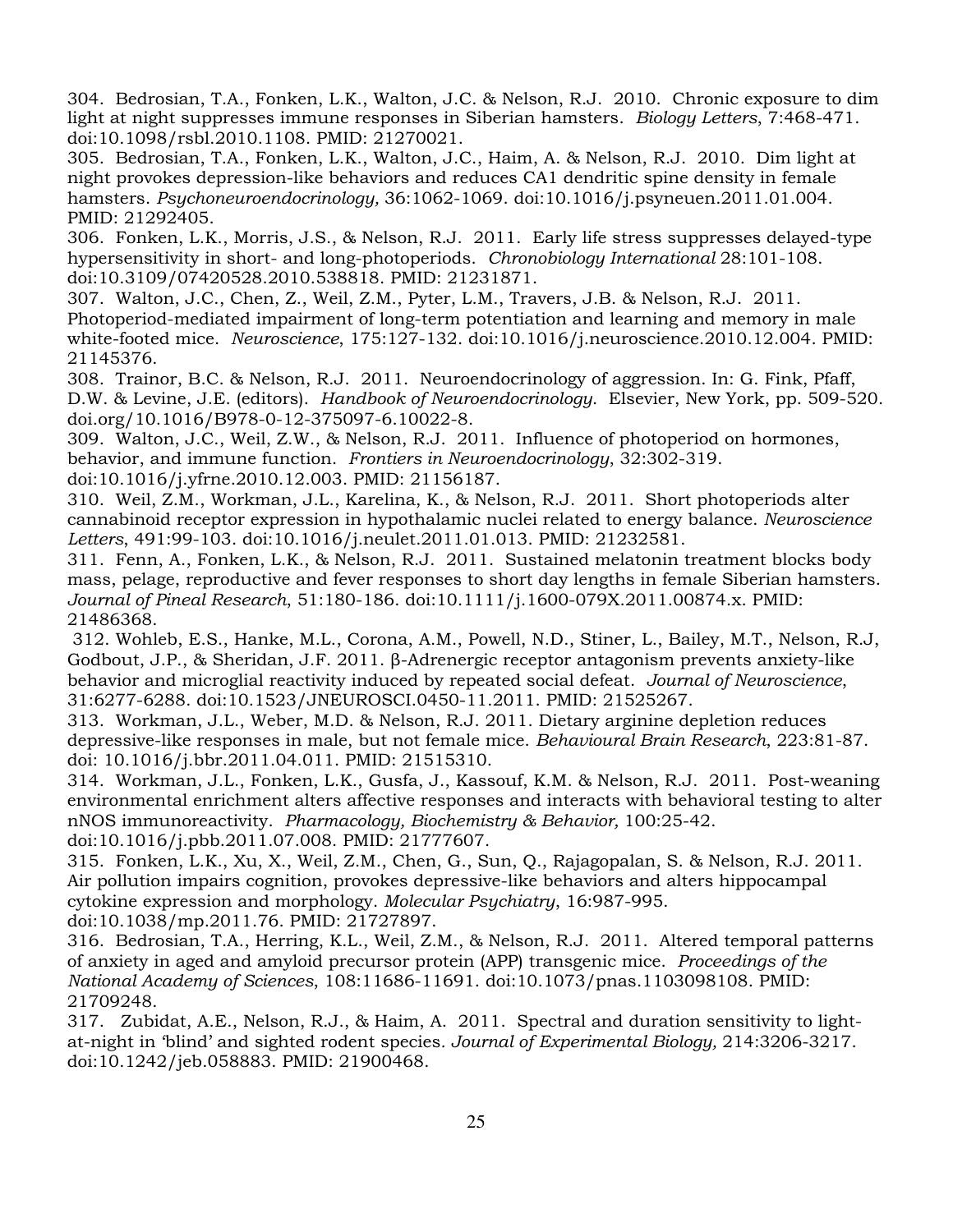304. Bedrosian, T.A., Fonken, L.K., Walton, J.C. & Nelson, R.J. 2010. Chronic exposure to dim light at night suppresses immune responses in Siberian hamsters. *Biology Letters*, 7:468-471. doi:10.1098/rsbl.2010.1108. PMID: 21270021.

305. Bedrosian, T.A., Fonken, L.K., Walton, J.C., Haim, A. & Nelson, R.J. 2010. Dim light at night provokes depression-like behaviors and reduces CA1 dendritic spine density in female hamsters. *Psychoneuroendocrinology,* 36:1062-1069. doi:10.1016/j.psyneuen.2011.01.004. PMID: 21292405.

306. Fonken, L.K., Morris, J.S., & Nelson, R.J. 2011. Early life stress suppresses delayed-type hypersensitivity in short- and long-photoperiods. *Chronobiology International* 28:101-108. doi:10.3109/07420528.2010.538818. PMID: 21231871.

307. Walton, J.C., Chen, Z., Weil, Z.M., Pyter, L.M., Travers, J.B. & Nelson, R.J. 2011. Photoperiod-mediated impairment of long-term potentiation and learning and memory in male white-footed mice. *Neuroscience*, 175:127-132. doi:10.1016/j.neuroscience.2010.12.004. PMID: 21145376.

308. Trainor, B.C. & Nelson, R.J. 2011. Neuroendocrinology of aggression. In: G. Fink, Pfaff, D.W. & Levine, J.E. (editors). *Handbook of Neuroendocrinology.* Elsevier, New York, pp. 509-520. doi.org/10.1016/B978-0-12-375097-6.10022-8.

309. Walton, J.C., Weil, Z.W., & Nelson, R.J. 2011. Influence of photoperiod on hormones, behavior, and immune function. *Frontiers in Neuroendocrinology*, 32:302-319. doi:10.1016/j.yfrne.2010.12.003. PMID: 21156187.

310. Weil, Z.M., Workman, J.L., Karelina, K., & Nelson, R.J. 2011. Short photoperiods alter cannabinoid receptor expression in hypothalamic nuclei related to energy balance. *Neuroscience Letters*, 491:99-103. doi:10.1016/j.neulet.2011.01.013. PMID: 21232581.

311. Fenn, A., Fonken, L.K., & Nelson, R.J. 2011. Sustained melatonin treatment blocks body mass, pelage, reproductive and fever responses to short day lengths in female Siberian hamsters. *Journal of Pineal Research*, 51:180-186. doi:10.1111/j.1600-079X.2011.00874.x. PMID: 21486368.

312. Wohleb, E.S., Hanke, M.L., Corona, A.M., Powell, N.D., Stiner, L., Bailey, M.T., Nelson, R.J, Godbout, J.P., & Sheridan, J.F. 2011. β-Adrenergic receptor antagonism prevents anxiety-like behavior and microglial reactivity induced by repeated social defeat. *Journal of Neuroscience*, 31:6277-6288. doi:10.1523/JNEUROSCI.0450-11.2011. PMID: 21525267.

313. Workman, J.L., Weber, M.D. & Nelson, R.J. 2011. Dietary arginine depletion reduces depressive-like responses in male, but not female mice. *Behavioural Brain Research*, 223:81-87. doi: 10.1016/j.bbr.2011.04.011. PMID: 21515310.

314. Workman, J.L., Fonken, L.K., Gusfa, J., Kassouf, K.M. & Nelson, R.J. 2011. Post-weaning environmental enrichment alters affective responses and interacts with behavioral testing to alter nNOS immunoreactivity. *Pharmacology, Biochemistry & Behavior,* 100:25-42. doi:10.1016/j.pbb.2011.07.008. PMID: 21777607.

315. Fonken, L.K., Xu, X., Weil, Z.M., Chen, G., Sun, Q., Rajagopalan, S. & Nelson, R.J. 2011. Air pollution impairs cognition, provokes depressive-like behaviors and alters hippocampal cytokine expression and morphology. *Molecular Psychiatry*, 16:987-995. doi:10.1038/mp.2011.76. PMID: 21727897.

316. Bedrosian, T.A., Herring, K.L., Weil, Z.M., & Nelson, R.J. 2011. Altered temporal patterns of anxiety in aged and amyloid precursor protein (APP) transgenic mice. *Proceedings of the National Academy of Sciences*, 108:11686-11691. doi:10.1073/pnas.1103098108. PMID: 21709248.

317. Zubidat, A.E., Nelson, R.J., & Haim, A. 2011. Spectral and duration sensitivity to light-at-night in 'blind' and sighted rodent species. *Journal of Experimental Biology,* 214:3206-3217. doi:10.1242/jeb.058883. PMID: 21900468.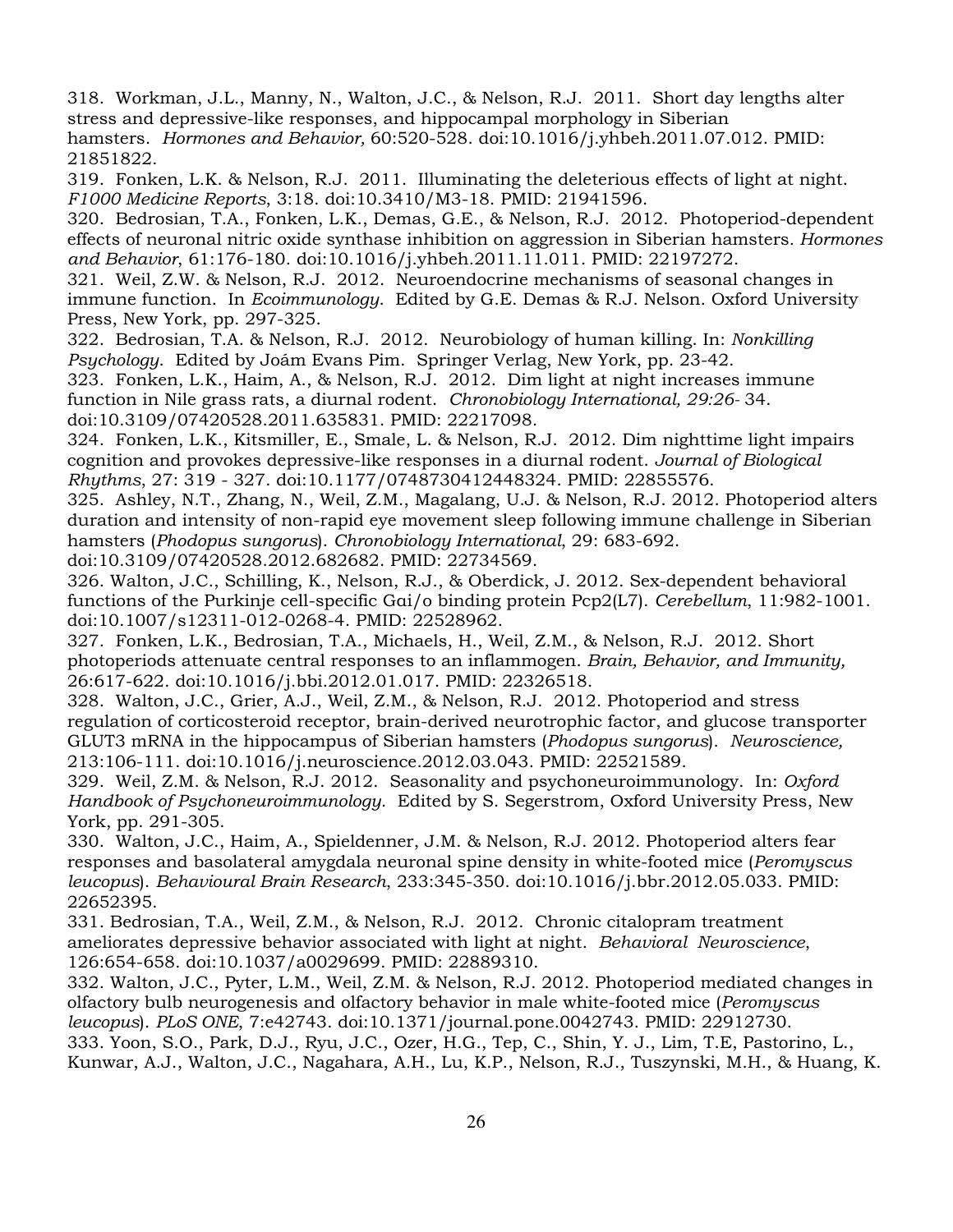318. Workman, J.L., Manny, N., Walton, J.C., & Nelson, R.J. 2011. Short day lengths alter stress and depressive-like responses, and hippocampal morphology in Siberian hamsters. *Hormones and Behavior,* 60:520-528. doi:10.1016/j.yhbeh.2011.07.012. PMID: 21851822.

319. Fonken, L.K. & Nelson, R.J. 2011. Illuminating the deleterious effects of light at night. *F1000 Medicine Reports*, 3:18. doi:10.3410/M3-18. PMID: 21941596.

320. Bedrosian, T.A., Fonken, L.K., Demas, G.E., & Nelson, R.J. 2012. Photoperiod-dependent effects of neuronal nitric oxide synthase inhibition on aggression in Siberian hamsters. *Hormones and Behavior*, 61:176-180. doi:10.1016/j.yhbeh.2011.11.011. PMID: 22197272.

321. Weil, Z.W. & Nelson, R.J. 2012. Neuroendocrine mechanisms of seasonal changes in immune function. In *Ecoimmunology*. Edited by G.E. Demas & R.J. Nelson. Oxford University Press, New York, pp. 297-325.

322. Bedrosian, T.A. & Nelson, R.J. 2012. Neurobiology of human killing. In: *Nonkilling Psychology*. Edited by Joám Evans Pim. Springer Verlag, New York, pp. 23-42.

323. Fonken, L.K., Haim, A., & Nelson, R.J. 2012. Dim light at night increases immune function in Nile grass rats, a diurnal rodent. *Chronobiology International, 29:26-* 34. doi:10.3109/07420528.2011.635831. PMID: 22217098.

324. Fonken, L.K., Kitsmiller, E., Smale, L. & Nelson, R.J. 2012. Dim nighttime light impairs cognition and provokes depressive-like responses in a diurnal rodent. *Journal of Biological Rhythms*, 27: 319 - 327. doi:10.1177/0748730412448324. PMID: 22855576.

325. Ashley, N.T., Zhang, N., Weil, Z.M., Magalang, U.J. & Nelson, R.J. 2012. Photoperiod alters duration and intensity of non-rapid eye movement sleep following immune challenge in Siberian hamsters (*Phodopus sungorus*). *Chronobiology International*, 29: 683-692. doi:10.3109/07420528.2012.682682. PMID: 22734569.

326. Walton, J.C., Schilling, K., Nelson, R.J., & Oberdick, J. 2012. Sex-dependent behavioral functions of the Purkinje cell-specific Gαi/o binding protein Pcp2(L7). *Cerebellum*, 11:982-1001. doi:10.1007/s12311-012-0268-4. PMID: 22528962.

327. Fonken, L.K., Bedrosian, T.A., Michaels, H., Weil, Z.M., & Nelson, R.J. 2012. Short photoperiods attenuate central responses to an inflammogen. *Brain, Behavior, and Immunity,* 26:617-622. doi:10.1016/j.bbi.2012.01.017. PMID: 22326518.

328. Walton, J.C., Grier, A.J., Weil, Z.M., & Nelson, R.J. 2012. Photoperiod and stress regulation of corticosteroid receptor, brain-derived neurotrophic factor, and glucose transporter GLUT3 mRNA in the hippocampus of Siberian hamsters (*Phodopus sungorus*). *Neuroscience,* 213:106-111. doi:10.1016/j.neuroscience.2012.03.043. PMID: 22521589.

329. Weil, Z.M. & Nelson, R.J. 2012. Seasonality and psychoneuroimmunology. In: *Oxford Handbook of Psychoneuroimmunology*. Edited by S. Segerstrom, Oxford University Press, New York, pp. 291-305.

330. Walton, J.C., Haim, A., Spieldenner, J.M. & Nelson, R.J. 2012. Photoperiod alters fear responses and basolateral amygdala neuronal spine density in white-footed mice (*Peromyscus leucopus*). *Behavioural Brain Research*, 233:345-350. doi:10.1016/j.bbr.2012.05.033. PMID: 22652395.

331. Bedrosian, T.A., Weil, Z.M., & Nelson, R.J. 2012. Chronic citalopram treatment ameliorates depressive behavior associated with light at night. *Behavioral Neuroscience*, 126:654-658. doi:10.1037/a0029699. PMID: 22889310.

332. Walton, J.C., Pyter, L.M., Weil, Z.M. & Nelson, R.J. 2012. Photoperiod mediated changes in olfactory bulb neurogenesis and olfactory behavior in male white-footed mice (*Peromyscus leucopus*). *PLoS ONE*, 7:e42743. doi:10.1371/journal.pone.0042743. PMID: 22912730.

333. Yoon, S.O., Park, D.J., Ryu, J.C., Ozer, H.G., Tep, C., Shin, Y. J., Lim, T.E, Pastorino, L., Kunwar, A.J., Walton, J.C., Nagahara, A.H., Lu, K.P., Nelson, R.J., Tuszynski, M.H., & Huang, K.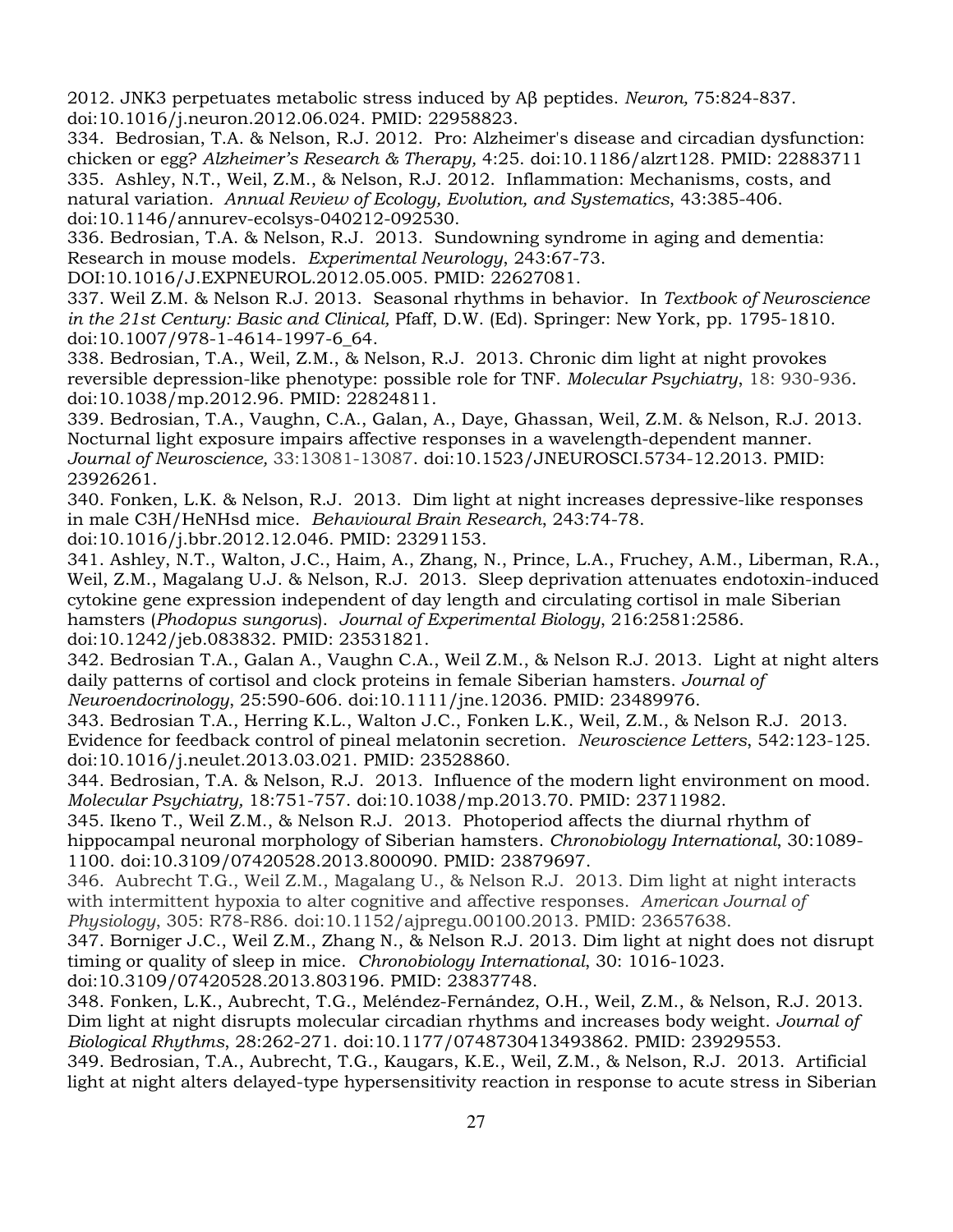2012. JNK3 perpetuates metabolic stress induced by Aβ peptides. *Neuron,* 75:824-837. doi:10.1016/j.neuron.2012.06.024. PMID: 22958823.

334. Bedrosian, T.A. & Nelson, R.J. 2012. Pro: Alzheimer's disease and circadian dysfunction: chicken or egg? *Alzheimer's Research & Therapy,* 4:25. doi:10.1186/alzrt128. PMID: 22883711

335. Ashley, N.T., Weil, Z.M., & Nelson, R.J. 2012. Inflammation: Mechanisms, costs, and natural variation. *Annual Review of Ecology, Evolution, and Systematics*, 43:385-406. doi:10.1146/annurev-ecolsys-040212-092530.

336. Bedrosian, T.A. & Nelson, R.J. 2013. Sundowning syndrome in aging and dementia: Research in mouse models. *Experimental Neurology*, 243:67-73. DOI:10.1016/J.EXPNEUROL.2012.05.005. PMID: 22627081.

337. Weil Z.M. & Nelson R.J. 2013. Seasonal rhythms in behavior. In *Textbook of Neuroscience in the 21st Century: Basic and Clinical,* Pfaff, D.W. (Ed). Springer: New York, pp. 1795-1810. doi:10.1007/978-1-4614-1997-6_64.

338. Bedrosian, T.A., Weil, Z.M., & Nelson, R.J. 2013. Chronic dim light at night provokes reversible depression-like phenotype: possible role for TNF. *Molecular Psychiatry*, 18: 930-936. doi:10.1038/mp.2012.96. PMID: 22824811.

339. Bedrosian, T.A., Vaughn, C.A., Galan, A., Daye, Ghassan, Weil, Z.M. & Nelson, R.J. 2013. Nocturnal light exposure impairs affective responses in a wavelength-dependent manner. *Journal of Neuroscience,* 33:13081-13087. doi:10.1523/JNEUROSCI.5734-12.2013. PMID: 23926261.

340. Fonken, L.K. & Nelson, R.J. 2013. Dim light at night increases depressive-like responses in male C3H/HeNHsd mice. *Behavioural Brain Research*, 243:74-78. doi:10.1016/j.bbr.2012.12.046. PMID: 23291153.

341. Ashley, N.T., Walton, J.C., Haim, A., Zhang, N., Prince, L.A., Fruchey, A.M., Liberman, R.A., Weil, Z.M., Magalang U.J. & Nelson, R.J. 2013. Sleep deprivation attenuates endotoxin-induced cytokine gene expression independent of day length and circulating cortisol in male Siberian hamsters (*Phodopus sungorus*). *Journal of Experimental Biology*, 216:2581:2586. doi:10.1242/jeb.083832. PMID: 23531821.

342. Bedrosian T.A., Galan A., Vaughn C.A., Weil Z.M., & Nelson R.J. 2013. Light at night alters daily patterns of cortisol and clock proteins in female Siberian hamsters. *Journal of Neuroendocrinology*, 25:590-606. doi:10.1111/jne.12036. PMID: 23489976.

343. Bedrosian T.A., Herring K.L., Walton J.C., Fonken L.K., Weil, Z.M., & Nelson R.J. 2013. Evidence for feedback control of pineal melatonin secretion. *Neuroscience Letters*, 542:123-125. doi:10.1016/j.neulet.2013.03.021. PMID: 23528860.

344. Bedrosian, T.A. & Nelson, R.J. 2013. Influence of the modern light environment on mood. *Molecular Psychiatry,* 18:751-757. doi:10.1038/mp.2013.70. PMID: 23711982.

345. Ikeno T., Weil Z.M., & Nelson R.J. 2013. Photoperiod affects the diurnal rhythm of hippocampal neuronal morphology of Siberian hamsters. *Chronobiology International*, 30:1089-1100. doi:10.3109/07420528.2013.800090. PMID: 23879697.

346. Aubrecht T.G., Weil Z.M., Magalang U., & Nelson R.J. 2013. Dim light at night interacts with intermittent hypoxia to alter cognitive and affective responses. *American Journal of Physiology*, 305: R78-R86. doi:10.1152/ajpregu.00100.2013. PMID: 23657638.

347. Borniger J.C., Weil Z.M., Zhang N., & Nelson R.J. 2013. Dim light at night does not disrupt timing or quality of sleep in mice. *Chronobiology International*, 30: 1016-1023. doi:10.3109/07420528.2013.803196. PMID: 23837748.

348. Fonken, L.K., Aubrecht, T.G., Meléndez-Fernández, O.H., Weil, Z.M., & Nelson, R.J. 2013. Dim light at night disrupts molecular circadian rhythms and increases body weight. *Journal of Biological Rhythms*, 28:262-271. doi:10.1177/0748730413493862. PMID: 23929553.

349. Bedrosian, T.A., Aubrecht, T.G., Kaugars, K.E., Weil, Z.M., & Nelson, R.J. 2013. Artificial light at night alters delayed-type hypersensitivity reaction in response to acute stress in Siberian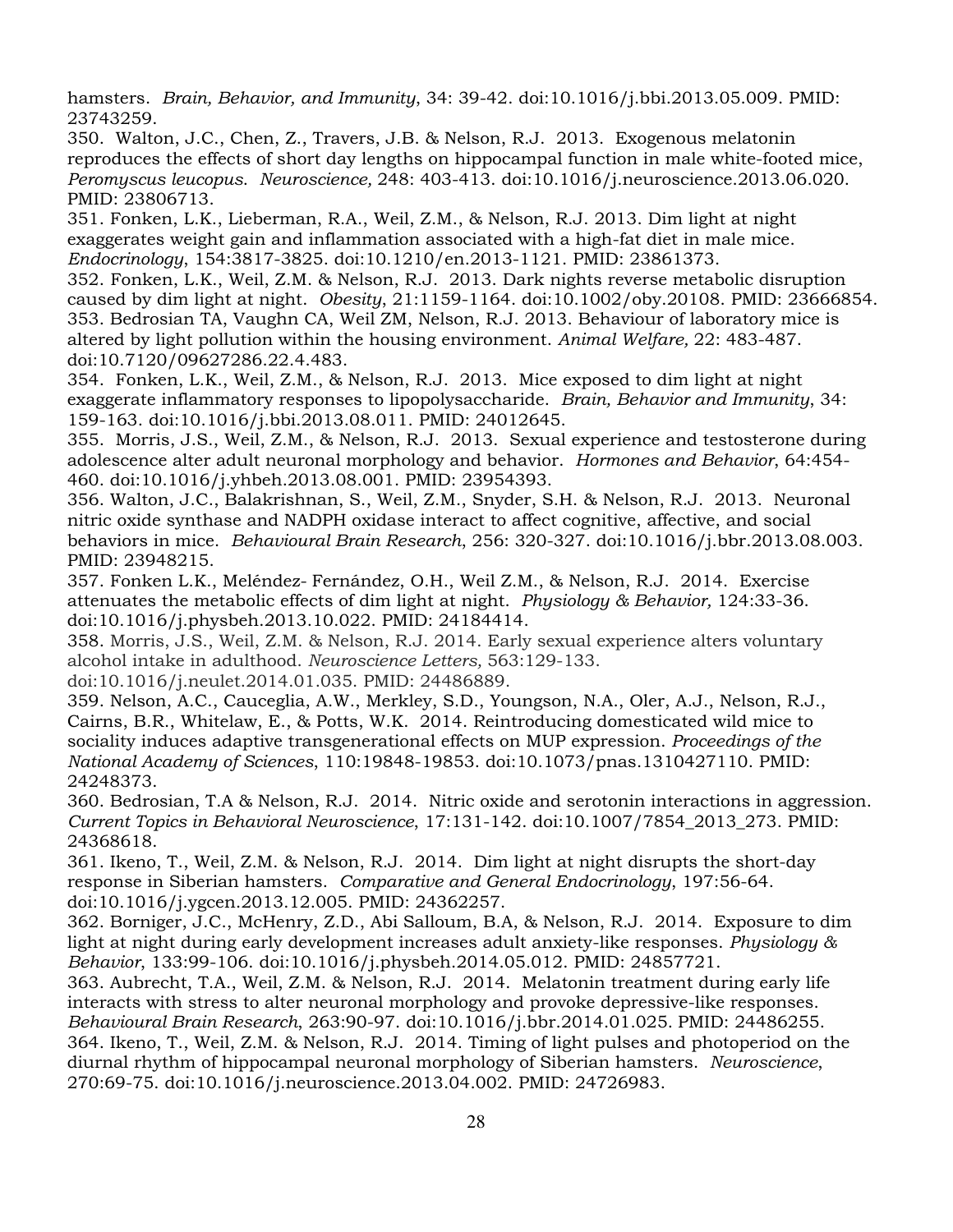hamsters. *Brain, Behavior, and Immunity*, 34: 39-42. doi:10.1016/j.bbi.2013.05.009. PMID: 23743259.

350. Walton, J.C., Chen, Z., Travers, J.B. & Nelson, R.J. 2013. Exogenous melatonin reproduces the effects of short day lengths on hippocampal function in male white-footed mice, *Peromyscus leucopus*. *Neuroscience,* 248: 403-413. doi:10.1016/j.neuroscience.2013.06.020. PMID: 23806713.

351. Fonken, L.K., Lieberman, R.A., Weil, Z.M., & Nelson, R.J. 2013. Dim light at night exaggerates weight gain and inflammation associated with a high-fat diet in male mice. *Endocrinology*, 154:3817-3825. doi:10.1210/en.2013-1121. PMID: 23861373.

352. Fonken, L.K., Weil, Z.M. & Nelson, R.J. 2013. Dark nights reverse metabolic disruption caused by dim light at night. *Obesity*, 21:1159-1164. doi:10.1002/oby.20108. PMID: 23666854.

353. Bedrosian TA, Vaughn CA, Weil ZM, Nelson, R.J. 2013. Behaviour of laboratory mice is altered by light pollution within the housing environment. *Animal Welfare,* 22: 483-487. doi:10.7120/09627286.22.4.483.

354. Fonken, L.K., Weil, Z.M., & Nelson, R.J. 2013. Mice exposed to dim light at night exaggerate inflammatory responses to lipopolysaccharide. *Brain, Behavior and Immunity*, 34: 159-163. doi:10.1016/j.bbi.2013.08.011. PMID: 24012645.

355. Morris, J.S., Weil, Z.M., & Nelson, R.J. 2013. Sexual experience and testosterone during adolescence alter adult neuronal morphology and behavior. *Hormones and Behavior*, 64:454-460. doi:10.1016/j.yhbeh.2013.08.001. PMID: 23954393.

356. Walton, J.C., Balakrishnan, S., Weil, Z.M., Snyder, S.H. & Nelson, R.J. 2013. Neuronal nitric oxide synthase and NADPH oxidase interact to affect cognitive, affective, and social behaviors in mice. *Behavioural Brain Research*, 256: 320-327. doi:10.1016/j.bbr.2013.08.003. PMID: 23948215.

357. Fonken L.K., Meléndez- Fernández, O.H., Weil Z.M., & Nelson, R.J. 2014. Exercise attenuates the metabolic effects of dim light at night. *Physiology & Behavior,* 124:33-36. doi:10.1016/j.physbeh.2013.10.022. PMID: 24184414.

358. Morris, J.S., Weil, Z.M. & Nelson, R.J. 2014. Early sexual experience alters voluntary alcohol intake in adulthood. *Neuroscience Letters,* 563:129-133. doi:10.1016/j.neulet.2014.01.035. PMID: 24486889.

359. Nelson, A.C., Cauceglia, A.W., Merkley, S.D., Youngson, N.A., Oler, A.J., Nelson, R.J., Cairns, B.R., Whitelaw, E., & Potts, W.K. 2014. Reintroducing domesticated wild mice to sociality induces adaptive transgenerational effects on MUP expression. *Proceedings of the National Academy of Sciences*, 110:19848-19853. doi:10.1073/pnas.1310427110. PMID: 24248373.

360. Bedrosian, T.A & Nelson, R.J. 2014. Nitric oxide and serotonin interactions in aggression. *Current Topics in Behavioral Neuroscience*, 17:131-142. doi:10.1007/7854_2013_273. PMID: 24368618.

361. Ikeno, T., Weil, Z.M. & Nelson, R.J. 2014. Dim light at night disrupts the short-day response in Siberian hamsters. *Comparative and General Endocrinology*, 197:56-64. doi:10.1016/j.ygcen.2013.12.005. PMID: 24362257.

362. Borniger, J.C., McHenry, Z.D., Abi Salloum, B.A, & Nelson, R.J. 2014. Exposure to dim light at night during early development increases adult anxiety-like responses. *Physiology & Behavior*, 133:99-106. doi:10.1016/j.physbeh.2014.05.012. PMID: 24857721.

363. Aubrecht, T.A., Weil, Z.M. & Nelson, R.J. 2014. Melatonin treatment during early life interacts with stress to alter neuronal morphology and provoke depressive-like responses. *Behavioural Brain Research*, 263:90-97. doi:10.1016/j.bbr.2014.01.025. PMID: 24486255.

364. Ikeno, T., Weil, Z.M. & Nelson, R.J. 2014. Timing of light pulses and photoperiod on the diurnal rhythm of hippocampal neuronal morphology of Siberian hamsters. *Neuroscience*, 270:69-75. doi:10.1016/j.neuroscience.2013.04.002. PMID: 24726983.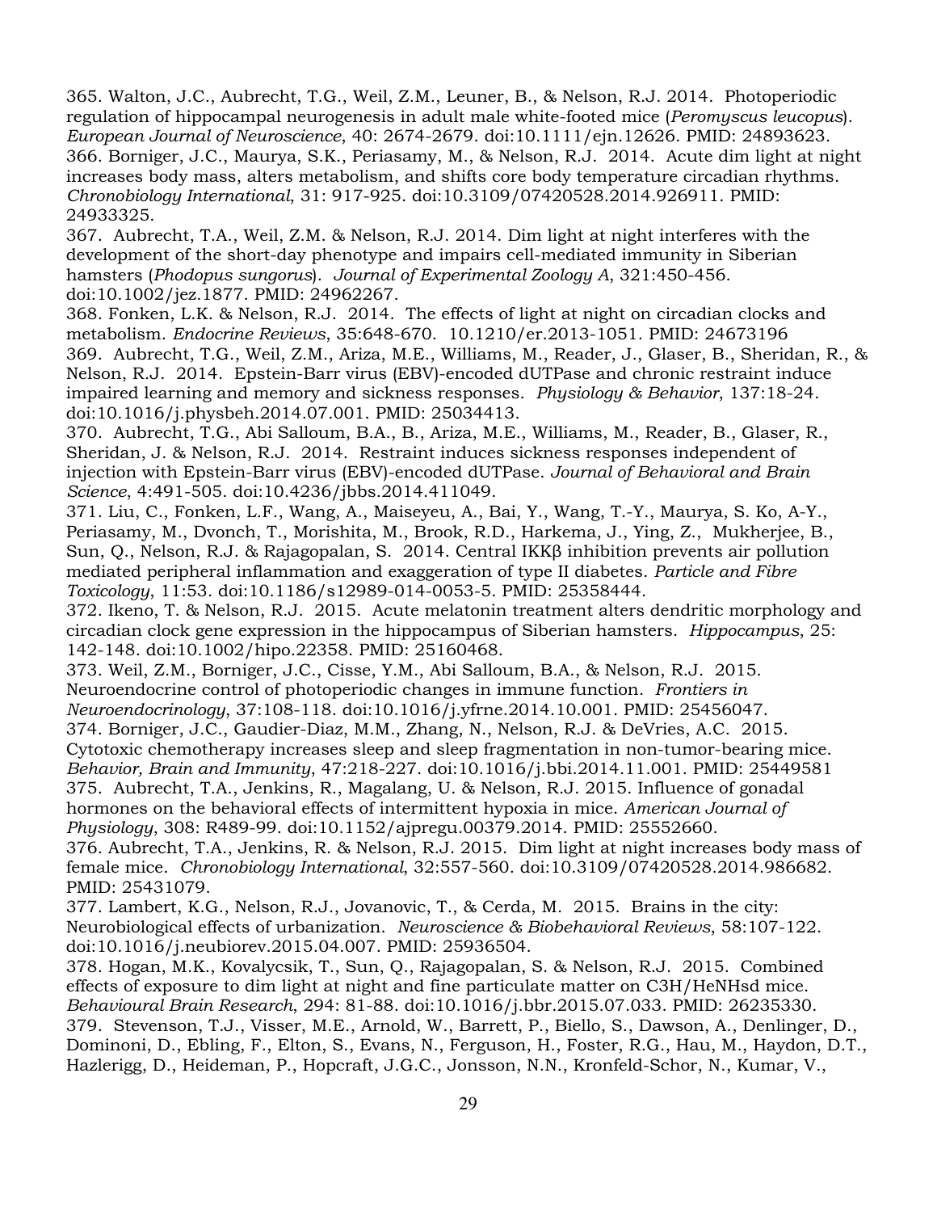365. Walton, J.C., Aubrecht, T.G., Weil, Z.M., Leuner, B., & Nelson, R.J. 2014. Photoperiodic regulation of hippocampal neurogenesis in adult male white-footed mice (*Peromyscus leucopus*). *European Journal of Neuroscience*, 40: 2674-2679. doi:10.1111/ejn.12626. PMID: 24893623.
366. Borniger, J.C., Maurya, S.K., Periasamy, M., & Nelson, R.J. 2014. Acute dim light at night increases body mass, alters metabolism, and shifts core body temperature circadian rhythms. *Chronobiology International*, 31: 917-925. doi:10.3109/07420528.2014.926911. PMID: 24933325.
367. Aubrecht, T.A., Weil, Z.M. & Nelson, R.J. 2014. Dim light at night interferes with the development of the short-day phenotype and impairs cell-mediated immunity in Siberian hamsters (*Phodopus sungorus*). *Journal of Experimental Zoology A*, 321:450-456. doi:10.1002/jez.1877. PMID: 24962267.
368. Fonken, L.K. & Nelson, R.J. 2014. The effects of light at night on circadian clocks and metabolism. *Endocrine Reviews*, 35:648-670. 10.1210/er.2013-1051. PMID: 24673196
369. Aubrecht, T.G., Weil, Z.M., Ariza, M.E., Williams, M., Reader, J., Glaser, B., Sheridan, R., & Nelson, R.J. 2014. Epstein-Barr virus (EBV)-encoded dUTPase and chronic restraint induce impaired learning and memory and sickness responses. *Physiology & Behavior*, 137:18-24. doi:10.1016/j.physbeh.2014.07.001. PMID: 25034413.
370. Aubrecht, T.G., Abi Salloum, B.A., B., Ariza, M.E., Williams, M., Reader, B., Glaser, R., Sheridan, J. & Nelson, R.J. 2014. Restraint induces sickness responses independent of injection with Epstein-Barr virus (EBV)-encoded dUTPase. *Journal of Behavioral and Brain Science*, 4:491-505. doi:10.4236/jbbs.2014.411049.
371. Liu, C., Fonken, L.F., Wang, A., Maiseyeu, A., Bai, Y., Wang, T.-Y., Maurya, S. Ko, A-Y., Periasamy, M., Dvonch, T., Morishita, M., Brook, R.D., Harkema, J., Ying, Z., Mukherjee, B., Sun, Q., Nelson, R.J. & Rajagopalan, S. 2014. Central IKKβ inhibition prevents air pollution mediated peripheral inflammation and exaggeration of type II diabetes. *Particle and Fibre Toxicology*, 11:53. doi:10.1186/s12989-014-0053-5. PMID: 25358444.
372. Ikeno, T. & Nelson, R.J. 2015. Acute melatonin treatment alters dendritic morphology and circadian clock gene expression in the hippocampus of Siberian hamsters. *Hippocampus*, 25: 142-148. doi:10.1002/hipo.22358. PMID: 25160468.
373. Weil, Z.M., Borniger, J.C., Cisse, Y.M., Abi Salloum, B.A., & Nelson, R.J. 2015. Neuroendocrine control of photoperiodic changes in immune function. *Frontiers in Neuroendocrinology*, 37:108-118. doi:10.1016/j.yfrne.2014.10.001. PMID: 25456047.
374. Borniger, J.C., Gaudier-Diaz, M.M., Zhang, N., Nelson, R.J. & DeVries, A.C. 2015. Cytotoxic chemotherapy increases sleep and sleep fragmentation in non-tumor-bearing mice. *Behavior, Brain and Immunity*, 47:218-227. doi:10.1016/j.bbi.2014.11.001. PMID: 25449581
375. Aubrecht, T.A., Jenkins, R., Magalang, U. & Nelson, R.J. 2015. Influence of gonadal hormones on the behavioral effects of intermittent hypoxia in mice. *American Journal of Physiology*, 308: R489-99. doi:10.1152/ajpregu.00379.2014. PMID: 25552660.
376. Aubrecht, T.A., Jenkins, R. & Nelson, R.J. 2015. Dim light at night increases body mass of female mice. *Chronobiology International*, 32:557-560. doi:10.3109/07420528.2014.986682. PMID: 25431079.
377. Lambert, K.G., Nelson, R.J., Jovanovic, T., & Cerda, M. 2015. Brains in the city: Neurobiological effects of urbanization. *Neuroscience & Biobehavioral Reviews*, 58:107-122. doi:10.1016/j.neubiorev.2015.04.007. PMID: 25936504.
378. Hogan, M.K., Kovalycsik, T., Sun, Q., Rajagopalan, S. & Nelson, R.J. 2015. Combined effects of exposure to dim light at night and fine particulate matter on C3H/HeNHsd mice. *Behavioural Brain Research*, 294: 81-88. doi:10.1016/j.bbr.2015.07.033. PMID: 26235330.
379. Stevenson, T.J., Visser, M.E., Arnold, W., Barrett, P., Biello, S., Dawson, A., Denlinger, D., Dominoni, D., Ebling, F., Elton, S., Evans, N., Ferguson, H., Foster, R.G., Hau, M., Haydon, D.T., Hazlerigg, D., Heideman, P., Hopcraft, J.G.C., Jonsson, N.N., Kronfeld-Schor, N., Kumar, V.,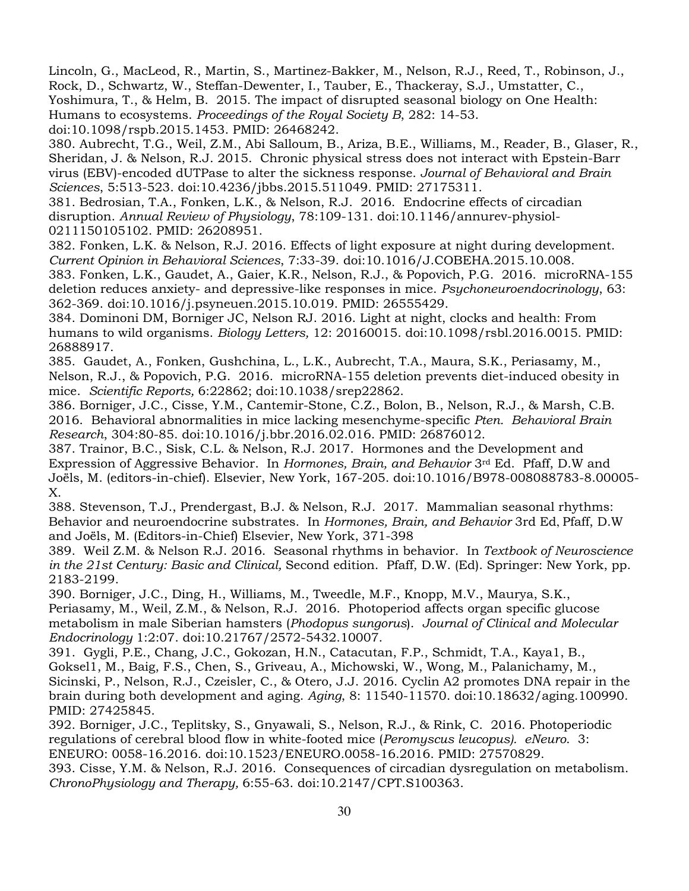Lincoln, G., MacLeod, R., Martin, S., Martinez-Bakker, M., Nelson, R.J., Reed, T., Robinson, J., Rock, D., Schwartz, W., Steffan-Dewenter, I., Tauber, E., Thackeray, S.J., Umstatter, C., Yoshimura, T., & Helm, B. 2015. The impact of disrupted seasonal biology on One Health: Humans to ecosystems. *Proceedings of the Royal Society B*, 282: 14-53. doi:10.1098/rspb.2015.1453. PMID: 26468242.

380. Aubrecht, T.G., Weil, Z.M., Abi Salloum, B., Ariza, B.E., Williams, M., Reader, B., Glaser, R., Sheridan, J. & Nelson, R.J. 2015. Chronic physical stress does not interact with Epstein-Barr virus (EBV)-encoded dUTPase to alter the sickness response. *Journal of Behavioral and Brain Sciences*, 5:513-523. doi:10.4236/jbbs.2015.511049. PMID: 27175311.

381. Bedrosian, T.A., Fonken, L.K., & Nelson, R.J. 2016. Endocrine effects of circadian disruption. *Annual Review of Physiology*, 78:109-131. doi:10.1146/annurev-physiol-0211150105102. PMID: 26208951.

382. Fonken, L.K. & Nelson, R.J. 2016. Effects of light exposure at night during development. *Current Opinion in Behavioral Sciences*, 7:33-39. doi:10.1016/J.COBEHA.2015.10.008.

383. Fonken, L.K., Gaudet, A., Gaier, K.R., Nelson, R.J., & Popovich, P.G. 2016. microRNA-155 deletion reduces anxiety- and depressive-like responses in mice. *Psychoneuroendocrinology*, 63: 362-369. doi:10.1016/j.psyneuen.2015.10.019. PMID: 26555429.

384. Dominoni DM, Borniger JC, Nelson RJ. 2016. Light at night, clocks and health: From humans to wild organisms. *Biology Letters,* 12: 20160015. doi:10.1098/rsbl.2016.0015. PMID: 26888917.

385. Gaudet, A., Fonken, Gushchina, L., L.K., Aubrecht, T.A., Maura, S.K., Periasamy, M., Nelson, R.J., & Popovich, P.G. 2016. microRNA-155 deletion prevents diet-induced obesity in mice. *Scientific Reports,* 6:22862; doi:10.1038/srep22862.

386. Borniger, J.C., Cisse, Y.M., Cantemir-Stone, C.Z., Bolon, B., Nelson, R.J., & Marsh, C.B. 2016. Behavioral abnormalities in mice lacking mesenchyme-specific *Pten. Behavioral Brain Research*, 304:80-85. doi:10.1016/j.bbr.2016.02.016. PMID: 26876012.

387. Trainor, B.C., Sisk, C.L. & Nelson, R.J. 2017. Hormones and the Development and Expression of Aggressive Behavior. In *Hormones, Brain, and Behavior* 3rd Ed. Pfaff, D.W and Joëls, M. (editors-in-chief). Elsevier, New York, 167-205. doi:10.1016/B978-008088783-8.00005-X.

388. Stevenson, T.J., Prendergast, B.J. & Nelson, R.J. 2017. Mammalian seasonal rhythms: Behavior and neuroendocrine substrates. In *Hormones, Brain, and Behavior* 3rd Ed, Pfaff, D.W and Joëls, M. (Editors-in-Chief) Elsevier, New York, 371-398

389. Weil Z.M. & Nelson R.J. 2016. Seasonal rhythms in behavior. In *Textbook of Neuroscience in the 21st Century: Basic and Clinical,* Second edition. Pfaff, D.W. (Ed). Springer: New York, pp. 2183-2199.

390. Borniger, J.C., Ding, H., Williams, M., Tweedle, M.F., Knopp, M.V., Maurya, S.K., Periasamy, M., Weil, Z.M., & Nelson, R.J. 2016. Photoperiod affects organ specific glucose metabolism in male Siberian hamsters (*Phodopus sungorus*). *Journal of Clinical and Molecular Endocrinology* 1:2:07. doi:10.21767/2572-5432.10007.

391. Gygli, P.E., Chang, J.C., Gokozan, H.N., Catacutan, F.P., Schmidt, T.A., Kaya1, B., Goksel1, M., Baig, F.S., Chen, S., Griveau, A., Michowski, W., Wong, M., Palanichamy, M., Sicinski, P., Nelson, R.J., Czeisler, C., & Otero, J.J. 2016. Cyclin A2 promotes DNA repair in the brain during both development and aging. *Aging*, 8: 11540-11570. doi:10.18632/aging.100990. PMID: 27425845.

392. Borniger, J.C., Teplitsky, S., Gnyawali, S., Nelson, R.J., & Rink, C. 2016. Photoperiodic regulations of cerebral blood flow in white-footed mice (*Peromyscus leucopus*). *eNeuro*. 3: ENEURO: 0058-16.2016. doi:10.1523/ENEURO.0058-16.2016. PMID: 27570829.

393. Cisse, Y.M. & Nelson, R.J. 2016. Consequences of circadian dysregulation on metabolism. *ChronoPhysiology and Therapy,* 6:55-63. doi:10.2147/CPT.S100363.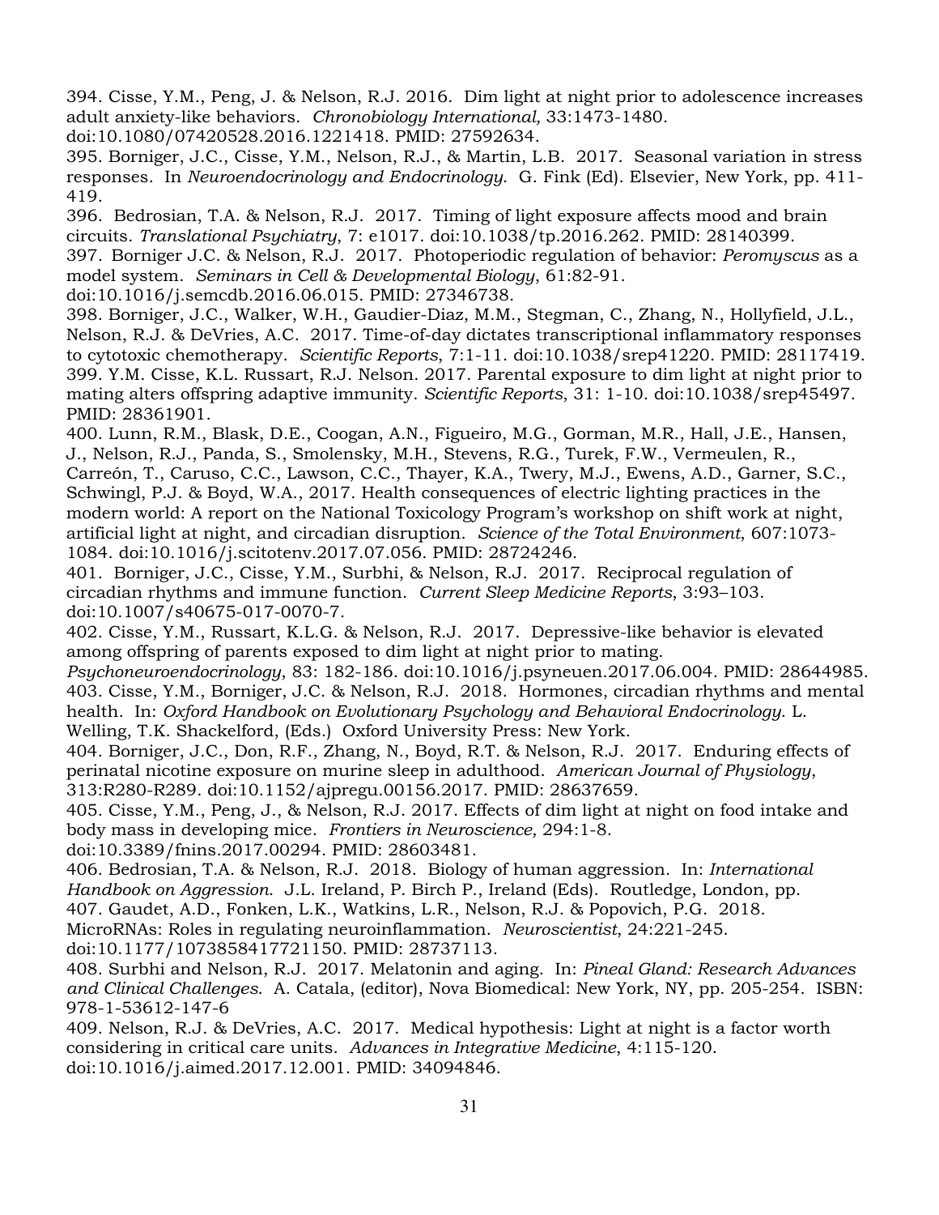394. Cisse, Y.M., Peng, J. & Nelson, R.J. 2016. Dim light at night prior to adolescence increases adult anxiety-like behaviors. *Chronobiology International,* 33:1473-1480. doi:10.1080/07420528.2016.1221418. PMID: 27592634.

395. Borniger, J.C., Cisse, Y.M., Nelson, R.J., & Martin, L.B. 2017. Seasonal variation in stress responses. In *Neuroendocrinology and Endocrinology*. G. Fink (Ed). Elsevier, New York, pp. 411-419.

396. Bedrosian, T.A. & Nelson, R.J. 2017. Timing of light exposure affects mood and brain circuits. *Translational Psychiatry*, 7: e1017. doi:10.1038/tp.2016.262. PMID: 28140399.

397. Borniger J.C. & Nelson, R.J. 2017. Photoperiodic regulation of behavior: *Peromyscus* as a model system. *Seminars in Cell & Developmental Biology*, 61:82-91. doi:10.1016/j.semcdb.2016.06.015. PMID: 27346738.

398. Borniger, J.C., Walker, W.H., Gaudier-Diaz, M.M., Stegman, C., Zhang, N., Hollyfield, J.L., Nelson, R.J. & DeVries, A.C. 2017. Time-of-day dictates transcriptional inflammatory responses to cytotoxic chemotherapy. *Scientific Reports*, 7:1-11. doi:10.1038/srep41220. PMID: 28117419.

399. Y.M. Cisse, K.L. Russart, R.J. Nelson. 2017. Parental exposure to dim light at night prior to mating alters offspring adaptive immunity. *Scientific Reports*, 31: 1-10. doi:10.1038/srep45497. PMID: 28361901.

400. Lunn, R.M., Blask, D.E., Coogan, A.N., Figueiro, M.G., Gorman, M.R., Hall, J.E., Hansen, J., Nelson, R.J., Panda, S., Smolensky, M.H., Stevens, R.G., Turek, F.W., Vermeulen, R., Carreón, T., Caruso, C.C., Lawson, C.C., Thayer, K.A., Twery, M.J., Ewens, A.D., Garner, S.C., Schwingl, P.J. & Boyd, W.A., 2017. Health consequences of electric lighting practices in the modern world: A report on the National Toxicology Program's workshop on shift work at night, artificial light at night, and circadian disruption. *Science of the Total Environment*, 607:1073-1084. doi:10.1016/j.scitotenv.2017.07.056. PMID: 28724246.

401. Borniger, J.C., Cisse, Y.M., Surbhi, & Nelson, R.J. 2017. Reciprocal regulation of circadian rhythms and immune function. *Current Sleep Medicine Reports*, 3:93–103. doi:10.1007/s40675-017-0070-7.

402. Cisse, Y.M., Russart, K.L.G. & Nelson, R.J. 2017. Depressive-like behavior is elevated among offspring of parents exposed to dim light at night prior to mating. *Psychoneuroendocrinology,* 83: 182-186. doi:10.1016/j.psyneuen.2017.06.004. PMID: 28644985.

403. Cisse, Y.M., Borniger, J.C. & Nelson, R.J. 2018. Hormones, circadian rhythms and mental health. In: *Oxford Handbook on Evolutionary Psychology and Behavioral Endocrinology*. L. Welling, T.K. Shackelford, (Eds.) Oxford University Press: New York.

404. Borniger, J.C., Don, R.F., Zhang, N., Boyd, R.T. & Nelson, R.J. 2017. Enduring effects of perinatal nicotine exposure on murine sleep in adulthood. *American Journal of Physiology*, 313:R280-R289. doi:10.1152/ajpregu.00156.2017. PMID: 28637659.

405. Cisse, Y.M., Peng, J., & Nelson, R.J. 2017. Effects of dim light at night on food intake and body mass in developing mice. *Frontiers in Neuroscience,* 294:1-8. doi:10.3389/fnins.2017.00294. PMID: 28603481.

406. Bedrosian, T.A. & Nelson, R.J. 2018. Biology of human aggression. In: *International Handbook on Aggression.* J.L. Ireland, P. Birch P., Ireland (Eds). Routledge, London, pp.

407. Gaudet, A.D., Fonken, L.K., Watkins, L.R., Nelson, R.J. & Popovich, P.G. 2018. MicroRNAs: Roles in regulating neuroinflammation. *Neuroscientist*, 24:221-245. doi:10.1177/1073858417721150. PMID: 28737113.

408. Surbhi and Nelson, R.J. 2017. Melatonin and aging. In: *Pineal Gland: Research Advances and Clinical Challenges*. A. Catala, (editor), Nova Biomedical: New York, NY, pp. 205-254. ISBN: 978-1-53612-147-6

409. Nelson, R.J. & DeVries, A.C. 2017. Medical hypothesis: Light at night is a factor worth considering in critical care units. *Advances in Integrative Medicine*, 4:115-120. doi:10.1016/j.aimed.2017.12.001. PMID: 34094846.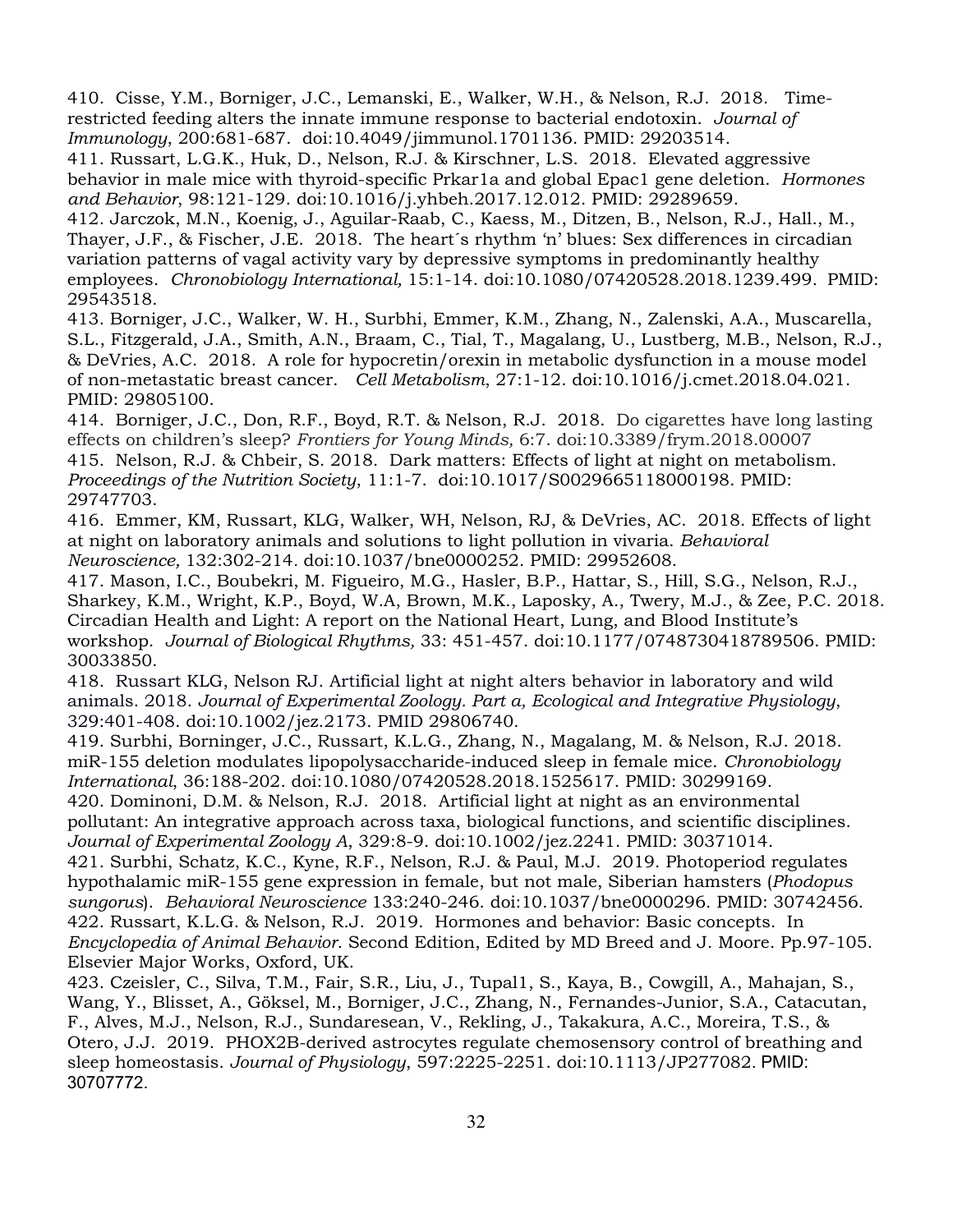410. Cisse, Y.M., Borniger, J.C., Lemanski, E., Walker, W.H., & Nelson, R.J. 2018. Time-restricted feeding alters the innate immune response to bacterial endotoxin. *Journal of Immunology*, 200:681-687. doi:10.4049/jimmunol.1701136. PMID: 29203514.

411. Russart, L.G.K., Huk, D., Nelson, R.J. & Kirschner, L.S. 2018. Elevated aggressive behavior in male mice with thyroid-specific Prkar1a and global Epac1 gene deletion. *Hormones and Behavior*, 98:121-129. doi:10.1016/j.yhbeh.2017.12.012. PMID: 29289659.

412. Jarczok, M.N., Koenig, J., Aguilar-Raab, C., Kaess, M., Ditzen, B., Nelson, R.J., Hall., M., Thayer, J.F., & Fischer, J.E. 2018. The heart´s rhythm 'n' blues: Sex differences in circadian variation patterns of vagal activity vary by depressive symptoms in predominantly healthy employees. *Chronobiology International,* 15:1-14. doi:10.1080/07420528.2018.1239.499. PMID: 29543518.

413. Borniger, J.C., Walker, W. H., Surbhi, Emmer, K.M., Zhang, N., Zalenski, A.A., Muscarella, S.L., Fitzgerald, J.A., Smith, A.N., Braam, C., Tial, T., Magalang, U., Lustberg, M.B., Nelson, R.J., & DeVries, A.C. 2018. A role for hypocretin/orexin in metabolic dysfunction in a mouse model of non-metastatic breast cancer. *Cell Metabolism*, 27:1-12. doi:10.1016/j.cmet.2018.04.021. PMID: 29805100.

414. Borniger, J.C., Don, R.F., Boyd, R.T. & Nelson, R.J. 2018. Do cigarettes have long lasting effects on children's sleep? *Frontiers for Young Minds,* 6:7. doi:10.3389/frym.2018.00007

415. Nelson, R.J. & Chbeir, S. 2018. Dark matters: Effects of light at night on metabolism. *Proceedings of the Nutrition Society*, 11:1-7. doi:10.1017/S0029665118000198. PMID: 29747703.

416. Emmer, KM, Russart, KLG, Walker, WH, Nelson, RJ, & DeVries, AC. 2018. Effects of light at night on laboratory animals and solutions to light pollution in vivaria. *Behavioral Neuroscience,* 132:302-214. doi:10.1037/bne0000252. PMID: 29952608.

417. Mason, I.C., Boubekri, M. Figueiro, M.G., Hasler, B.P., Hattar, S., Hill, S.G., Nelson, R.J., Sharkey, K.M., Wright, K.P., Boyd, W.A, Brown, M.K., Laposky, A., Twery, M.J., & Zee, P.C. 2018. Circadian Health and Light: A report on the National Heart, Lung, and Blood Institute's workshop. *Journal of Biological Rhythms,* 33: 451-457. doi:10.1177/0748730418789506. PMID: 30033850.

418. Russart KLG, Nelson RJ. Artificial light at night alters behavior in laboratory and wild animals. 2018. *Journal of Experimental Zoology. Part a, Ecological and Integrative Physiology*, 329:401-408. doi:10.1002/jez.2173. PMID 29806740.

419. Surbhi, Borninger, J.C., Russart, K.L.G., Zhang, N., Magalang, M. & Nelson, R.J. 2018. miR-155 deletion modulates lipopolysaccharide-induced sleep in female mice. *Chronobiology International*, 36:188-202. doi:10.1080/07420528.2018.1525617. PMID: 30299169.

420. Dominoni, D.M. & Nelson, R.J. 2018. Artificial light at night as an environmental pollutant: An integrative approach across taxa, biological functions, and scientific disciplines. *Journal of Experimental Zoology A*, 329:8-9. doi:10.1002/jez.2241. PMID: 30371014.

421. Surbhi, Schatz, K.C., Kyne, R.F., Nelson, R.J. & Paul, M.J. 2019. Photoperiod regulates hypothalamic miR-155 gene expression in female, but not male, Siberian hamsters (*Phodopus sungorus*). *Behavioral Neuroscience* 133:240-246. doi:10.1037/bne0000296. PMID: 30742456.

422. Russart, K.L.G. & Nelson, R.J. 2019. Hormones and behavior: Basic concepts. In *Encyclopedia of Animal Behavior*. Second Edition, Edited by MD Breed and J. Moore. Pp.97-105. Elsevier Major Works, Oxford, UK.

423. Czeisler, C., Silva, T.M., Fair, S.R., Liu, J., Tupal1, S., Kaya, B., Cowgill, A., Mahajan, S., Wang, Y., Blisset, A., Göksel, M., Borniger, J.C., Zhang, N., Fernandes-Junior, S.A., Catacutan, F., Alves, M.J., Nelson, R.J., Sundaresean, V., Rekling, J., Takakura, A.C., Moreira, T.S., & Otero, J.J. 2019. PHOX2B-derived astrocytes regulate chemosensory control of breathing and sleep homeostasis. *Journal of Physiology*, 597:2225-2251. doi:10.1113/JP277082. PMID: 30707772.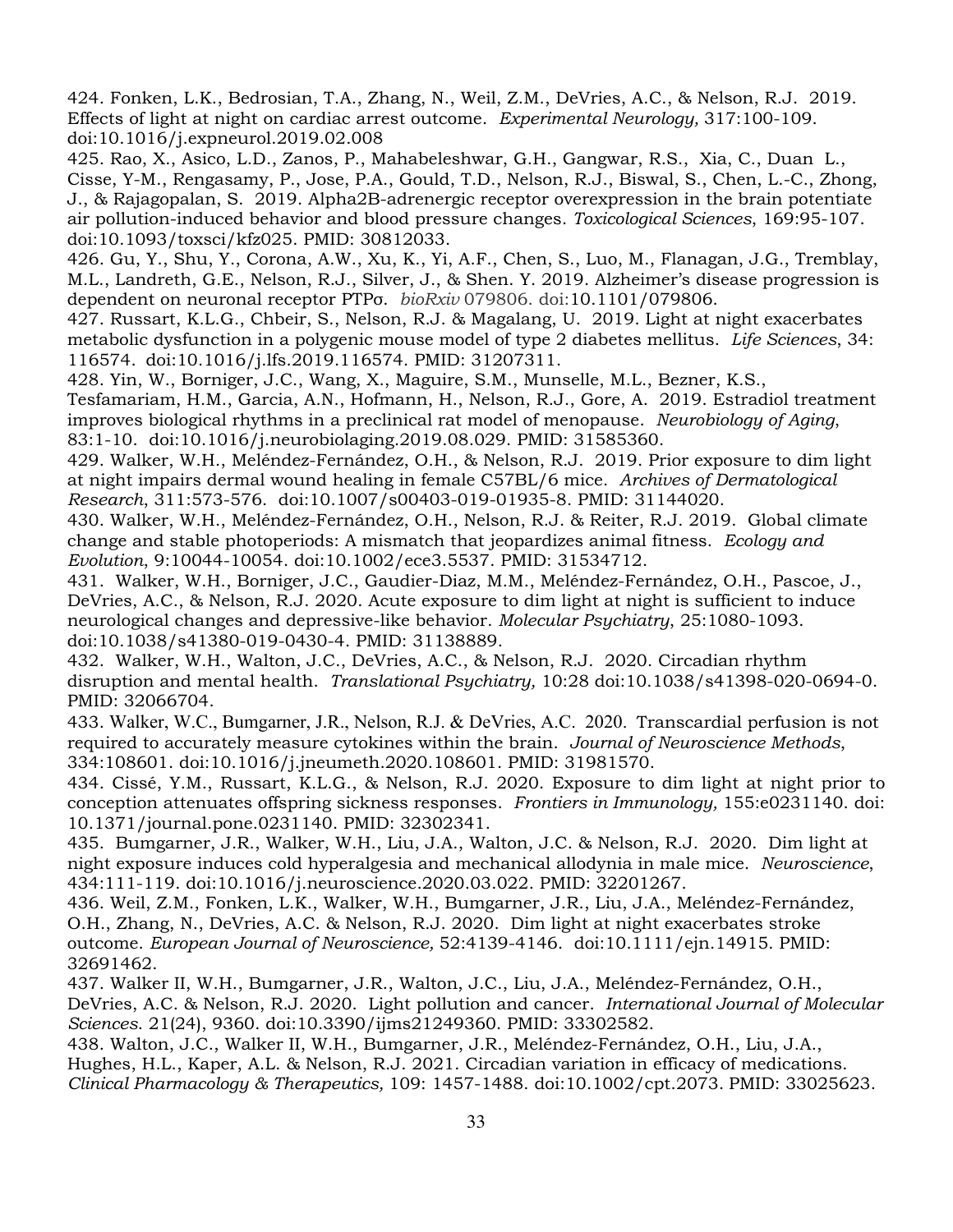424. Fonken, L.K., Bedrosian, T.A., Zhang, N., Weil, Z.M., DeVries, A.C., & Nelson, R.J. 2019. Effects of light at night on cardiac arrest outcome. *Experimental Neurology,* 317:100-109. doi:10.1016/j.expneurol.2019.02.008

425. Rao, X., Asico, L.D., Zanos, P., Mahabeleshwar, G.H., Gangwar, R.S., Xia, C., Duan L., Cisse, Y-M., Rengasamy, P., Jose, P.A., Gould, T.D., Nelson, R.J., Biswal, S., Chen, L.-C., Zhong, J., & Rajagopalan, S. 2019. Alpha2B-adrenergic receptor overexpression in the brain potentiate air pollution-induced behavior and blood pressure changes. *Toxicological Sciences*, 169:95-107. doi:10.1093/toxsci/kfz025. PMID: 30812033.

426. Gu, Y., Shu, Y., Corona, A.W., Xu, K., Yi, A.F., Chen, S., Luo, M., Flanagan, J.G., Tremblay, M.L., Landreth, G.E., Nelson, R.J., Silver, J., & Shen. Y. 2019. Alzheimer's disease progression is dependent on neuronal receptor PTPσ. *bioRxiv* 079806. doi:10.1101/079806.

427. Russart, K.L.G., Chbeir, S., Nelson, R.J. & Magalang, U. 2019. Light at night exacerbates metabolic dysfunction in a polygenic mouse model of type 2 diabetes mellitus. *Life Sciences*, 34: 116574. doi:10.1016/j.lfs.2019.116574. PMID: 31207311.

428. Yin, W., Borniger, J.C., Wang, X., Maguire, S.M., Munselle, M.L., Bezner, K.S., Tesfamariam, H.M., Garcia, A.N., Hofmann, H., Nelson, R.J., Gore, A. 2019. Estradiol treatment improves biological rhythms in a preclinical rat model of menopause. *Neurobiology of Aging*, 83:1-10. doi:10.1016/j.neurobiolaging.2019.08.029. PMID: 31585360.

429. Walker, W.H., Meléndez-Fernández, O.H., & Nelson, R.J. 2019. Prior exposure to dim light at night impairs dermal wound healing in female C57BL/6 mice. *Archives of Dermatological Research*, 311:573-576. doi:10.1007/s00403-019-01935-8. PMID: 31144020.

430. Walker, W.H., Meléndez-Fernández, O.H., Nelson, R.J. & Reiter, R.J. 2019. Global climate change and stable photoperiods: A mismatch that jeopardizes animal fitness. *Ecology and Evolution*, 9:10044-10054. doi:10.1002/ece3.5537. PMID: 31534712.

431. Walker, W.H., Borniger, J.C., Gaudier-Diaz, M.M., Meléndez-Fernández, O.H., Pascoe, J., DeVries, A.C., & Nelson, R.J. 2020. Acute exposure to dim light at night is sufficient to induce neurological changes and depressive-like behavior. *Molecular Psychiatry*, 25:1080-1093. doi:10.1038/s41380-019-0430-4. PMID: 31138889.

432. Walker, W.H., Walton, J.C., DeVries, A.C., & Nelson, R.J. 2020. Circadian rhythm disruption and mental health. *Translational Psychiatry,* 10:28 doi:10.1038/s41398-020-0694-0. PMID: 32066704.

433. Walker, W.C., Bumgarner, J.R., Nelson, R.J. & DeVries, A.C. 2020. Transcardial perfusion is not required to accurately measure cytokines within the brain. *Journal of Neuroscience Methods*, 334:108601. doi:10.1016/j.jneumeth.2020.108601. PMID: 31981570.

434. Cissé, Y.M., Russart, K.L.G., & Nelson, R.J. 2020. Exposure to dim light at night prior to conception attenuates offspring sickness responses. *Frontiers in Immunology,* 155:e0231140. doi: 10.1371/journal.pone.0231140. PMID: 32302341.

435. Bumgarner, J.R., Walker, W.H., Liu, J.A., Walton, J.C. & Nelson, R.J. 2020. Dim light at night exposure induces cold hyperalgesia and mechanical allodynia in male mice. *Neuroscience*, 434:111-119. doi:10.1016/j.neuroscience.2020.03.022. PMID: 32201267.

436. Weil, Z.M., Fonken, L.K., Walker, W.H., Bumgarner, J.R., Liu, J.A., Meléndez-Fernández, O.H., Zhang, N., DeVries, A.C. & Nelson, R.J. 2020. Dim light at night exacerbates stroke outcome. *European Journal of Neuroscience,* 52:4139-4146. doi:10.1111/ejn.14915. PMID: 32691462.

437. Walker II, W.H., Bumgarner, J.R., Walton, J.C., Liu, J.A., Meléndez-Fernández, O.H., DeVries, A.C. & Nelson, R.J. 2020. Light pollution and cancer. *International Journal of Molecular Sciences*. 21(24), 9360. doi:10.3390/ijms21249360. PMID: 33302582.

438. Walton, J.C., Walker II, W.H., Bumgarner, J.R., Meléndez-Fernández, O.H., Liu, J.A., Hughes, H.L., Kaper, A.L. & Nelson, R.J. 2021. Circadian variation in efficacy of medications. *Clinical Pharmacology & Therapeutics,* 109: 1457-1488. doi:10.1002/cpt.2073. PMID: 33025623.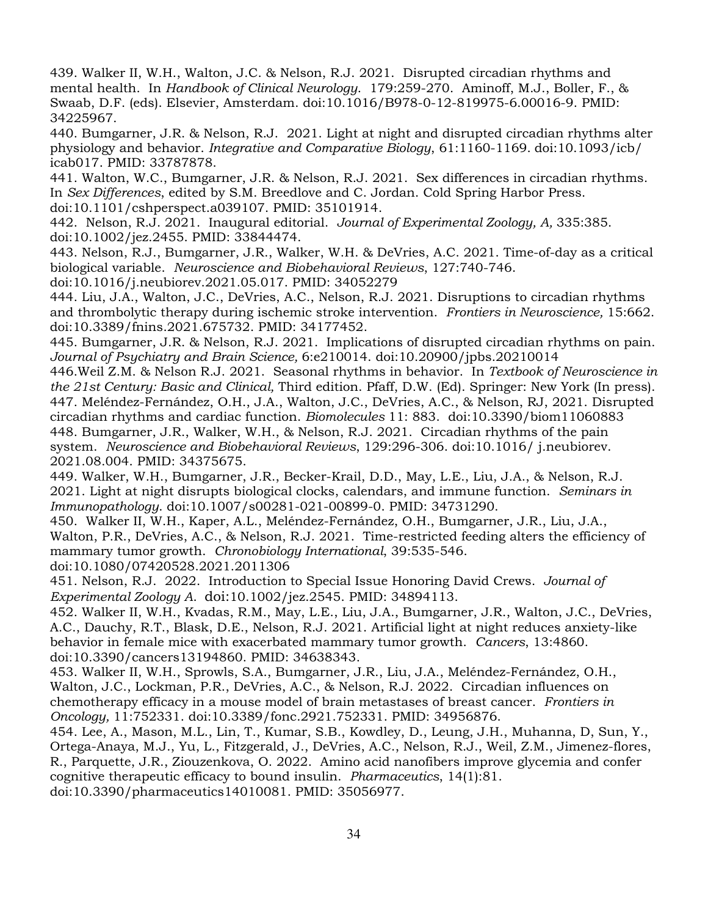439. Walker II, W.H., Walton, J.C. & Nelson, R.J. 2021. Disrupted circadian rhythms and mental health. In *Handbook of Clinical Neurology*. 179:259-270. Aminoff, M.J., Boller, F., & Swaab, D.F. (eds). Elsevier, Amsterdam. doi:10.1016/B978-0-12-819975-6.00016-9. PMID: 34225967.

440. Bumgarner, J.R. & Nelson, R.J. 2021. Light at night and disrupted circadian rhythms alter physiology and behavior. *Integrative and Comparative Biology*, 61:1160-1169. doi:10.1093/icb/icab017. PMID: 33787878.

441. Walton, W.C., Bumgarner, J.R. & Nelson, R.J. 2021. Sex differences in circadian rhythms. In *Sex Differences*, edited by S.M. Breedlove and C. Jordan. Cold Spring Harbor Press. doi:10.1101/cshperspect.a039107. PMID: 35101914.

442. Nelson, R.J. 2021. Inaugural editorial. *Journal of Experimental Zoology, A,* 335:385. doi:10.1002/jez.2455. PMID: 33844474.

443. Nelson, R.J., Bumgarner, J.R., Walker, W.H. & DeVries, A.C. 2021. Time-of-day as a critical biological variable. *Neuroscience and Biobehavioral Reviews*, 127:740-746. doi:10.1016/j.neubiorev.2021.05.017. PMID: 34052279

444. Liu, J.A., Walton, J.C., DeVries, A.C., Nelson, R.J. 2021. Disruptions to circadian rhythms and thrombolytic therapy during ischemic stroke intervention. *Frontiers in Neuroscience,* 15:662. doi:10.3389/fnins.2021.675732. PMID: 34177452.

445. Bumgarner, J.R. & Nelson, R.J. 2021. Implications of disrupted circadian rhythms on pain. *Journal of Psychiatry and Brain Science,* 6:e210014. doi:10.20900/jpbs.20210014

446.Weil Z.M. & Nelson R.J. 2021. Seasonal rhythms in behavior. In *Textbook of Neuroscience in the 21st Century: Basic and Clinical,* Third edition. Pfaff, D.W. (Ed). Springer: New York (In press).

447. Meléndez-Fernández, O.H., J.A., Walton, J.C., DeVries, A.C., & Nelson, RJ, 2021. Disrupted circadian rhythms and cardiac function. *Biomolecules* 11: 883. doi:10.3390/biom11060883

448. Bumgarner, J.R., Walker, W.H., & Nelson, R.J. 2021. Circadian rhythms of the pain system. *Neuroscience and Biobehavioral Reviews*, 129:296-306. doi:10.1016/ j.neubiorev. 2021.08.004. PMID: 34375675.

449. Walker, W.H., Bumgarner, J.R., Becker-Krail, D.D., May, L.E., Liu, J.A., & Nelson, R.J. 2021. Light at night disrupts biological clocks, calendars, and immune function. *Seminars in Immunopathology*. doi:10.1007/s00281-021-00899-0. PMID: 34731290.

450. Walker II, W.H., Kaper, A.L., Meléndez-Fernández, O.H., Bumgarner, J.R., Liu, J.A., Walton, P.R., DeVries, A.C., & Nelson, R.J. 2021. Time-restricted feeding alters the efficiency of mammary tumor growth. *Chronobiology International*, 39:535-546. doi:10.1080/07420528.2021.2011306

451. Nelson, R.J. 2022. Introduction to Special Issue Honoring David Crews. *Journal of Experimental Zoology A*. doi:10.1002/jez.2545. PMID: 34894113.

452. Walker II, W.H., Kvadas, R.M., May, L.E., Liu, J.A., Bumgarner, J.R., Walton, J.C., DeVries, A.C., Dauchy, R.T., Blask, D.E., Nelson, R.J. 2021. Artificial light at night reduces anxiety-like behavior in female mice with exacerbated mammary tumor growth. *Cancers*, 13:4860. doi:10.3390/cancers13194860. PMID: 34638343.

453. Walker II, W.H., Sprowls, S.A., Bumgarner, J.R., Liu, J.A., Meléndez-Fernández, O.H., Walton, J.C., Lockman, P.R., DeVries, A.C., & Nelson, R.J. 2022. Circadian influences on chemotherapy efficacy in a mouse model of brain metastases of breast cancer. *Frontiers in Oncology,* 11:752331. doi:10.3389/fonc.2921.752331. PMID: 34956876.

454. Lee, A., Mason, M.L., Lin, T., Kumar, S.B., Kowdley, D., Leung, J.H., Muhanna, D, Sun, Y., Ortega-Anaya, M.J., Yu, L., Fitzgerald, J., DeVries, A.C., Nelson, R.J., Weil, Z.M., Jimenez-flores, R., Parquette, J.R., Ziouzenkova, O. 2022. Amino acid nanofibers improve glycemia and confer cognitive therapeutic efficacy to bound insulin. *Pharmaceutics*, 14(1):81. doi:10.3390/pharmaceutics14010081. PMID: 35056977.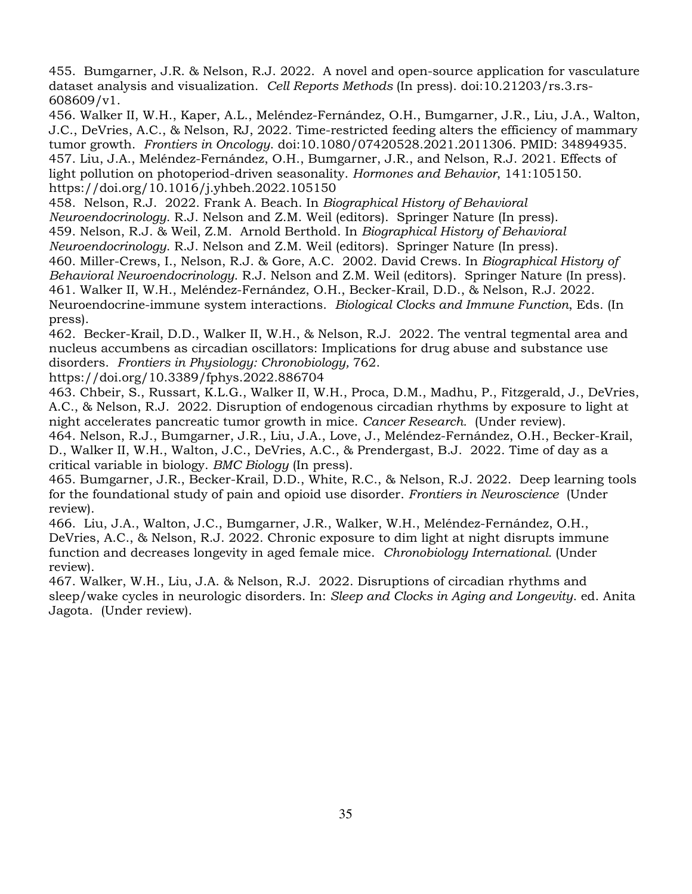455. Bumgarner, J.R. & Nelson, R.J. 2022. A novel and open-source application for vasculature dataset analysis and visualization. *Cell Reports Methods* (In press). doi:10.21203/rs.3.rs-608609/v1.

456. Walker II, W.H., Kaper, A.L., Meléndez-Fernández, O.H., Bumgarner, J.R., Liu, J.A., Walton, J.C., DeVries, A.C., & Nelson, RJ, 2022. Time-restricted feeding alters the efficiency of mammary tumor growth. *Frontiers in Oncology.* doi:10.1080/07420528.2021.2011306. PMID: 34894935.

457. Liu, J.A., Meléndez-Fernández, O.H., Bumgarner, J.R., and Nelson, R.J. 2021. Effects of light pollution on photoperiod-driven seasonality. *Hormones and Behavior*, 141:105150. https://doi.org/10.1016/j.yhbeh.2022.105150

458. Nelson, R.J. 2022. Frank A. Beach. In *Biographical History of Behavioral Neuroendocrinology*. R.J. Nelson and Z.M. Weil (editors). Springer Nature (In press).

459. Nelson, R.J. & Weil, Z.M. Arnold Berthold. In *Biographical History of Behavioral Neuroendocrinology*. R.J. Nelson and Z.M. Weil (editors). Springer Nature (In press).

460. Miller-Crews, I., Nelson, R.J. & Gore, A.C. 2002. David Crews. In *Biographical History of Behavioral Neuroendocrinology*. R.J. Nelson and Z.M. Weil (editors). Springer Nature (In press).

461. Walker II, W.H., Meléndez-Fernández, O.H., Becker-Krail, D.D., & Nelson, R.J. 2022. Neuroendocrine-immune system interactions. *Biological Clocks and Immune Function*, Eds. (In press).

462. Becker-Krail, D.D., Walker II, W.H., & Nelson, R.J. 2022. The ventral tegmental area and nucleus accumbens as circadian oscillators: Implications for drug abuse and substance use disorders. *Frontiers in Physiology: Chronobiology,* 762. https://doi.org/10.3389/fphys.2022.886704

463. Chbeir, S., Russart, K.L.G., Walker II, W.H., Proca, D.M., Madhu, P., Fitzgerald, J., DeVries, A.C., & Nelson, R.J. 2022. Disruption of endogenous circadian rhythms by exposure to light at night accelerates pancreatic tumor growth in mice. *Cancer Research.* (Under review).

464. Nelson, R.J., Bumgarner, J.R., Liu, J.A., Love, J., Meléndez-Fernández, O.H., Becker-Krail, D., Walker II, W.H., Walton, J.C., DeVries, A.C., & Prendergast, B.J. 2022. Time of day as a critical variable in biology. *BMC Biology* (In press).

465. Bumgarner, J.R., Becker-Krail, D.D., White, R.C., & Nelson, R.J. 2022. Deep learning tools for the foundational study of pain and opioid use disorder. *Frontiers in Neuroscience* (Under review).

466. Liu, J.A., Walton, J.C., Bumgarner, J.R., Walker, W.H., Meléndez-Fernández, O.H., DeVries, A.C., & Nelson, R.J. 2022. Chronic exposure to dim light at night disrupts immune function and decreases longevity in aged female mice. *Chronobiology International.* (Under review).

467. Walker, W.H., Liu, J.A. & Nelson, R.J. 2022. Disruptions of circadian rhythms and sleep/wake cycles in neurologic disorders. In: *Sleep and Clocks in Aging and Longevity.* ed. Anita Jagota. (Under review).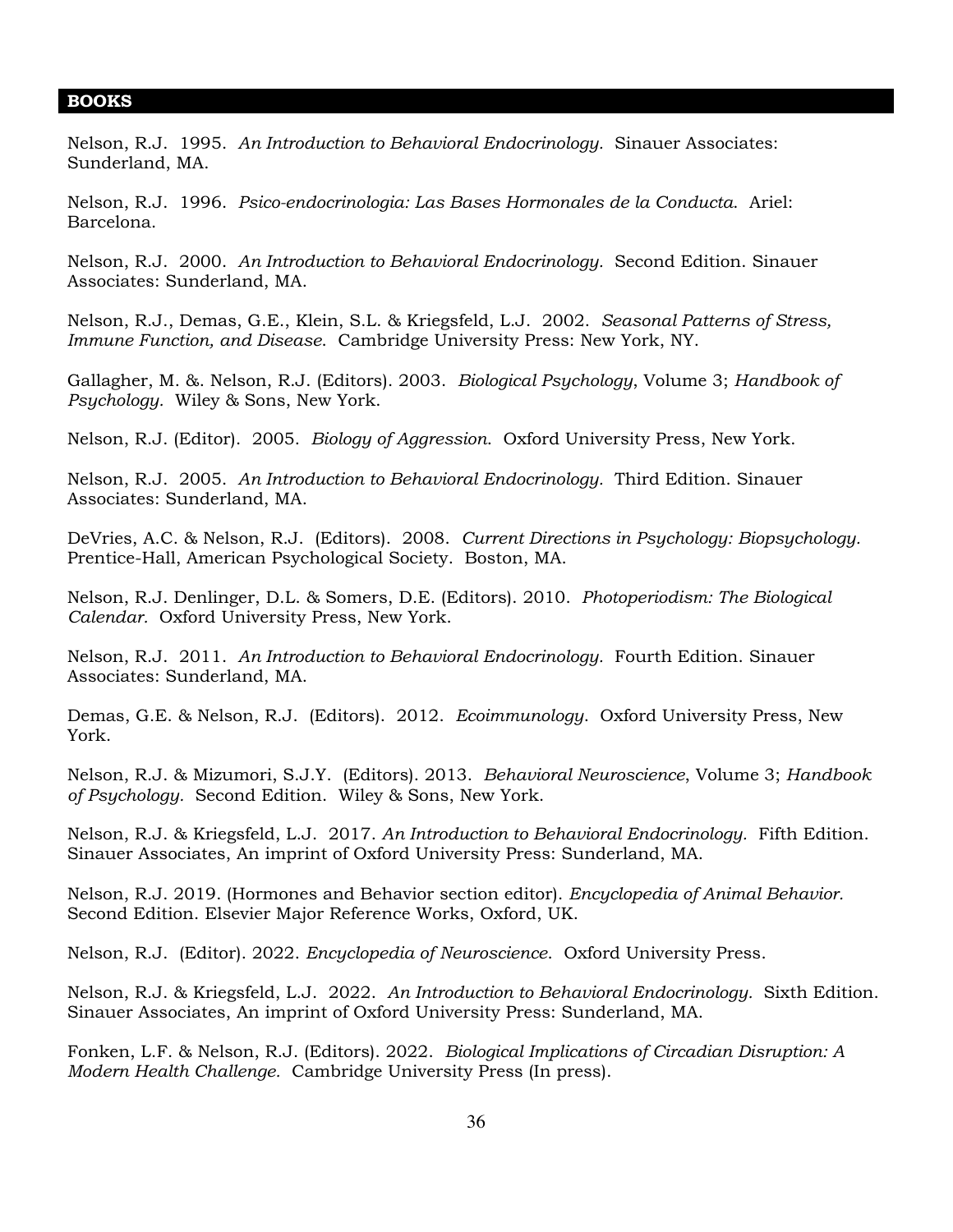## BOOKS

Nelson, R.J. 1995. *An Introduction to Behavioral Endocrinology.* Sinauer Associates: Sunderland, MA.

Nelson, R.J. 1996. *Psico-endocrinologia: Las Bases Hormonales de la Conducta.* Ariel: Barcelona.

Nelson, R.J. 2000. *An Introduction to Behavioral Endocrinology.* Second Edition. Sinauer Associates: Sunderland, MA.

Nelson, R.J., Demas, G.E., Klein, S.L. & Kriegsfeld, L.J. 2002. *Seasonal Patterns of Stress, Immune Function, and Disease.* Cambridge University Press: New York, NY.

Gallagher, M. &. Nelson, R.J. (Editors). 2003. *Biological Psychology*, Volume 3; *Handbook of Psychology.* Wiley & Sons, New York.

Nelson, R.J. (Editor). 2005. *Biology of Aggression.* Oxford University Press, New York.

Nelson, R.J. 2005. *An Introduction to Behavioral Endocrinology.* Third Edition. Sinauer Associates: Sunderland, MA.

DeVries, A.C. & Nelson, R.J. (Editors). 2008. *Current Directions in Psychology: Biopsychology.* Prentice-Hall, American Psychological Society. Boston, MA.

Nelson, R.J. Denlinger, D.L. & Somers, D.E. (Editors). 2010. *Photoperiodism: The Biological Calendar.* Oxford University Press, New York.

Nelson, R.J. 2011. *An Introduction to Behavioral Endocrinology.* Fourth Edition. Sinauer Associates: Sunderland, MA.

Demas, G.E. & Nelson, R.J. (Editors). 2012. *Ecoimmunology.* Oxford University Press, New York.

Nelson, R.J. & Mizumori, S.J.Y. (Editors). 2013. *Behavioral Neuroscience*, Volume 3; *Handbook of Psychology.* Second Edition. Wiley & Sons, New York.

Nelson, R.J. & Kriegsfeld, L.J. 2017. *An Introduction to Behavioral Endocrinology.* Fifth Edition. Sinauer Associates, An imprint of Oxford University Press: Sunderland, MA.

Nelson, R.J. 2019. (Hormones and Behavior section editor). *Encyclopedia of Animal Behavior.* Second Edition. Elsevier Major Reference Works, Oxford, UK.

Nelson, R.J. (Editor). 2022. *Encyclopedia of Neuroscience.* Oxford University Press.

Nelson, R.J. & Kriegsfeld, L.J. 2022. *An Introduction to Behavioral Endocrinology.* Sixth Edition. Sinauer Associates, An imprint of Oxford University Press: Sunderland, MA.

Fonken, L.F. & Nelson, R.J. (Editors). 2022. *Biological Implications of Circadian Disruption: A Modern Health Challenge.* Cambridge University Press (In press).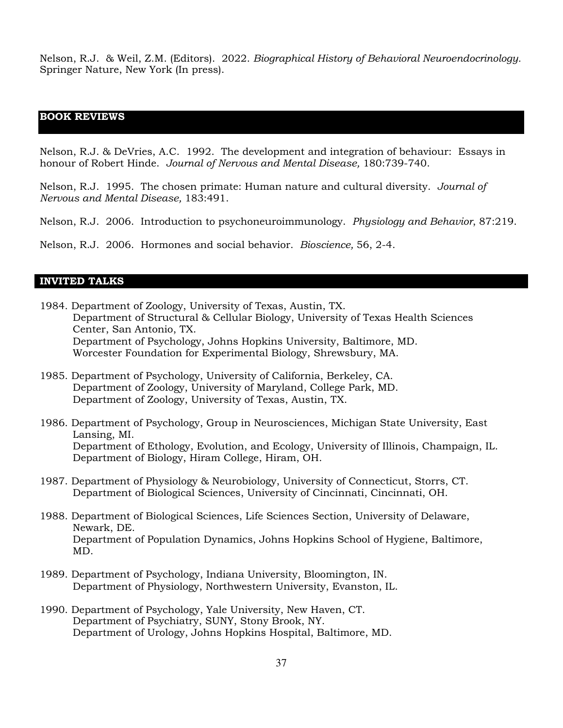Nelson, R.J. & Weil, Z.M. (Editors). 2022. *Biographical History of Behavioral Neuroendocrinology.* Springer Nature, New York (In press).

## BOOK REVIEWS

Nelson, R.J. & DeVries, A.C. 1992. The development and integration of behaviour: Essays in honour of Robert Hinde. *Journal of Nervous and Mental Disease,* 180:739-740.

Nelson, R.J. 1995. The chosen primate: Human nature and cultural diversity. *Journal of Nervous and Mental Disease,* 183:491.

Nelson, R.J. 2006. Introduction to psychoneuroimmunology. *Physiology and Behavior*, 87:219.

Nelson, R.J. 2006. Hormones and social behavior. *Bioscience,* 56, 2-4.

## INVITED TALKS

1984. Department of Zoology, University of Texas, Austin, TX.
Department of Structural & Cellular Biology, University of Texas Health Sciences Center, San Antonio, TX.
Department of Psychology, Johns Hopkins University, Baltimore, MD.
Worcester Foundation for Experimental Biology, Shrewsbury, MA.

1985. Department of Psychology, University of California, Berkeley, CA.
Department of Zoology, University of Maryland, College Park, MD.
Department of Zoology, University of Texas, Austin, TX.

1986. Department of Psychology, Group in Neurosciences, Michigan State University, East Lansing, MI.
Department of Ethology, Evolution, and Ecology, University of Illinois, Champaign, IL.
Department of Biology, Hiram College, Hiram, OH.

1987. Department of Physiology & Neurobiology, University of Connecticut, Storrs, CT.
Department of Biological Sciences, University of Cincinnati, Cincinnati, OH.

1988. Department of Biological Sciences, Life Sciences Section, University of Delaware, Newark, DE.
Department of Population Dynamics, Johns Hopkins School of Hygiene, Baltimore, MD.

1989. Department of Psychology, Indiana University, Bloomington, IN.
Department of Physiology, Northwestern University, Evanston, IL.

1990. Department of Psychology, Yale University, New Haven, CT.
Department of Psychiatry, SUNY, Stony Brook, NY.
Department of Urology, Johns Hopkins Hospital, Baltimore, MD.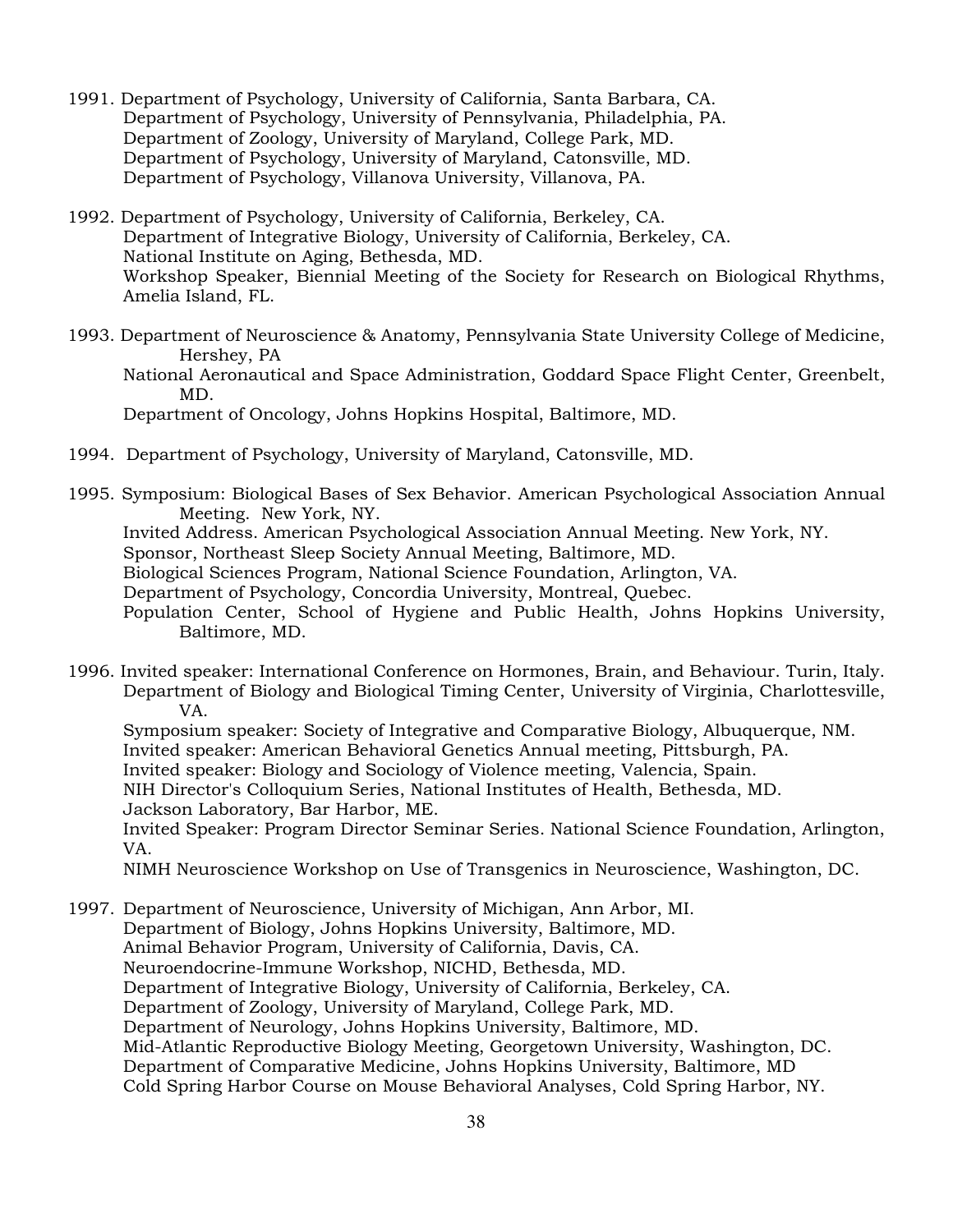1991. Department of Psychology, University of California, Santa Barbara, CA.
Department of Psychology, University of Pennsylvania, Philadelphia, PA.
Department of Zoology, University of Maryland, College Park, MD.
Department of Psychology, University of Maryland, Catonsville, MD.
Department of Psychology, Villanova University, Villanova, PA.

1992. Department of Psychology, University of California, Berkeley, CA.
Department of Integrative Biology, University of California, Berkeley, CA.
National Institute on Aging, Bethesda, MD.
Workshop Speaker, Biennial Meeting of the Society for Research on Biological Rhythms, Amelia Island, FL.

1993. Department of Neuroscience & Anatomy, Pennsylvania State University College of Medicine, Hershey, PA
National Aeronautical and Space Administration, Goddard Space Flight Center, Greenbelt, MD.
Department of Oncology, Johns Hopkins Hospital, Baltimore, MD.

1994. Department of Psychology, University of Maryland, Catonsville, MD.

1995. Symposium: Biological Bases of Sex Behavior. American Psychological Association Annual Meeting. New York, NY.
Invited Address. American Psychological Association Annual Meeting. New York, NY.
Sponsor, Northeast Sleep Society Annual Meeting, Baltimore, MD.
Biological Sciences Program, National Science Foundation, Arlington, VA.
Department of Psychology, Concordia University, Montreal, Quebec.
Population Center, School of Hygiene and Public Health, Johns Hopkins University, Baltimore, MD.

1996. Invited speaker: International Conference on Hormones, Brain, and Behaviour. Turin, Italy.
Department of Biology and Biological Timing Center, University of Virginia, Charlottesville, VA.
Symposium speaker: Society of Integrative and Comparative Biology, Albuquerque, NM.
Invited speaker: American Behavioral Genetics Annual meeting, Pittsburgh, PA.
Invited speaker: Biology and Sociology of Violence meeting, Valencia, Spain.
NIH Director's Colloquium Series, National Institutes of Health, Bethesda, MD.
Jackson Laboratory, Bar Harbor, ME.
Invited Speaker: Program Director Seminar Series. National Science Foundation, Arlington, VA.
NIMH Neuroscience Workshop on Use of Transgenics in Neuroscience, Washington, DC.

1997. Department of Neuroscience, University of Michigan, Ann Arbor, MI.
Department of Biology, Johns Hopkins University, Baltimore, MD.
Animal Behavior Program, University of California, Davis, CA.
Neuroendocrine-Immune Workshop, NICHD, Bethesda, MD.
Department of Integrative Biology, University of California, Berkeley, CA.
Department of Zoology, University of Maryland, College Park, MD.
Department of Neurology, Johns Hopkins University, Baltimore, MD.
Mid-Atlantic Reproductive Biology Meeting, Georgetown University, Washington, DC.
Department of Comparative Medicine, Johns Hopkins University, Baltimore, MD
Cold Spring Harbor Course on Mouse Behavioral Analyses, Cold Spring Harbor, NY.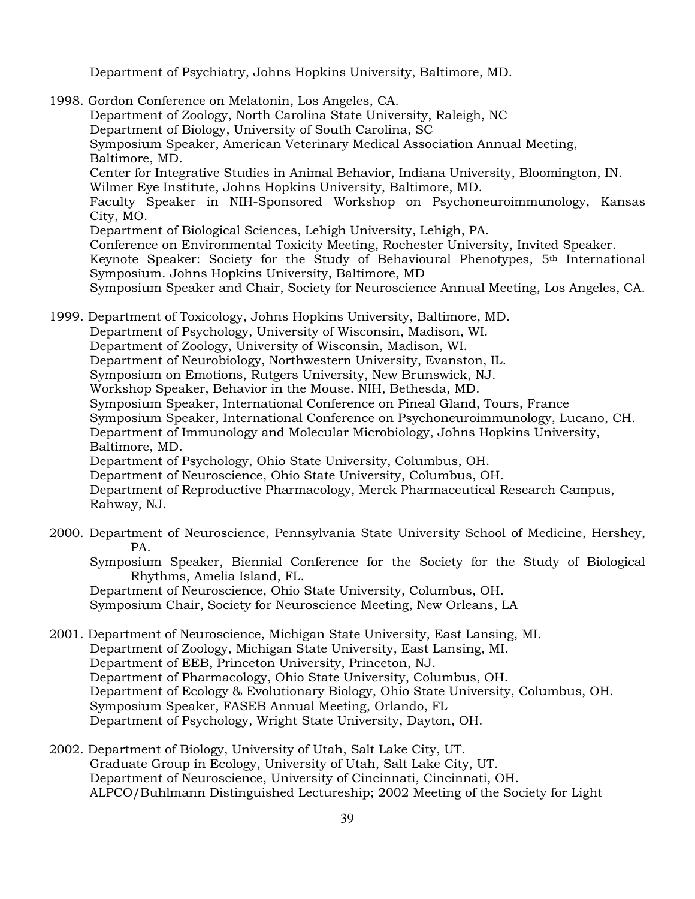Department of Psychiatry, Johns Hopkins University, Baltimore, MD.

1998. Gordon Conference on Melatonin, Los Angeles, CA.
Department of Zoology, North Carolina State University, Raleigh, NC
Department of Biology, University of South Carolina, SC
Symposium Speaker, American Veterinary Medical Association Annual Meeting, Baltimore, MD.
Center for Integrative Studies in Animal Behavior, Indiana University, Bloomington, IN.
Wilmer Eye Institute, Johns Hopkins University, Baltimore, MD.
Faculty Speaker in NIH-Sponsored Workshop on Psychoneuroimmunology, Kansas City, MO.
Department of Biological Sciences, Lehigh University, Lehigh, PA.
Conference on Environmental Toxicity Meeting, Rochester University, Invited Speaker.
Keynote Speaker: Society for the Study of Behavioural Phenotypes, 5th International Symposium. Johns Hopkins University, Baltimore, MD
Symposium Speaker and Chair, Society for Neuroscience Annual Meeting, Los Angeles, CA.

1999. Department of Toxicology, Johns Hopkins University, Baltimore, MD.
Department of Psychology, University of Wisconsin, Madison, WI.
Department of Zoology, University of Wisconsin, Madison, WI.
Department of Neurobiology, Northwestern University, Evanston, IL.
Symposium on Emotions, Rutgers University, New Brunswick, NJ.
Workshop Speaker, Behavior in the Mouse. NIH, Bethesda, MD.
Symposium Speaker, International Conference on Pineal Gland, Tours, France
Symposium Speaker, International Conference on Psychoneuroimmunology, Lucano, CH.
Department of Immunology and Molecular Microbiology, Johns Hopkins University, Baltimore, MD.
Department of Psychology, Ohio State University, Columbus, OH.
Department of Neuroscience, Ohio State University, Columbus, OH.
Department of Reproductive Pharmacology, Merck Pharmaceutical Research Campus, Rahway, NJ.

2000. Department of Neuroscience, Pennsylvania State University School of Medicine, Hershey, PA.
Symposium Speaker, Biennial Conference for the Society for the Study of Biological Rhythms, Amelia Island, FL.
Department of Neuroscience, Ohio State University, Columbus, OH.
Symposium Chair, Society for Neuroscience Meeting, New Orleans, LA

2001. Department of Neuroscience, Michigan State University, East Lansing, MI.
Department of Zoology, Michigan State University, East Lansing, MI.
Department of EEB, Princeton University, Princeton, NJ.
Department of Pharmacology, Ohio State University, Columbus, OH.
Department of Ecology & Evolutionary Biology, Ohio State University, Columbus, OH.
Symposium Speaker, FASEB Annual Meeting, Orlando, FL
Department of Psychology, Wright State University, Dayton, OH.

2002. Department of Biology, University of Utah, Salt Lake City, UT.
Graduate Group in Ecology, University of Utah, Salt Lake City, UT.
Department of Neuroscience, University of Cincinnati, Cincinnati, OH.
ALPCO/Buhlmann Distinguished Lectureship; 2002 Meeting of the Society for Light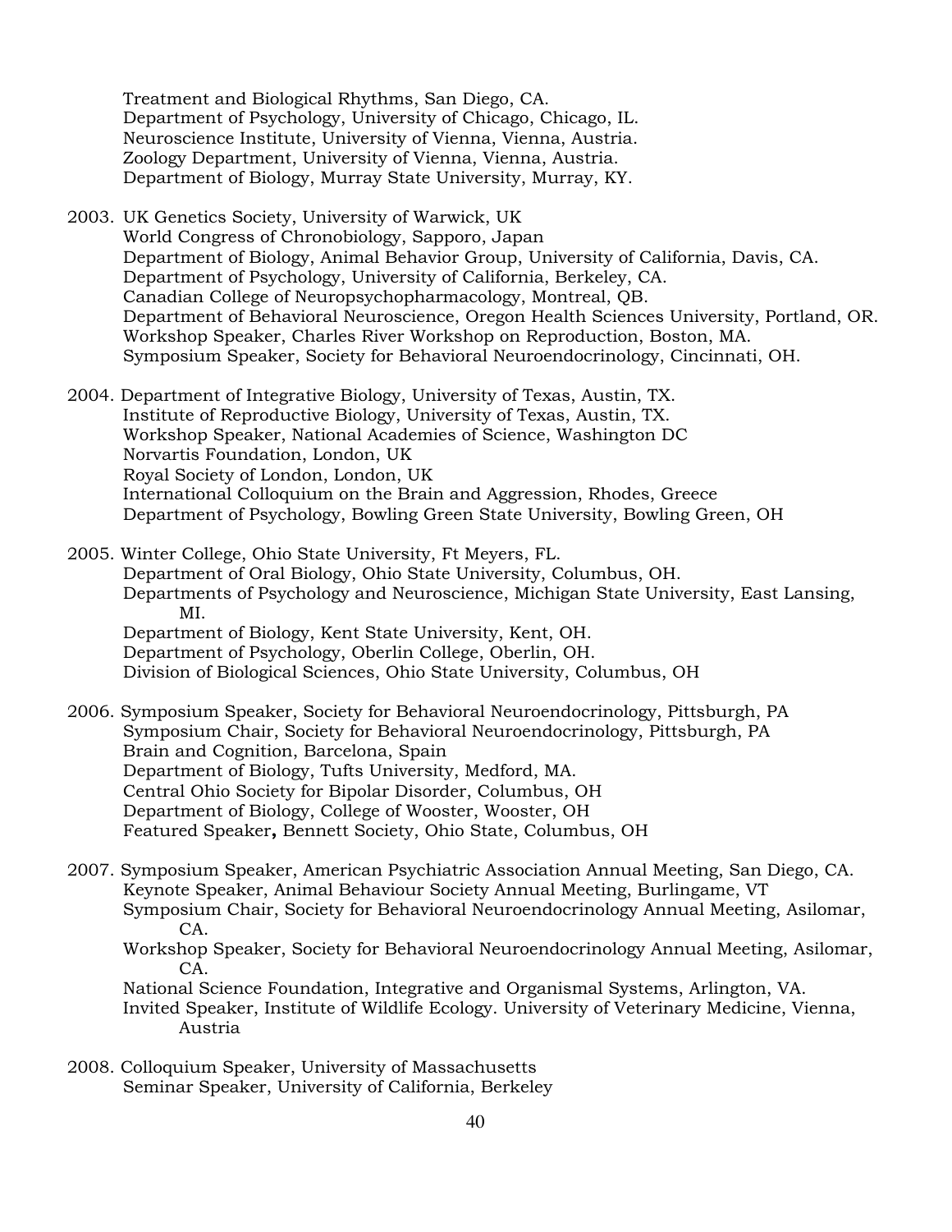Treatment and Biological Rhythms, San Diego, CA.
Department of Psychology, University of Chicago, Chicago, IL.
Neuroscience Institute, University of Vienna, Vienna, Austria.
Zoology Department, University of Vienna, Vienna, Austria.
Department of Biology, Murray State University, Murray, KY.

2003. UK Genetics Society, University of Warwick, UK
World Congress of Chronobiology, Sapporo, Japan
Department of Biology, Animal Behavior Group, University of California, Davis, CA.
Department of Psychology, University of California, Berkeley, CA.
Canadian College of Neuropsychopharmacology, Montreal, QB.
Department of Behavioral Neuroscience, Oregon Health Sciences University, Portland, OR.
Workshop Speaker, Charles River Workshop on Reproduction, Boston, MA.
Symposium Speaker, Society for Behavioral Neuroendocrinology, Cincinnati, OH.

2004. Department of Integrative Biology, University of Texas, Austin, TX.
Institute of Reproductive Biology, University of Texas, Austin, TX.
Workshop Speaker, National Academies of Science, Washington DC
Norvartis Foundation, London, UK
Royal Society of London, London, UK
International Colloquium on the Brain and Aggression, Rhodes, Greece
Department of Psychology, Bowling Green State University, Bowling Green, OH

2005. Winter College, Ohio State University, Ft Meyers, FL.
Department of Oral Biology, Ohio State University, Columbus, OH.
Departments of Psychology and Neuroscience, Michigan State University, East Lansing, MI.
Department of Biology, Kent State University, Kent, OH.
Department of Psychology, Oberlin College, Oberlin, OH.
Division of Biological Sciences, Ohio State University, Columbus, OH

2006. Symposium Speaker, Society for Behavioral Neuroendocrinology, Pittsburgh, PA
Symposium Chair, Society for Behavioral Neuroendocrinology, Pittsburgh, PA
Brain and Cognition, Barcelona, Spain
Department of Biology, Tufts University, Medford, MA.
Central Ohio Society for Bipolar Disorder, Columbus, OH
Department of Biology, College of Wooster, Wooster, OH
Featured Speaker**,** Bennett Society, Ohio State, Columbus, OH

2007. Symposium Speaker, American Psychiatric Association Annual Meeting, San Diego, CA.
Keynote Speaker, Animal Behaviour Society Annual Meeting, Burlingame, VT
Symposium Chair, Society for Behavioral Neuroendocrinology Annual Meeting, Asilomar, CA.
Workshop Speaker, Society for Behavioral Neuroendocrinology Annual Meeting, Asilomar, CA.
National Science Foundation, Integrative and Organismal Systems, Arlington, VA.
Invited Speaker, Institute of Wildlife Ecology. University of Veterinary Medicine, Vienna, Austria

2008. Colloquium Speaker, University of Massachusetts
Seminar Speaker, University of California, Berkeley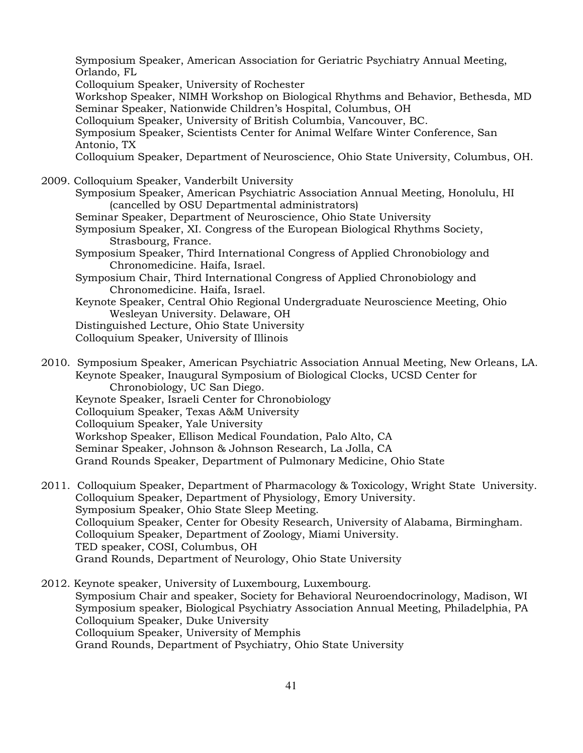Symposium Speaker, American Association for Geriatric Psychiatry Annual Meeting, Orlando, FL
Colloquium Speaker, University of Rochester
Workshop Speaker, NIMH Workshop on Biological Rhythms and Behavior, Bethesda, MD
Seminar Speaker, Nationwide Children's Hospital, Columbus, OH
Colloquium Speaker, University of British Columbia, Vancouver, BC.
Symposium Speaker, Scientists Center for Animal Welfare Winter Conference, San Antonio, TX
Colloquium Speaker, Department of Neuroscience, Ohio State University, Columbus, OH.

2009. Colloquium Speaker, Vanderbilt University
Symposium Speaker, American Psychiatric Association Annual Meeting, Honolulu, HI (cancelled by OSU Departmental administrators)
Seminar Speaker, Department of Neuroscience, Ohio State University
Symposium Speaker, XI. Congress of the European Biological Rhythms Society, Strasbourg, France.
Symposium Speaker, Third International Congress of Applied Chronobiology and Chronomedicine. Haifa, Israel.
Symposium Chair, Third International Congress of Applied Chronobiology and Chronomedicine. Haifa, Israel.
Keynote Speaker, Central Ohio Regional Undergraduate Neuroscience Meeting, Ohio Wesleyan University. Delaware, OH
Distinguished Lecture, Ohio State University
Colloquium Speaker, University of Illinois

2010. Symposium Speaker, American Psychiatric Association Annual Meeting, New Orleans, LA.
Keynote Speaker, Inaugural Symposium of Biological Clocks, UCSD Center for Chronobiology, UC San Diego.
Keynote Speaker, Israeli Center for Chronobiology
Colloquium Speaker, Texas A&M University
Colloquium Speaker, Yale University
Workshop Speaker, Ellison Medical Foundation, Palo Alto, CA
Seminar Speaker, Johnson & Johnson Research, La Jolla, CA
Grand Rounds Speaker, Department of Pulmonary Medicine, Ohio State

2011. Colloquium Speaker, Department of Pharmacology & Toxicology, Wright State University.
Colloquium Speaker, Department of Physiology, Emory University.
Symposium Speaker, Ohio State Sleep Meeting.
Colloquium Speaker, Center for Obesity Research, University of Alabama, Birmingham.
Colloquium Speaker, Department of Zoology, Miami University.
TED speaker, COSI, Columbus, OH
Grand Rounds, Department of Neurology, Ohio State University

2012. Keynote speaker, University of Luxembourg, Luxembourg.
Symposium Chair and speaker, Society for Behavioral Neuroendocrinology, Madison, WI
Symposium speaker, Biological Psychiatry Association Annual Meeting, Philadelphia, PA
Colloquium Speaker, Duke University
Colloquium Speaker, University of Memphis
Grand Rounds, Department of Psychiatry, Ohio State University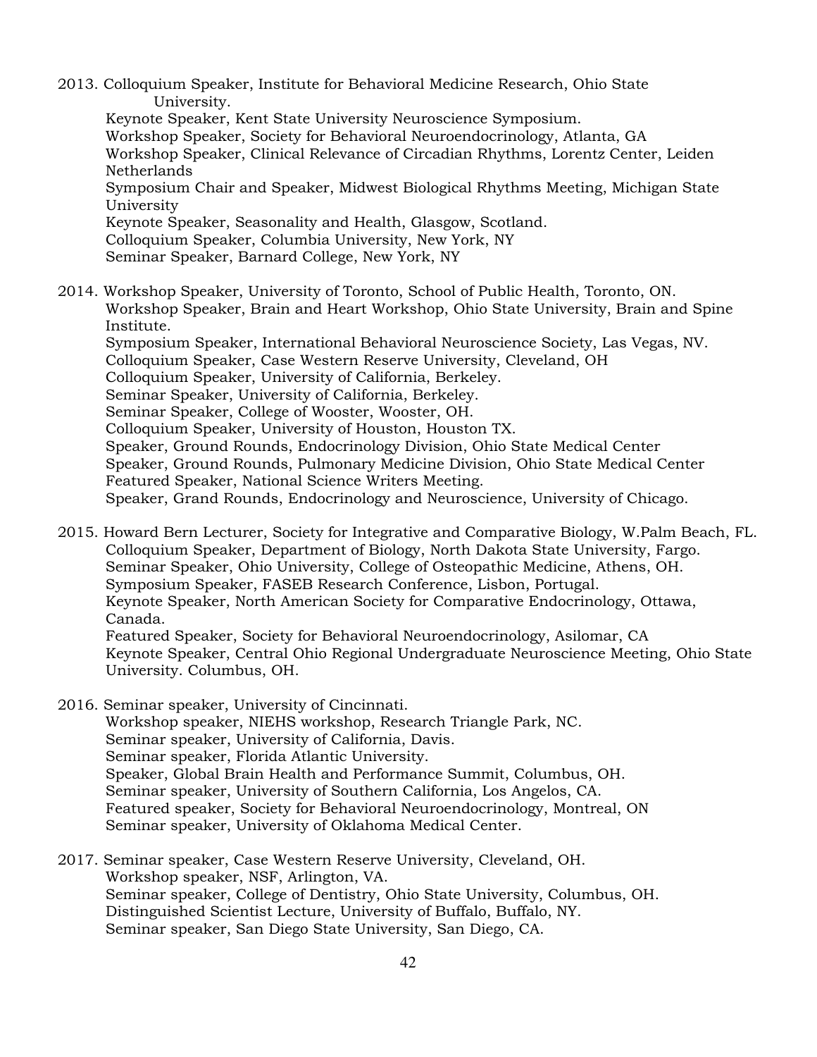2013. Colloquium Speaker, Institute for Behavioral Medicine Research, Ohio State University.
Keynote Speaker, Kent State University Neuroscience Symposium.
Workshop Speaker, Society for Behavioral Neuroendocrinology, Atlanta, GA
Workshop Speaker, Clinical Relevance of Circadian Rhythms, Lorentz Center, Leiden Netherlands
Symposium Chair and Speaker, Midwest Biological Rhythms Meeting, Michigan State University
Keynote Speaker, Seasonality and Health, Glasgow, Scotland.
Colloquium Speaker, Columbia University, New York, NY
Seminar Speaker, Barnard College, New York, NY

2014. Workshop Speaker, University of Toronto, School of Public Health, Toronto, ON.
Workshop Speaker, Brain and Heart Workshop, Ohio State University, Brain and Spine Institute.
Symposium Speaker, International Behavioral Neuroscience Society, Las Vegas, NV.
Colloquium Speaker, Case Western Reserve University, Cleveland, OH
Colloquium Speaker, University of California, Berkeley.
Seminar Speaker, University of California, Berkeley.
Seminar Speaker, College of Wooster, Wooster, OH.
Colloquium Speaker, University of Houston, Houston TX.
Speaker, Ground Rounds, Endocrinology Division, Ohio State Medical Center
Speaker, Ground Rounds, Pulmonary Medicine Division, Ohio State Medical Center
Featured Speaker, National Science Writers Meeting.
Speaker, Grand Rounds, Endocrinology and Neuroscience, University of Chicago.

2015. Howard Bern Lecturer, Society for Integrative and Comparative Biology, W.Palm Beach, FL.
Colloquium Speaker, Department of Biology, North Dakota State University, Fargo.
Seminar Speaker, Ohio University, College of Osteopathic Medicine, Athens, OH.
Symposium Speaker, FASEB Research Conference, Lisbon, Portugal.
Keynote Speaker, North American Society for Comparative Endocrinology, Ottawa, Canada.
Featured Speaker, Society for Behavioral Neuroendocrinology, Asilomar, CA
Keynote Speaker, Central Ohio Regional Undergraduate Neuroscience Meeting, Ohio State University. Columbus, OH.

2016. Seminar speaker, University of Cincinnati.
Workshop speaker, NIEHS workshop, Research Triangle Park, NC.
Seminar speaker, University of California, Davis.
Seminar speaker, Florida Atlantic University.
Speaker, Global Brain Health and Performance Summit, Columbus, OH.
Seminar speaker, University of Southern California, Los Angelos, CA.
Featured speaker, Society for Behavioral Neuroendocrinology, Montreal, ON
Seminar speaker, University of Oklahoma Medical Center.

2017. Seminar speaker, Case Western Reserve University, Cleveland, OH.
Workshop speaker, NSF, Arlington, VA.
Seminar speaker, College of Dentistry, Ohio State University, Columbus, OH.
Distinguished Scientist Lecture, University of Buffalo, Buffalo, NY.
Seminar speaker, San Diego State University, San Diego, CA.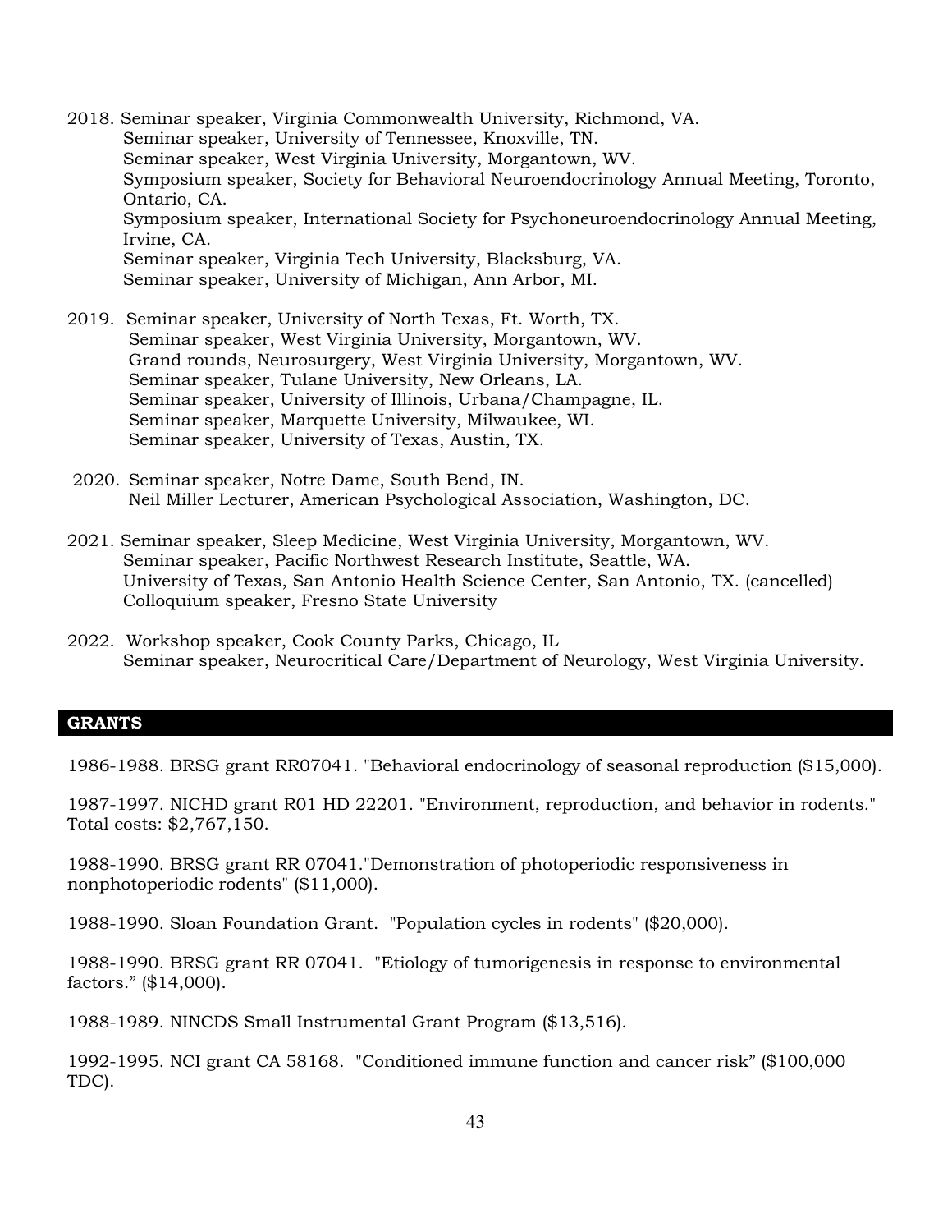2018. Seminar speaker, Virginia Commonwealth University, Richmond, VA.
Seminar speaker, University of Tennessee, Knoxville, TN.
Seminar speaker, West Virginia University, Morgantown, WV.
Symposium speaker, Society for Behavioral Neuroendocrinology Annual Meeting, Toronto, Ontario, CA.
Symposium speaker, International Society for Psychoneuroendocrinology Annual Meeting, Irvine, CA.
Seminar speaker, Virginia Tech University, Blacksburg, VA.
Seminar speaker, University of Michigan, Ann Arbor, MI.

2019. Seminar speaker, University of North Texas, Ft. Worth, TX.
Seminar speaker, West Virginia University, Morgantown, WV.
Grand rounds, Neurosurgery, West Virginia University, Morgantown, WV.
Seminar speaker, Tulane University, New Orleans, LA.
Seminar speaker, University of Illinois, Urbana/Champagne, IL.
Seminar speaker, Marquette University, Milwaukee, WI.
Seminar speaker, University of Texas, Austin, TX.

2020. Seminar speaker, Notre Dame, South Bend, IN.
Neil Miller Lecturer, American Psychological Association, Washington, DC.

2021. Seminar speaker, Sleep Medicine, West Virginia University, Morgantown, WV.
Seminar speaker, Pacific Northwest Research Institute, Seattle, WA.
University of Texas, San Antonio Health Science Center, San Antonio, TX. (cancelled)
Colloquium speaker, Fresno State University

2022. Workshop speaker, Cook County Parks, Chicago, IL
Seminar speaker, Neurocritical Care/Department of Neurology, West Virginia University.

## GRANTS

1986-1988. BRSG grant RR07041. "Behavioral endocrinology of seasonal reproduction ($15,000).

1987-1997. NICHD grant R01 HD 22201. "Environment, reproduction, and behavior in rodents." Total costs: $2,767,150.

1988-1990. BRSG grant RR 07041."Demonstration of photoperiodic responsiveness in nonphotoperiodic rodents" ($11,000).

1988-1990. Sloan Foundation Grant. "Population cycles in rodents" ($20,000).

1988-1990. BRSG grant RR 07041. "Etiology of tumorigenesis in response to environmental factors." ($14,000).

1988-1989. NINCDS Small Instrumental Grant Program ($13,516).

1992-1995. NCI grant CA 58168. "Conditioned immune function and cancer risk" ($100,000 TDC).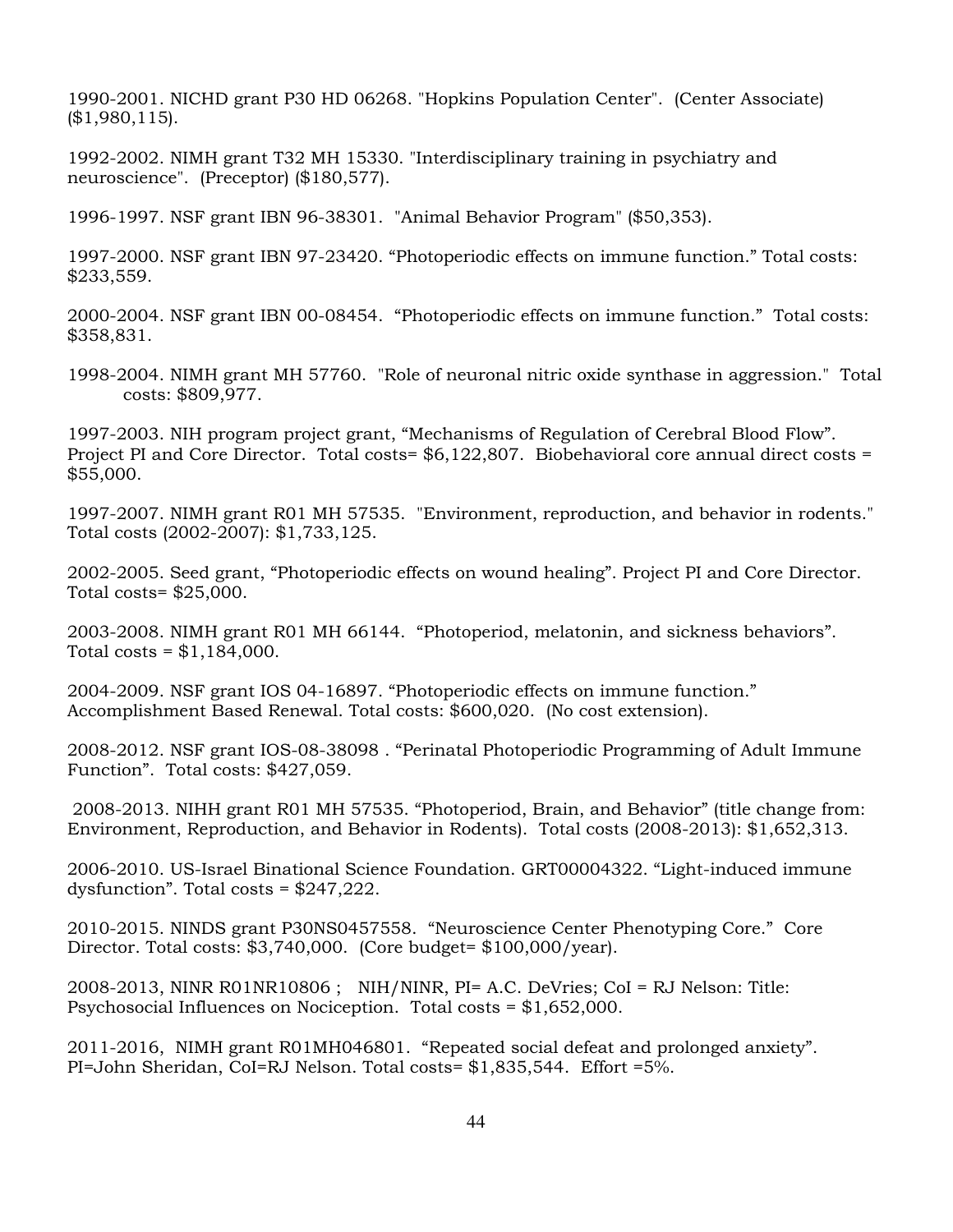1990-2001. NICHD grant P30 HD 06268. "Hopkins Population Center". (Center Associate) ($1,980,115).

1992-2002. NIMH grant T32 MH 15330. "Interdisciplinary training in psychiatry and neuroscience". (Preceptor) ($180,577).

1996-1997. NSF grant IBN 96-38301. "Animal Behavior Program" ($50,353).

1997-2000. NSF grant IBN 97-23420. “Photoperiodic effects on immune function.” Total costs: $233,559.

2000-2004. NSF grant IBN 00-08454. “Photoperiodic effects on immune function.” Total costs: $358,831.

1998-2004. NIMH grant MH 57760. "Role of neuronal nitric oxide synthase in aggression." Total costs: $809,977.

1997-2003. NIH program project grant, “Mechanisms of Regulation of Cerebral Blood Flow”. Project PI and Core Director. Total costs= $6,122,807. Biobehavioral core annual direct costs = $55,000.

1997-2007. NIMH grant R01 MH 57535. "Environment, reproduction, and behavior in rodents." Total costs (2002-2007): $1,733,125.

2002-2005. Seed grant, “Photoperiodic effects on wound healing”. Project PI and Core Director. Total costs= $25,000.

2003-2008. NIMH grant R01 MH 66144. “Photoperiod, melatonin, and sickness behaviors”. Total costs = $1,184,000.

2004-2009. NSF grant IOS 04-16897. “Photoperiodic effects on immune function.” Accomplishment Based Renewal. Total costs: $600,020. (No cost extension).

2008-2012. NSF grant IOS-08-38098 . “Perinatal Photoperiodic Programming of Adult Immune Function”. Total costs: $427,059.

2008-2013. NIHH grant R01 MH 57535. “Photoperiod, Brain, and Behavior” (title change from: Environment, Reproduction, and Behavior in Rodents). Total costs (2008-2013): $1,652,313.

2006-2010. US-Israel Binational Science Foundation. GRT00004322. “Light-induced immune dysfunction”. Total costs = $247,222.

2010-2015. NINDS grant P30NS0457558. “Neuroscience Center Phenotyping Core.” Core Director. Total costs: $3,740,000. (Core budget= $100,000/year).

2008-2013, NINR R01NR10806 ; NIH/NINR, PI= A.C. DeVries; CoI = RJ Nelson: Title: Psychosocial Influences on Nociception. Total costs = $1,652,000.

2011-2016, NIMH grant R01MH046801. “Repeated social defeat and prolonged anxiety”. PI=John Sheridan, CoI=RJ Nelson. Total costs= $1,835,544. Effort =5%.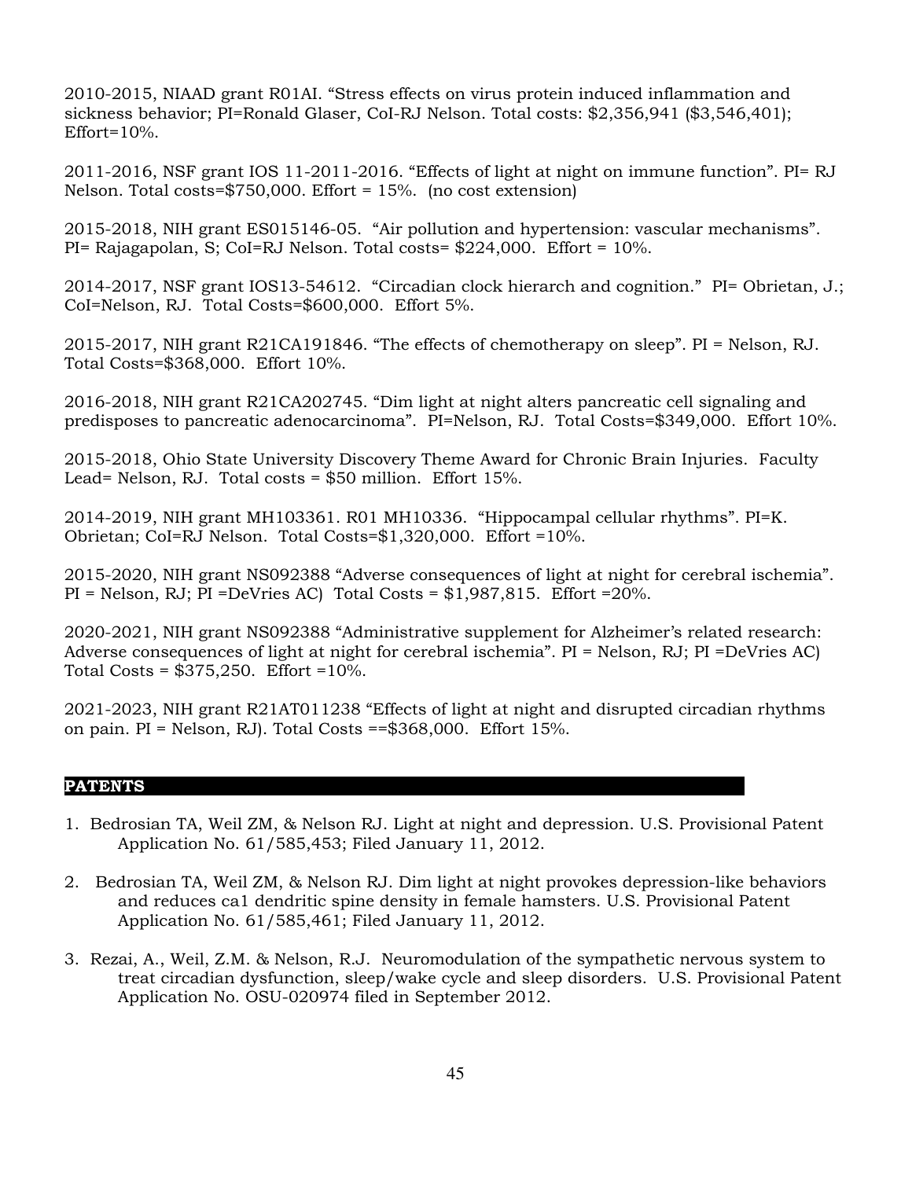2010-2015, NIAAD grant R01AI. "Stress effects on virus protein induced inflammation and sickness behavior; PI=Ronald Glaser, CoI-RJ Nelson. Total costs: $2,356,941 ($3,546,401); Effort=10%.

2011-2016, NSF grant IOS 11-2011-2016. "Effects of light at night on immune function". PI= RJ Nelson. Total costs=$750,000. Effort = 15%. (no cost extension)

2015-2018, NIH grant ES015146-05. "Air pollution and hypertension: vascular mechanisms". PI= Rajagapolan, S; CoI=RJ Nelson. Total costs= $224,000. Effort = 10%.

2014-2017, NSF grant IOS13-54612. "Circadian clock hierarch and cognition." PI= Obrietan, J.; CoI=Nelson, RJ. Total Costs=$600,000. Effort 5%.

2015-2017, NIH grant R21CA191846. "The effects of chemotherapy on sleep". PI = Nelson, RJ. Total Costs=$368,000. Effort 10%.

2016-2018, NIH grant R21CA202745. "Dim light at night alters pancreatic cell signaling and predisposes to pancreatic adenocarcinoma". PI=Nelson, RJ. Total Costs=$349,000. Effort 10%.

2015-2018, Ohio State University Discovery Theme Award for Chronic Brain Injuries. Faculty Lead= Nelson, RJ. Total costs = $50 million. Effort 15%.

2014-2019, NIH grant MH103361. R01 MH10336. "Hippocampal cellular rhythms". PI=K. Obrietan; CoI=RJ Nelson. Total Costs=$1,320,000. Effort =10%.

2015-2020, NIH grant NS092388 "Adverse consequences of light at night for cerebral ischemia". PI = Nelson, RJ; PI =DeVries AC) Total Costs = $1,987,815. Effort =20%.

2020-2021, NIH grant NS092388 "Administrative supplement for Alzheimer's related research: Adverse consequences of light at night for cerebral ischemia". PI = Nelson, RJ; PI =DeVries AC) Total Costs = $375,250. Effort =10%.

2021-2023, NIH grant R21AT011238 "Effects of light at night and disrupted circadian rhythms on pain. PI = Nelson, RJ). Total Costs ==$368,000. Effort 15%.

## PATENTS

1. Bedrosian TA, Weil ZM, & Nelson RJ. Light at night and depression. U.S. Provisional Patent Application No. 61/585,453; Filed January 11, 2012.

2. Bedrosian TA, Weil ZM, & Nelson RJ. Dim light at night provokes depression-like behaviors and reduces ca1 dendritic spine density in female hamsters. U.S. Provisional Patent Application No. 61/585,461; Filed January 11, 2012.

3. Rezai, A., Weil, Z.M. & Nelson, R.J. Neuromodulation of the sympathetic nervous system to treat circadian dysfunction, sleep/wake cycle and sleep disorders. U.S. Provisional Patent Application No. OSU-020974 filed in September 2012.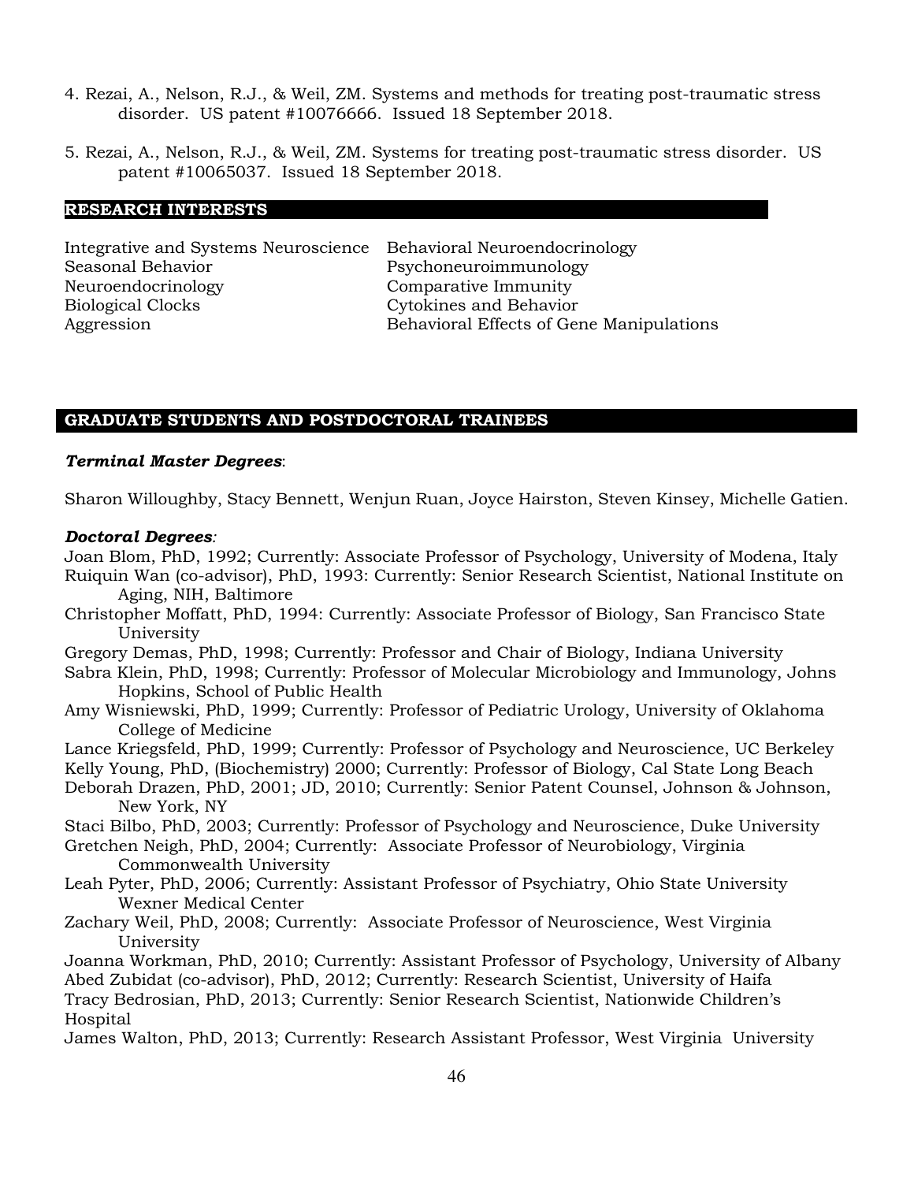4. Rezai, A., Nelson, R.J., & Weil, ZM. Systems and methods for treating post-traumatic stress disorder. US patent #10076666. Issued 18 September 2018.

5. Rezai, A., Nelson, R.J., & Weil, ZM. Systems for treating post-traumatic stress disorder. US patent #10065037. Issued 18 September 2018.

## RESEARCH INTERESTS

Integrative and Systems Neuroscience
Seasonal Behavior
Neuroendocrinology
Biological Clocks
Aggression
Behavioral Neuroendocrinology
Psychoneuroimmunology
Comparative Immunity
Cytokines and Behavior
Behavioral Effects of Gene Manipulations

## GRADUATE STUDENTS AND POSTDOCTORAL TRAINEES

***Terminal Master Degrees***:

Sharon Willoughby, Stacy Bennett, Wenjun Ruan, Joyce Hairston, Steven Kinsey, Michelle Gatien.

***Doctoral Degrees:***

Joan Blom, PhD, 1992; Currently: Associate Professor of Psychology, University of Modena, Italy
Ruiquin Wan (co-advisor), PhD, 1993: Currently: Senior Research Scientist, National Institute on Aging, NIH, Baltimore
Christopher Moffatt, PhD, 1994: Currently: Associate Professor of Biology, San Francisco State University
Gregory Demas, PhD, 1998; Currently: Professor and Chair of Biology, Indiana University
Sabra Klein, PhD, 1998; Currently: Professor of Molecular Microbiology and Immunology, Johns Hopkins, School of Public Health
Amy Wisniewski, PhD, 1999; Currently: Professor of Pediatric Urology, University of Oklahoma College of Medicine
Lance Kriegsfeld, PhD, 1999; Currently: Professor of Psychology and Neuroscience, UC Berkeley
Kelly Young, PhD, (Biochemistry) 2000; Currently: Professor of Biology, Cal State Long Beach
Deborah Drazen, PhD, 2001; JD, 2010; Currently: Senior Patent Counsel, Johnson & Johnson, New York, NY
Staci Bilbo, PhD, 2003; Currently: Professor of Psychology and Neuroscience, Duke University
Gretchen Neigh, PhD, 2004; Currently: Associate Professor of Neurobiology, Virginia Commonwealth University
Leah Pyter, PhD, 2006; Currently: Assistant Professor of Psychiatry, Ohio State University Wexner Medical Center
Zachary Weil, PhD, 2008; Currently: Associate Professor of Neuroscience, West Virginia University
Joanna Workman, PhD, 2010; Currently: Assistant Professor of Psychology, University of Albany
Abed Zubidat (co-advisor), PhD, 2012; Currently: Research Scientist, University of Haifa
Tracy Bedrosian, PhD, 2013; Currently: Senior Research Scientist, Nationwide Children's Hospital
James Walton, PhD, 2013; Currently: Research Assistant Professor, West Virginia University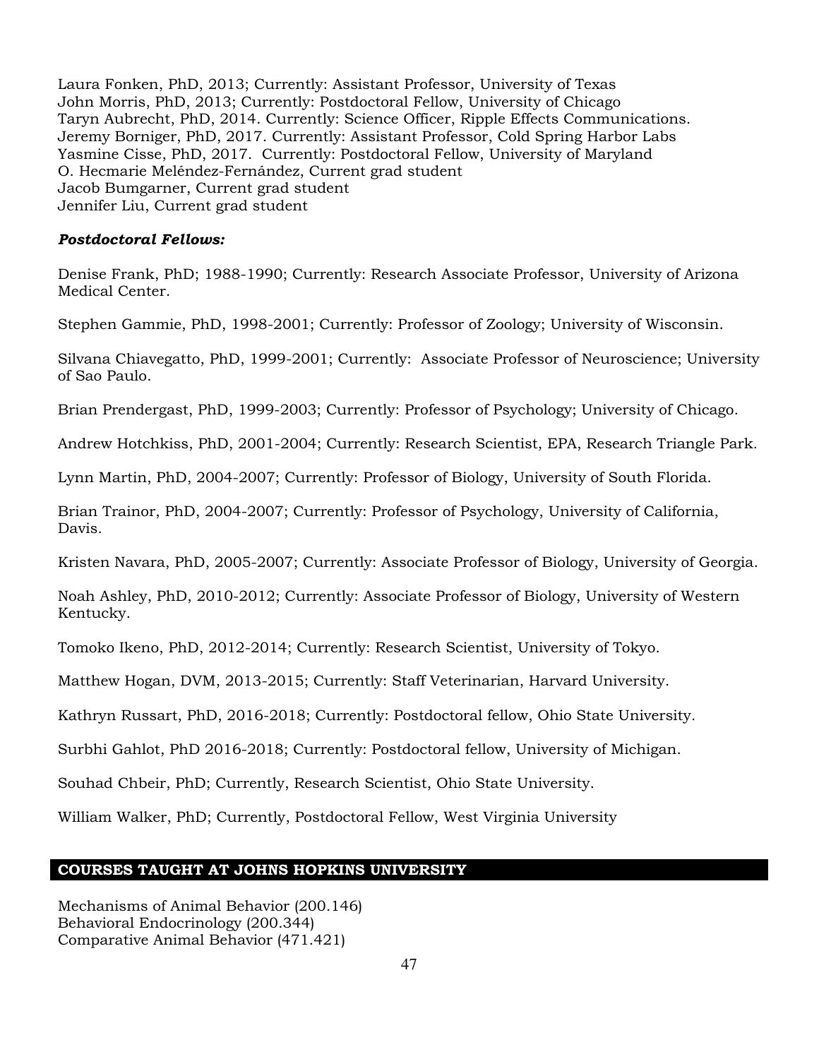Laura Fonken, PhD, 2013; Currently: Assistant Professor, University of Texas
John Morris, PhD, 2013; Currently: Postdoctoral Fellow, University of Chicago
Taryn Aubrecht, PhD, 2014. Currently: Science Officer, Ripple Effects Communications.
Jeremy Borniger, PhD, 2017. Currently: Assistant Professor, Cold Spring Harbor Labs
Yasmine Cisse, PhD, 2017. Currently: Postdoctoral Fellow, University of Maryland
O. Hecmarie Meléndez-Fernández, Current grad student
Jacob Bumgarner, Current grad student
Jennifer Liu, Current grad student

***Postdoctoral Fellows:***

Denise Frank, PhD; 1988-1990; Currently: Research Associate Professor, University of Arizona Medical Center.

Stephen Gammie, PhD, 1998-2001; Currently: Professor of Zoology; University of Wisconsin.

Silvana Chiavegatto, PhD, 1999-2001; Currently: Associate Professor of Neuroscience; University of Sao Paulo.

Brian Prendergast, PhD, 1999-2003; Currently: Professor of Psychology; University of Chicago.

Andrew Hotchkiss, PhD, 2001-2004; Currently: Research Scientist, EPA, Research Triangle Park.

Lynn Martin, PhD, 2004-2007; Currently: Professor of Biology, University of South Florida.

Brian Trainor, PhD, 2004-2007; Currently: Professor of Psychology, University of California, Davis.

Kristen Navara, PhD, 2005-2007; Currently: Associate Professor of Biology, University of Georgia.

Noah Ashley, PhD, 2010-2012; Currently: Associate Professor of Biology, University of Western Kentucky.

Tomoko Ikeno, PhD, 2012-2014; Currently: Research Scientist, University of Tokyo.

Matthew Hogan, DVM, 2013-2015; Currently: Staff Veterinarian, Harvard University.

Kathryn Russart, PhD, 2016-2018; Currently: Postdoctoral fellow, Ohio State University.

Surbhi Gahlot, PhD 2016-2018; Currently: Postdoctoral fellow, University of Michigan.

Souhad Chbeir, PhD; Currently, Research Scientist, Ohio State University.

William Walker, PhD; Currently, Postdoctoral Fellow, West Virginia University

## COURSES TAUGHT AT JOHNS HOPKINS UNIVERSITY

Mechanisms of Animal Behavior (200.146)
Behavioral Endocrinology (200.344)
Comparative Animal Behavior (471.421)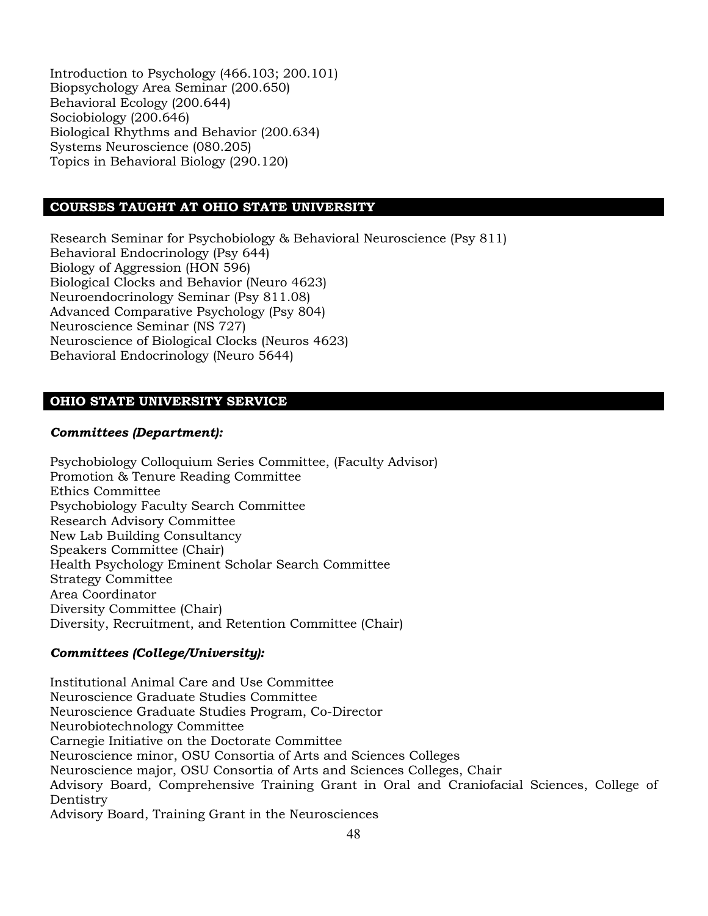Introduction to Psychology (466.103; 200.101)
Biopsychology Area Seminar (200.650)
Behavioral Ecology (200.644)
Sociobiology (200.646)
Biological Rhythms and Behavior (200.634)
Systems Neuroscience (080.205)
Topics in Behavioral Biology (290.120)

## COURSES TAUGHT AT OHIO STATE UNIVERSITY

Research Seminar for Psychobiology & Behavioral Neuroscience (Psy 811)
Behavioral Endocrinology (Psy 644)
Biology of Aggression (HON 596)
Biological Clocks and Behavior (Neuro 4623)
Neuroendocrinology Seminar (Psy 811.08)
Advanced Comparative Psychology (Psy 804)
Neuroscience Seminar (NS 727)
Neuroscience of Biological Clocks (Neuros 4623)
Behavioral Endocrinology (Neuro 5644)

## OHIO STATE UNIVERSITY SERVICE

***Committees (Department):***

Psychobiology Colloquium Series Committee, (Faculty Advisor)
Promotion & Tenure Reading Committee
Ethics Committee
Psychobiology Faculty Search Committee
Research Advisory Committee
New Lab Building Consultancy
Speakers Committee (Chair)
Health Psychology Eminent Scholar Search Committee
Strategy Committee
Area Coordinator
Diversity Committee (Chair)
Diversity, Recruitment, and Retention Committee (Chair)

***Committees (College/University):***

Institutional Animal Care and Use Committee
Neuroscience Graduate Studies Committee
Neuroscience Graduate Studies Program, Co-Director
Neurobiotechnology Committee
Carnegie Initiative on the Doctorate Committee
Neuroscience minor, OSU Consortia of Arts and Sciences Colleges
Neuroscience major, OSU Consortia of Arts and Sciences Colleges, Chair
Advisory Board, Comprehensive Training Grant in Oral and Craniofacial Sciences, College of Dentistry
Advisory Board, Training Grant in the Neurosciences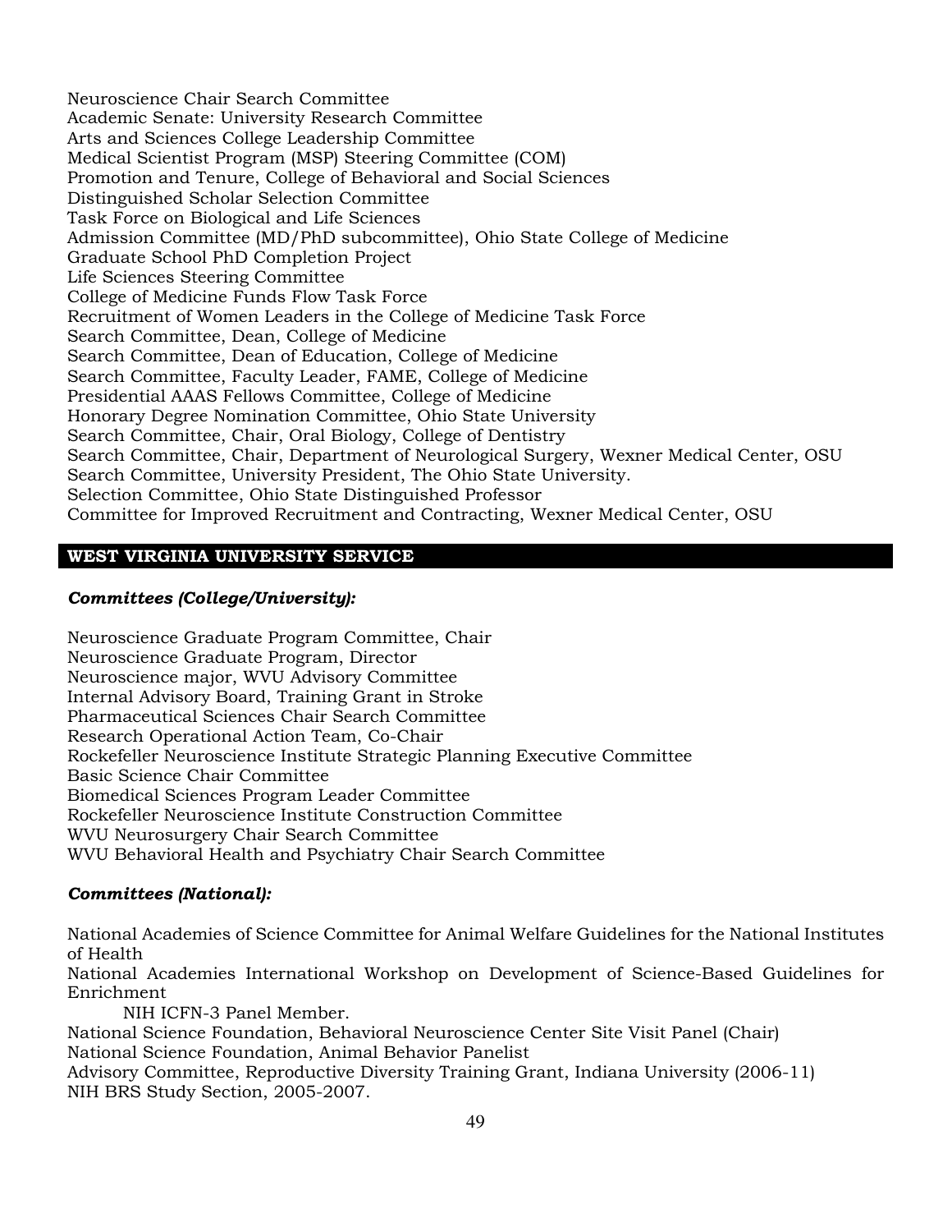Neuroscience Chair Search Committee
Academic Senate: University Research Committee
Arts and Sciences College Leadership Committee
Medical Scientist Program (MSP) Steering Committee (COM)
Promotion and Tenure, College of Behavioral and Social Sciences
Distinguished Scholar Selection Committee
Task Force on Biological and Life Sciences
Admission Committee (MD/PhD subcommittee), Ohio State College of Medicine
Graduate School PhD Completion Project
Life Sciences Steering Committee
College of Medicine Funds Flow Task Force
Recruitment of Women Leaders in the College of Medicine Task Force
Search Committee, Dean, College of Medicine
Search Committee, Dean of Education, College of Medicine
Search Committee, Faculty Leader, FAME, College of Medicine
Presidential AAAS Fellows Committee, College of Medicine
Honorary Degree Nomination Committee, Ohio State University
Search Committee, Chair, Oral Biology, College of Dentistry
Search Committee, Chair, Department of Neurological Surgery, Wexner Medical Center, OSU
Search Committee, University President, The Ohio State University.
Selection Committee, Ohio State Distinguished Professor
Committee for Improved Recruitment and Contracting, Wexner Medical Center, OSU

## WEST VIRGINIA UNIVERSITY SERVICE

### *Committees (College/University):*

Neuroscience Graduate Program Committee, Chair
Neuroscience Graduate Program, Director
Neuroscience major, WVU Advisory Committee
Internal Advisory Board, Training Grant in Stroke
Pharmaceutical Sciences Chair Search Committee
Research Operational Action Team, Co-Chair
Rockefeller Neuroscience Institute Strategic Planning Executive Committee
Basic Science Chair Committee
Biomedical Sciences Program Leader Committee
Rockefeller Neuroscience Institute Construction Committee
WVU Neurosurgery Chair Search Committee
WVU Behavioral Health and Psychiatry Chair Search Committee

### *Committees (National):*

National Academies of Science Committee for Animal Welfare Guidelines for the National Institutes of Health
National Academies International Workshop on Development of Science-Based Guidelines for Enrichment
    NIH ICFN-3 Panel Member.
National Science Foundation, Behavioral Neuroscience Center Site Visit Panel (Chair)
National Science Foundation, Animal Behavior Panelist
Advisory Committee, Reproductive Diversity Training Grant, Indiana University (2006-11)
NIH BRS Study Section, 2005-2007.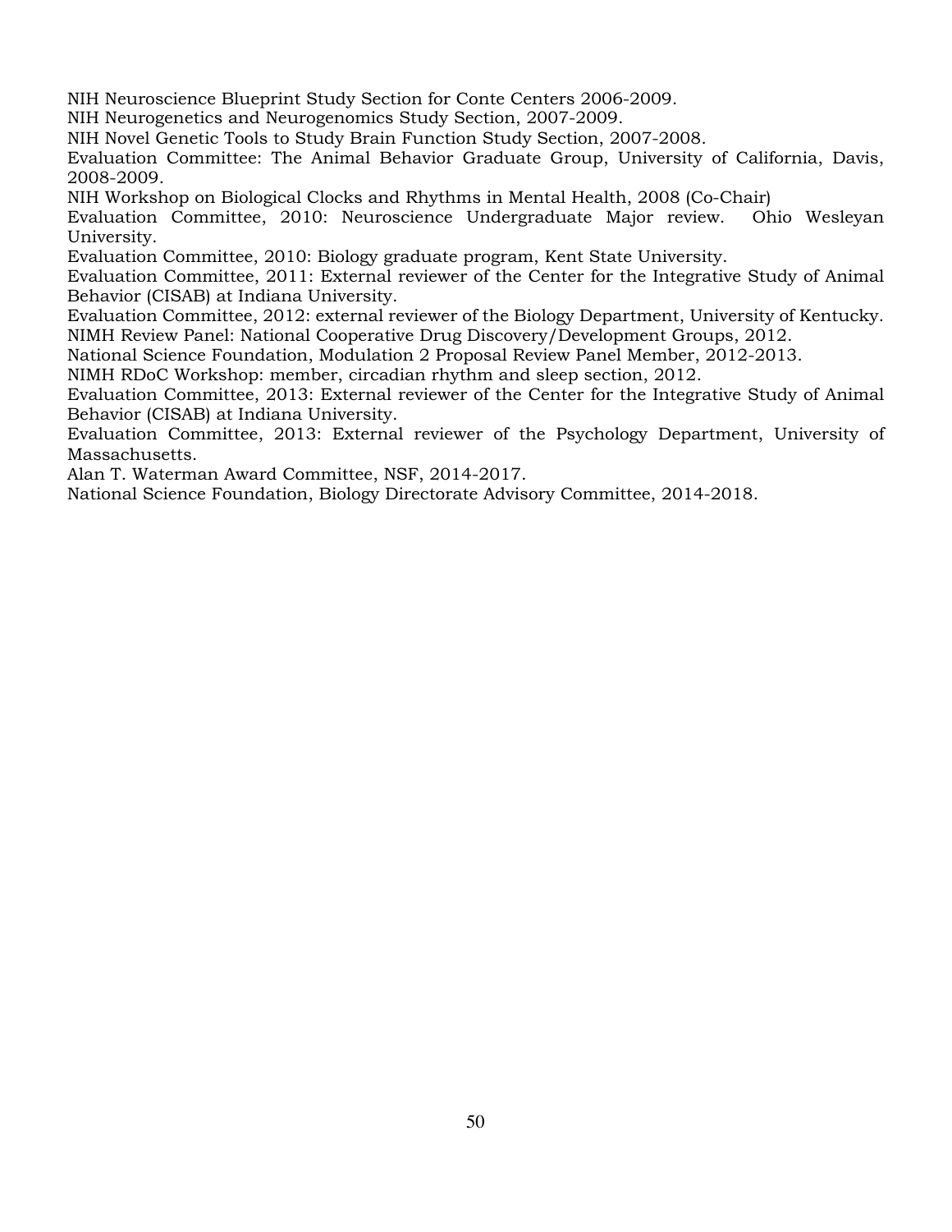NIH Neuroscience Blueprint Study Section for Conte Centers 2006-2009.
NIH Neurogenetics and Neurogenomics Study Section, 2007-2009.
NIH Novel Genetic Tools to Study Brain Function Study Section, 2007-2008.
Evaluation Committee: The Animal Behavior Graduate Group, University of California, Davis, 2008-2009.
NIH Workshop on Biological Clocks and Rhythms in Mental Health, 2008 (Co-Chair)
Evaluation Committee, 2010: Neuroscience Undergraduate Major review. Ohio Wesleyan University.
Evaluation Committee, 2010: Biology graduate program, Kent State University.
Evaluation Committee, 2011: External reviewer of the Center for the Integrative Study of Animal Behavior (CISAB) at Indiana University.
Evaluation Committee, 2012: external reviewer of the Biology Department, University of Kentucky.
NIMH Review Panel: National Cooperative Drug Discovery/Development Groups, 2012.
National Science Foundation, Modulation 2 Proposal Review Panel Member, 2012-2013.
NIMH RDoC Workshop: member, circadian rhythm and sleep section, 2012.
Evaluation Committee, 2013: External reviewer of the Center for the Integrative Study of Animal Behavior (CISAB) at Indiana University.
Evaluation Committee, 2013: External reviewer of the Psychology Department, University of Massachusetts.
Alan T. Waterman Award Committee, NSF, 2014-2017.
National Science Foundation, Biology Directorate Advisory Committee, 2014-2018.